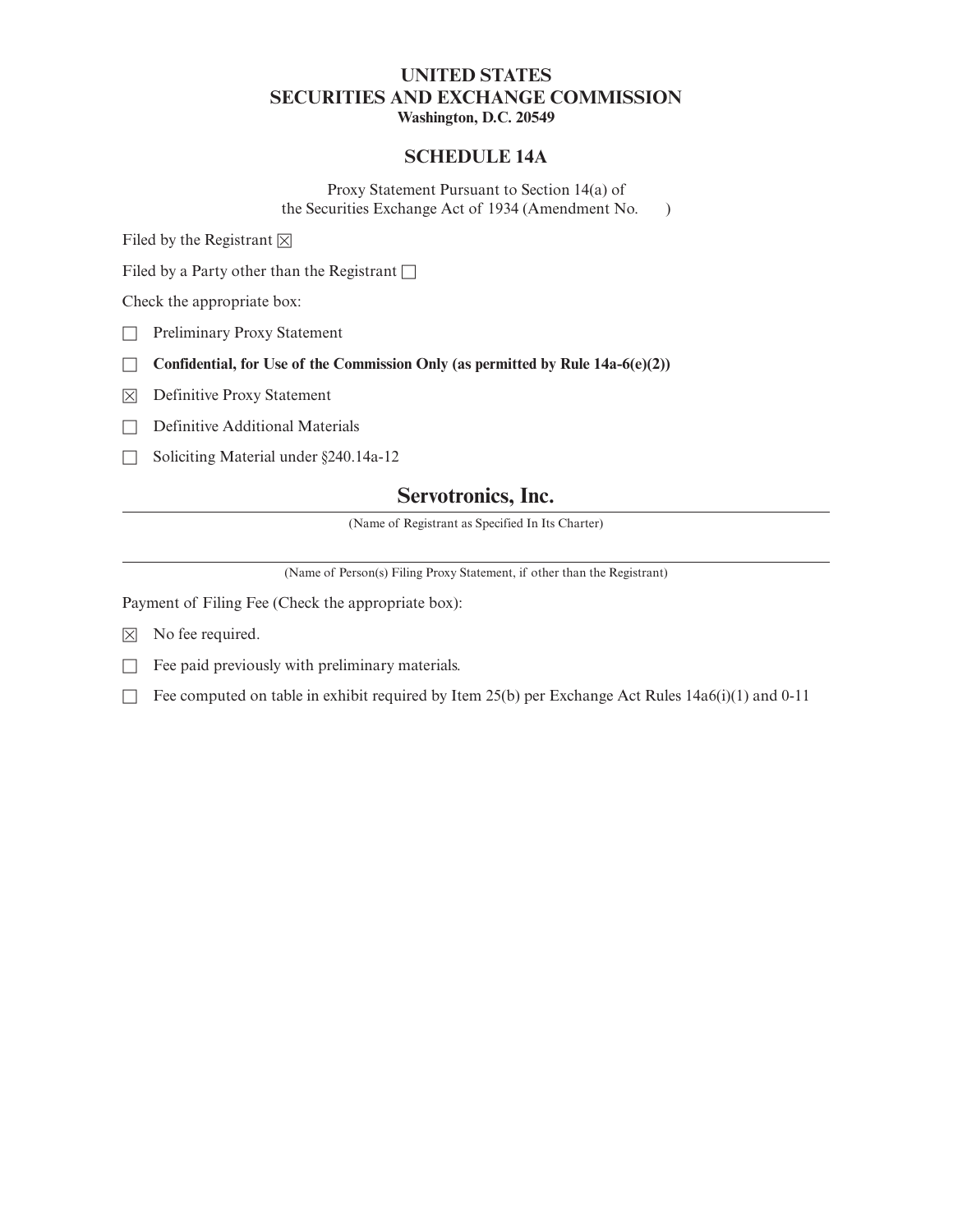# UNITED STATES
# SECURITIES AND EXCHANGE COMMISSION
**Washington, D.C. 20549**

## SCHEDULE 14A

Proxy Statement Pursuant to Section 14(a) of
the Securities Exchange Act of 1934 (Amendment No. )

Filed by the Registrant ☒

Filed by a Party other than the Registrant ☐

Check the appropriate box:

☐ Preliminary Proxy Statement

☐ **Confidential, for Use of the Commission Only (as permitted by Rule 14a-6(e)(2))**

☒ Definitive Proxy Statement

☐ Definitive Additional Materials

☐ Soliciting Material under §240.14a-12

## Servotronics, Inc.

(Name of Registrant as Specified In Its Charter)

(Name of Person(s) Filing Proxy Statement, if other than the Registrant)

Payment of Filing Fee (Check the appropriate box):

☒ No fee required.

☐ Fee paid previously with preliminary materials.

☐ Fee computed on table in exhibit required by Item 25(b) per Exchange Act Rules 14a6(i)(1) and 0-11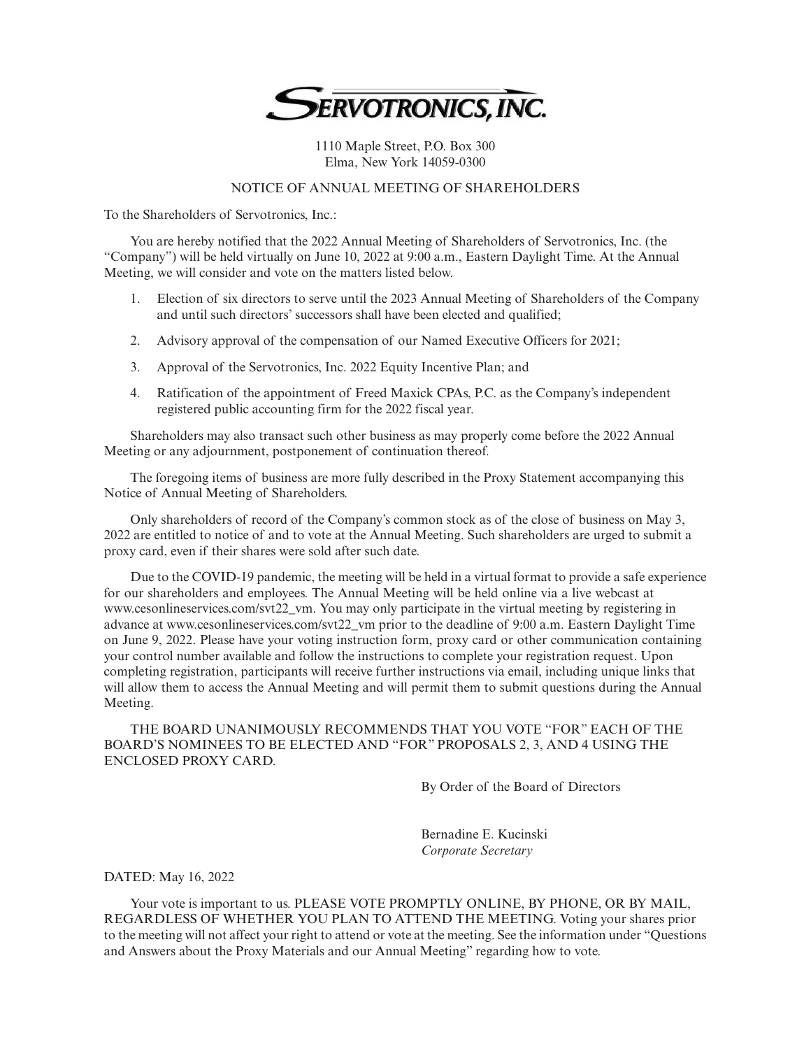# SERVOTRONICS, INC.

1110 Maple Street, P.O. Box 300
Elma, New York 14059-0300

## NOTICE OF ANNUAL MEETING OF SHAREHOLDERS

To the Shareholders of Servotronics, Inc.:

You are hereby notified that the 2022 Annual Meeting of Shareholders of Servotronics, Inc. (the "Company") will be held virtually on June 10, 2022 at 9:00 a.m., Eastern Daylight Time. At the Annual Meeting, we will consider and vote on the matters listed below.

1. Election of six directors to serve until the 2023 Annual Meeting of Shareholders of the Company and until such directors' successors shall have been elected and qualified;
2. Advisory approval of the compensation of our Named Executive Officers for 2021;
3. Approval of the Servotronics, Inc. 2022 Equity Incentive Plan; and
4. Ratification of the appointment of Freed Maxick CPAs, P.C. as the Company's independent registered public accounting firm for the 2022 fiscal year.

Shareholders may also transact such other business as may properly come before the 2022 Annual Meeting or any adjournment, postponement of continuation thereof.

The foregoing items of business are more fully described in the Proxy Statement accompanying this Notice of Annual Meeting of Shareholders.

Only shareholders of record of the Company's common stock as of the close of business on May 3, 2022 are entitled to notice of and to vote at the Annual Meeting. Such shareholders are urged to submit a proxy card, even if their shares were sold after such date.

Due to the COVID-19 pandemic, the meeting will be held in a virtual format to provide a safe experience for our shareholders and employees. The Annual Meeting will be held online via a live webcast at www.cesonlineservices.com/svt22_vm. You may only participate in the virtual meeting by registering in advance at www.cesonlineservices.com/svt22_vm prior to the deadline of 9:00 a.m. Eastern Daylight Time on June 9, 2022. Please have your voting instruction form, proxy card or other communication containing your control number available and follow the instructions to complete your registration request. Upon completing registration, participants will receive further instructions via email, including unique links that will allow them to access the Annual Meeting and will permit them to submit questions during the Annual Meeting.

THE BOARD UNANIMOUSLY RECOMMENDS THAT YOU VOTE "FOR" EACH OF THE BOARD'S NOMINEES TO BE ELECTED AND "FOR" PROPOSALS 2, 3, AND 4 USING THE ENCLOSED PROXY CARD.

By Order of the Board of Directors

Bernadine E. Kucinski
*Corporate Secretary*

DATED: May 16, 2022

Your vote is important to us. PLEASE VOTE PROMPTLY ONLINE, BY PHONE, OR BY MAIL, REGARDLESS OF WHETHER YOU PLAN TO ATTEND THE MEETING. Voting your shares prior to the meeting will not affect your right to attend or vote at the meeting. See the information under "Questions and Answers about the Proxy Materials and our Annual Meeting" regarding how to vote.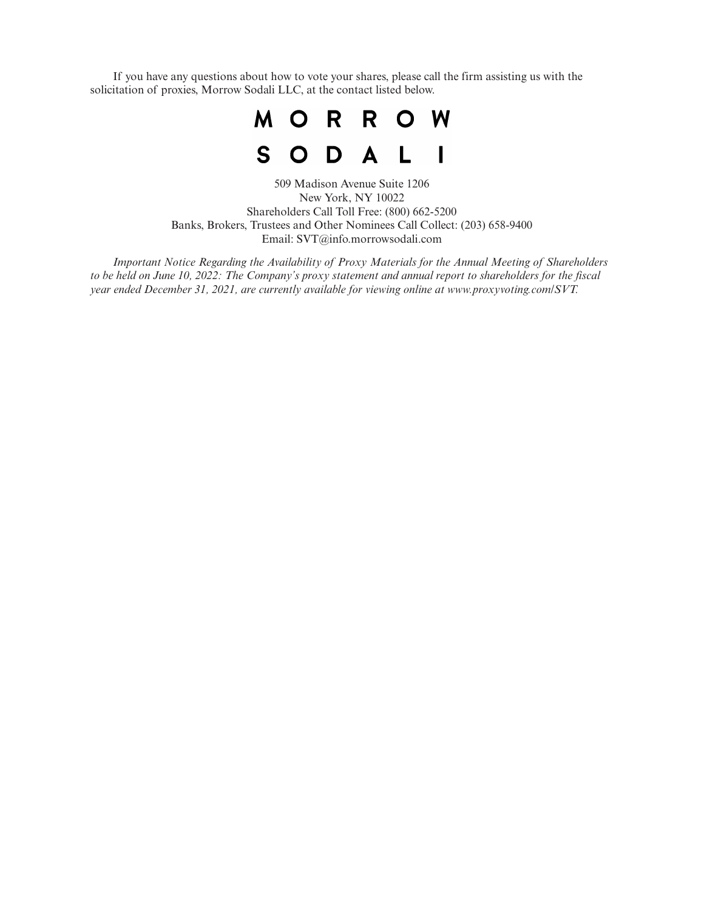If you have any questions about how to vote your shares, please call the firm assisting us with the solicitation of proxies, Morrow Sodali LLC, at the contact listed below.

MORROW SODALI

509 Madison Avenue Suite 1206
New York, NY 10022
Shareholders Call Toll Free: (800) 662-5200
Banks, Brokers, Trustees and Other Nominees Call Collect: (203) 658-9400
Email: SVT@info.morrowsodali.com

*Important Notice Regarding the Availability of Proxy Materials for the Annual Meeting of Shareholders to be held on June 10, 2022: The Company's proxy statement and annual report to shareholders for the fiscal year ended December 31, 2021, are currently available for viewing online at www.proxyvoting.com/SVT.*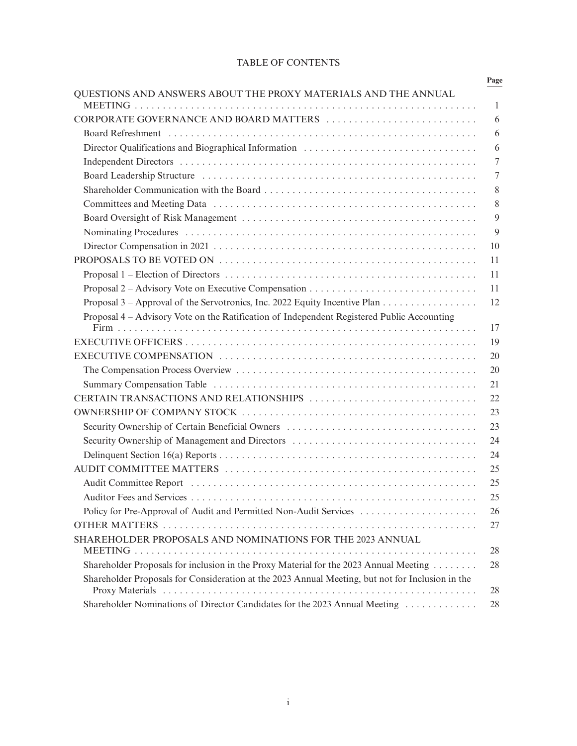# TABLE OF CONTENTS

| | Page |
|---|---|
| QUESTIONS AND ANSWERS ABOUT THE PROXY MATERIALS AND THE ANNUAL MEETING | 1 |
| CORPORATE GOVERNANCE AND BOARD MATTERS | 6 |
| Board Refreshment | 6 |
| Director Qualifications and Biographical Information | 6 |
| Independent Directors | 7 |
| Board Leadership Structure | 7 |
| Shareholder Communication with the Board | 8 |
| Committees and Meeting Data | 8 |
| Board Oversight of Risk Management | 9 |
| Nominating Procedures | 9 |
| Director Compensation in 2021 | 10 |
| PROPOSALS TO BE VOTED ON | 11 |
| Proposal 1 – Election of Directors | 11 |
| Proposal 2 – Advisory Vote on Executive Compensation | 11 |
| Proposal 3 – Approval of the Servotronics, Inc. 2022 Equity Incentive Plan | 12 |
| Proposal 4 – Advisory Vote on the Ratification of Independent Registered Public Accounting Firm | 17 |
| EXECUTIVE OFFICERS | 19 |
| EXECUTIVE COMPENSATION | 20 |
| The Compensation Process Overview | 20 |
| Summary Compensation Table | 21 |
| CERTAIN TRANSACTIONS AND RELATIONSHIPS | 22 |
| OWNERSHIP OF COMPANY STOCK | 23 |
| Security Ownership of Certain Beneficial Owners | 23 |
| Security Ownership of Management and Directors | 24 |
| Delinquent Section 16(a) Reports | 24 |
| AUDIT COMMITTEE MATTERS | 25 |
| Audit Committee Report | 25 |
| Auditor Fees and Services | 25 |
| Policy for Pre-Approval of Audit and Permitted Non-Audit Services | 26 |
| OTHER MATTERS | 27 |
| SHAREHOLDER PROPOSALS AND NOMINATIONS FOR THE 2023 ANNUAL MEETING | 28 |
| Shareholder Proposals for inclusion in the Proxy Material for the 2023 Annual Meeting | 28 |
| Shareholder Proposals for Consideration at the 2023 Annual Meeting, but not for Inclusion in the Proxy Materials | 28 |
| Shareholder Nominations of Director Candidates for the 2023 Annual Meeting | 28 |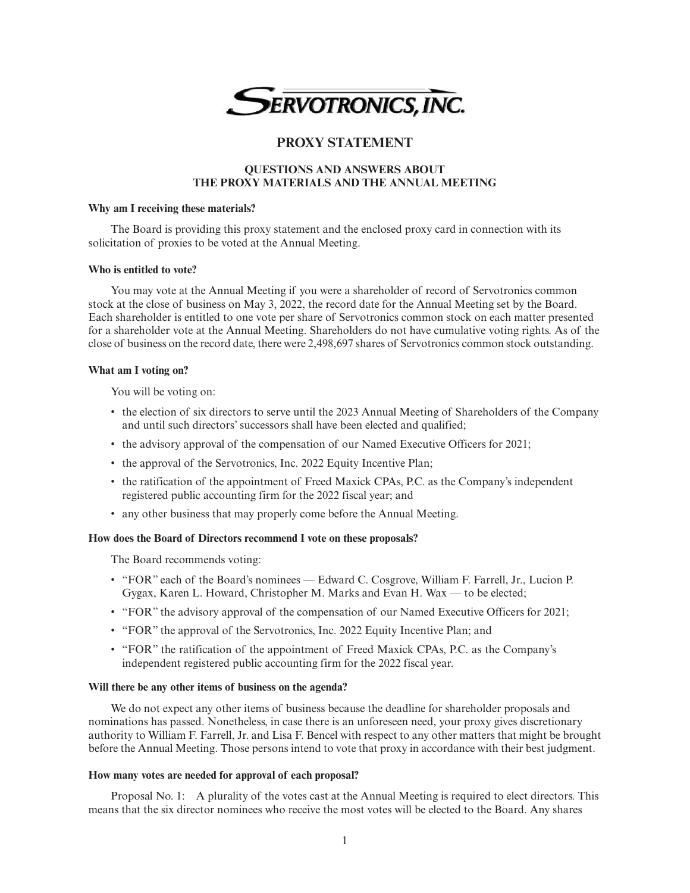# SERVOTRONICS, INC.

## PROXY STATEMENT

### QUESTIONS AND ANSWERS ABOUT THE PROXY MATERIALS AND THE ANNUAL MEETING

**Why am I receiving these materials?**

The Board is providing this proxy statement and the enclosed proxy card in connection with its solicitation of proxies to be voted at the Annual Meeting.

**Who is entitled to vote?**

You may vote at the Annual Meeting if you were a shareholder of record of Servotronics common stock at the close of business on May 3, 2022, the record date for the Annual Meeting set by the Board. Each shareholder is entitled to one vote per share of Servotronics common stock on each matter presented for a shareholder vote at the Annual Meeting. Shareholders do not have cumulative voting rights. As of the close of business on the record date, there were 2,498,697 shares of Servotronics common stock outstanding.

**What am I voting on?**

You will be voting on:

- the election of six directors to serve until the 2023 Annual Meeting of Shareholders of the Company and until such directors' successors shall have been elected and qualified;
- the advisory approval of the compensation of our Named Executive Officers for 2021;
- the approval of the Servotronics, Inc. 2022 Equity Incentive Plan;
- the ratification of the appointment of Freed Maxick CPAs, P.C. as the Company's independent registered public accounting firm for the 2022 fiscal year; and
- any other business that may properly come before the Annual Meeting.

**How does the Board of Directors recommend I vote on these proposals?**

The Board recommends voting:

- "FOR" each of the Board's nominees — Edward C. Cosgrove, William F. Farrell, Jr., Lucion P. Gygax, Karen L. Howard, Christopher M. Marks and Evan H. Wax — to be elected;
- "FOR" the advisory approval of the compensation of our Named Executive Officers for 2021;
- "FOR" the approval of the Servotronics, Inc. 2022 Equity Incentive Plan; and
- "FOR" the ratification of the appointment of Freed Maxick CPAs, P.C. as the Company's independent registered public accounting firm for the 2022 fiscal year.

**Will there be any other items of business on the agenda?**

We do not expect any other items of business because the deadline for shareholder proposals and nominations has passed. Nonetheless, in case there is an unforeseen need, your proxy gives discretionary authority to William F. Farrell, Jr. and Lisa F. Bencel with respect to any other matters that might be brought before the Annual Meeting. Those persons intend to vote that proxy in accordance with their best judgment.

**How many votes are needed for approval of each proposal?**

Proposal No. 1: A plurality of the votes cast at the Annual Meeting is required to elect directors. This means that the six director nominees who receive the most votes will be elected to the Board. Any shares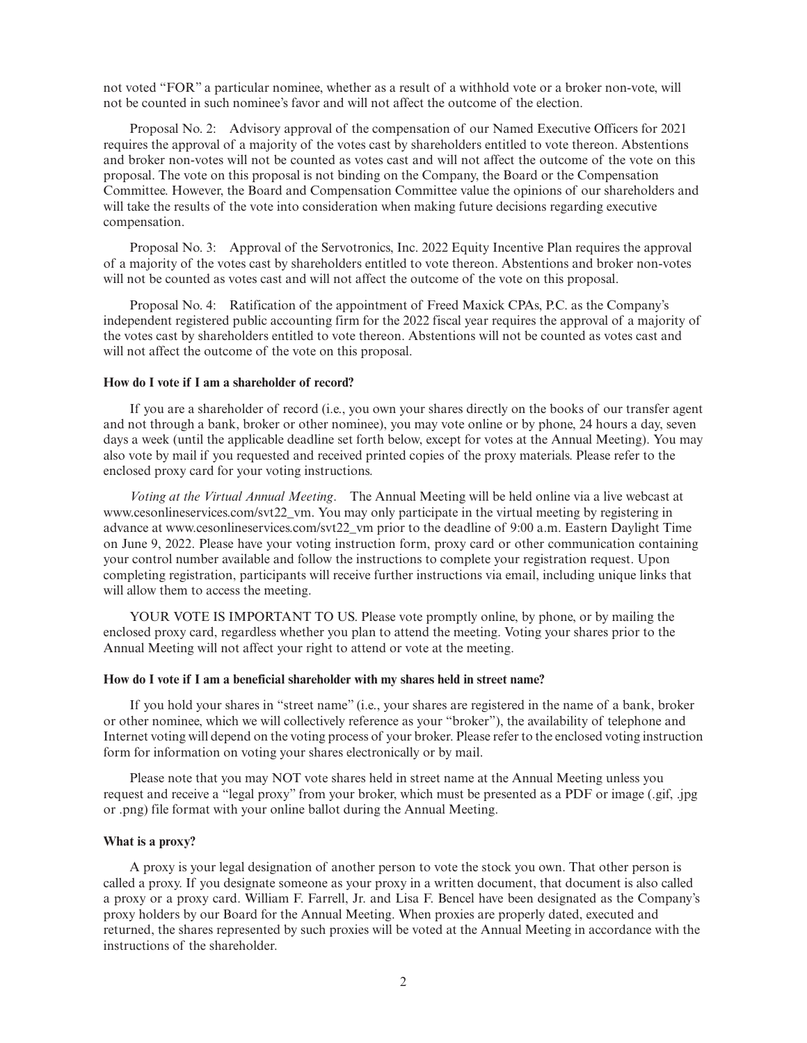not voted "FOR" a particular nominee, whether as a result of a withhold vote or a broker non-vote, will not be counted in such nominee's favor and will not affect the outcome of the election.

Proposal No. 2: Advisory approval of the compensation of our Named Executive Officers for 2021 requires the approval of a majority of the votes cast by shareholders entitled to vote thereon. Abstentions and broker non-votes will not be counted as votes cast and will not affect the outcome of the vote on this proposal. The vote on this proposal is not binding on the Company, the Board or the Compensation Committee. However, the Board and Compensation Committee value the opinions of our shareholders and will take the results of the vote into consideration when making future decisions regarding executive compensation.

Proposal No. 3: Approval of the Servotronics, Inc. 2022 Equity Incentive Plan requires the approval of a majority of the votes cast by shareholders entitled to vote thereon. Abstentions and broker non-votes will not be counted as votes cast and will not affect the outcome of the vote on this proposal.

Proposal No. 4: Ratification of the appointment of Freed Maxick CPAs, P.C. as the Company's independent registered public accounting firm for the 2022 fiscal year requires the approval of a majority of the votes cast by shareholders entitled to vote thereon. Abstentions will not be counted as votes cast and will not affect the outcome of the vote on this proposal.

**How do I vote if I am a shareholder of record?**

If you are a shareholder of record (i.e., you own your shares directly on the books of our transfer agent and not through a bank, broker or other nominee), you may vote online or by phone, 24 hours a day, seven days a week (until the applicable deadline set forth below, except for votes at the Annual Meeting). You may also vote by mail if you requested and received printed copies of the proxy materials. Please refer to the enclosed proxy card for your voting instructions.

*Voting at the Virtual Annual Meeting*. The Annual Meeting will be held online via a live webcast at www.cesonlineservices.com/svt22_vm. You may only participate in the virtual meeting by registering in advance at www.cesonlineservices.com/svt22_vm prior to the deadline of 9:00 a.m. Eastern Daylight Time on June 9, 2022. Please have your voting instruction form, proxy card or other communication containing your control number available and follow the instructions to complete your registration request. Upon completing registration, participants will receive further instructions via email, including unique links that will allow them to access the meeting.

YOUR VOTE IS IMPORTANT TO US. Please vote promptly online, by phone, or by mailing the enclosed proxy card, regardless whether you plan to attend the meeting. Voting your shares prior to the Annual Meeting will not affect your right to attend or vote at the meeting.

**How do I vote if I am a beneficial shareholder with my shares held in street name?**

If you hold your shares in "street name" (i.e., your shares are registered in the name of a bank, broker or other nominee, which we will collectively reference as your "broker"), the availability of telephone and Internet voting will depend on the voting process of your broker. Please refer to the enclosed voting instruction form for information on voting your shares electronically or by mail.

Please note that you may NOT vote shares held in street name at the Annual Meeting unless you request and receive a "legal proxy" from your broker, which must be presented as a PDF or image (.gif, .jpg or .png) file format with your online ballot during the Annual Meeting.

**What is a proxy?**

A proxy is your legal designation of another person to vote the stock you own. That other person is called a proxy. If you designate someone as your proxy in a written document, that document is also called a proxy or a proxy card. William F. Farrell, Jr. and Lisa F. Bencel have been designated as the Company's proxy holders by our Board for the Annual Meeting. When proxies are properly dated, executed and returned, the shares represented by such proxies will be voted at the Annual Meeting in accordance with the instructions of the shareholder.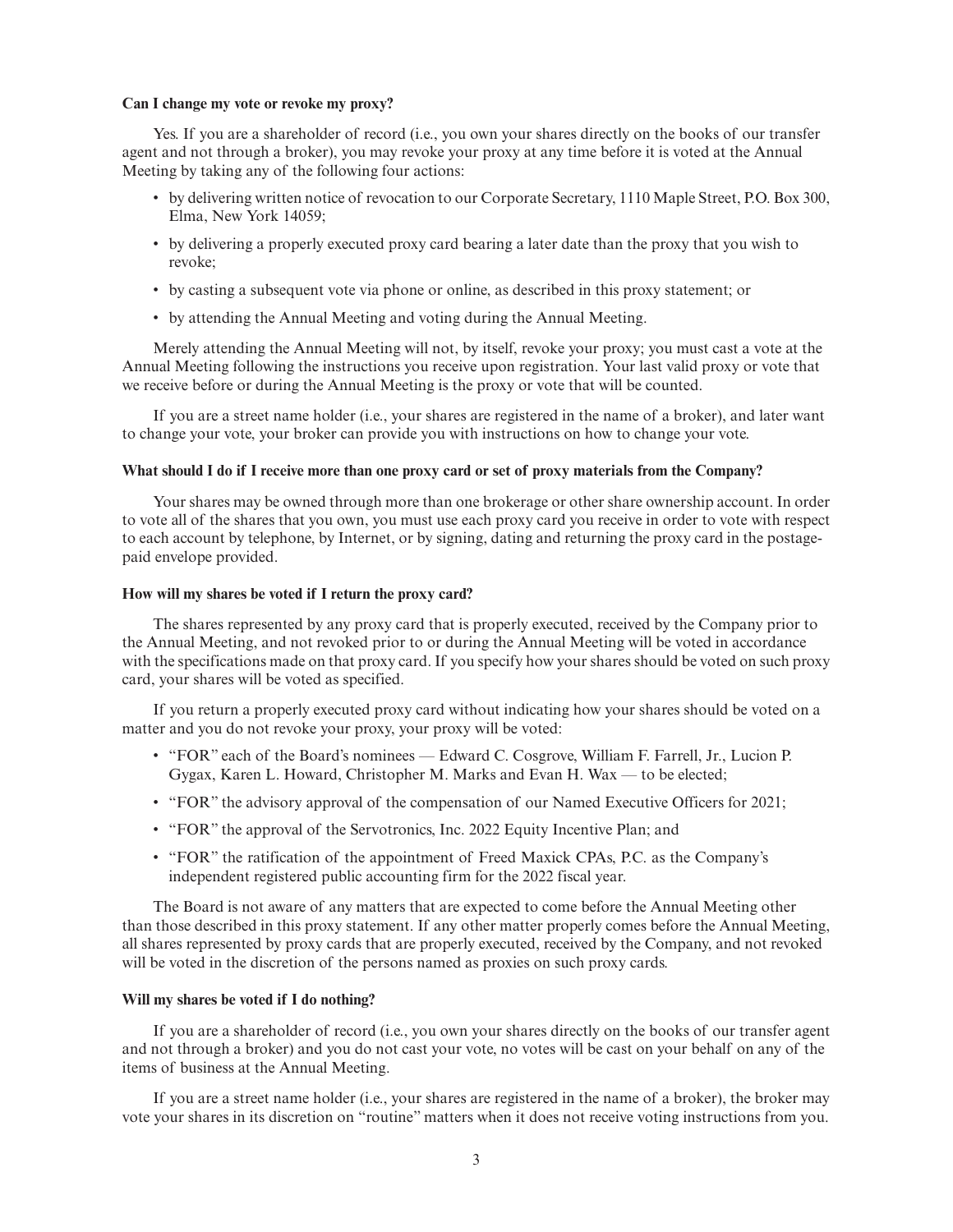**Can I change my vote or revoke my proxy?**

Yes. If you are a shareholder of record (i.e., you own your shares directly on the books of our transfer agent and not through a broker), you may revoke your proxy at any time before it is voted at the Annual Meeting by taking any of the following four actions:

- by delivering written notice of revocation to our Corporate Secretary, 1110 Maple Street, P.O. Box 300, Elma, New York 14059;
- by delivering a properly executed proxy card bearing a later date than the proxy that you wish to revoke;
- by casting a subsequent vote via phone or online, as described in this proxy statement; or
- by attending the Annual Meeting and voting during the Annual Meeting.

Merely attending the Annual Meeting will not, by itself, revoke your proxy; you must cast a vote at the Annual Meeting following the instructions you receive upon registration. Your last valid proxy or vote that we receive before or during the Annual Meeting is the proxy or vote that will be counted.

If you are a street name holder (i.e., your shares are registered in the name of a broker), and later want to change your vote, your broker can provide you with instructions on how to change your vote.

**What should I do if I receive more than one proxy card or set of proxy materials from the Company?**

Your shares may be owned through more than one brokerage or other share ownership account. In order to vote all of the shares that you own, you must use each proxy card you receive in order to vote with respect to each account by telephone, by Internet, or by signing, dating and returning the proxy card in the postage-paid envelope provided.

**How will my shares be voted if I return the proxy card?**

The shares represented by any proxy card that is properly executed, received by the Company prior to the Annual Meeting, and not revoked prior to or during the Annual Meeting will be voted in accordance with the specifications made on that proxy card. If you specify how your shares should be voted on such proxy card, your shares will be voted as specified.

If you return a properly executed proxy card without indicating how your shares should be voted on a matter and you do not revoke your proxy, your proxy will be voted:

- "FOR" each of the Board's nominees — Edward C. Cosgrove, William F. Farrell, Jr., Lucion P. Gygax, Karen L. Howard, Christopher M. Marks and Evan H. Wax — to be elected;
- "FOR" the advisory approval of the compensation of our Named Executive Officers for 2021;
- "FOR" the approval of the Servotronics, Inc. 2022 Equity Incentive Plan; and
- "FOR" the ratification of the appointment of Freed Maxick CPAs, P.C. as the Company's independent registered public accounting firm for the 2022 fiscal year.

The Board is not aware of any matters that are expected to come before the Annual Meeting other than those described in this proxy statement. If any other matter properly comes before the Annual Meeting, all shares represented by proxy cards that are properly executed, received by the Company, and not revoked will be voted in the discretion of the persons named as proxies on such proxy cards.

**Will my shares be voted if I do nothing?**

If you are a shareholder of record (i.e., you own your shares directly on the books of our transfer agent and not through a broker) and you do not cast your vote, no votes will be cast on your behalf on any of the items of business at the Annual Meeting.

If you are a street name holder (i.e., your shares are registered in the name of a broker), the broker may vote your shares in its discretion on "routine" matters when it does not receive voting instructions from you.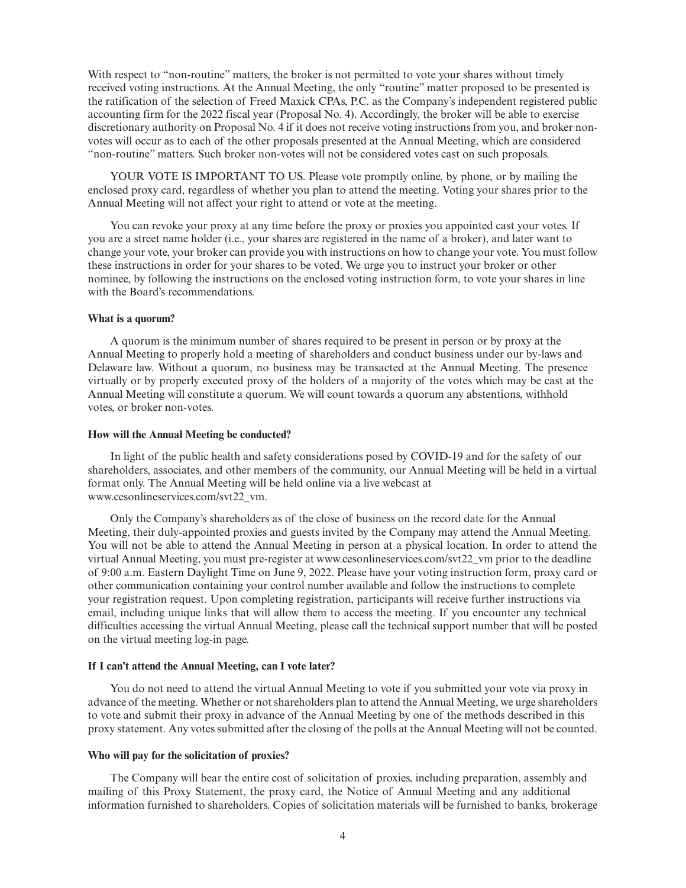With respect to "non-routine" matters, the broker is not permitted to vote your shares without timely received voting instructions. At the Annual Meeting, the only "routine" matter proposed to be presented is the ratification of the selection of Freed Maxick CPAs, P.C. as the Company's independent registered public accounting firm for the 2022 fiscal year (Proposal No. 4). Accordingly, the broker will be able to exercise discretionary authority on Proposal No. 4 if it does not receive voting instructions from you, and broker non-votes will occur as to each of the other proposals presented at the Annual Meeting, which are considered "non-routine" matters. Such broker non-votes will not be considered votes cast on such proposals.

YOUR VOTE IS IMPORTANT TO US. Please vote promptly online, by phone, or by mailing the enclosed proxy card, regardless of whether you plan to attend the meeting. Voting your shares prior to the Annual Meeting will not affect your right to attend or vote at the meeting.

You can revoke your proxy at any time before the proxy or proxies you appointed cast your votes. If you are a street name holder (i.e., your shares are registered in the name of a broker), and later want to change your vote, your broker can provide you with instructions on how to change your vote. You must follow these instructions in order for your shares to be voted. We urge you to instruct your broker or other nominee, by following the instructions on the enclosed voting instruction form, to vote your shares in line with the Board's recommendations.

**What is a quorum?**

A quorum is the minimum number of shares required to be present in person or by proxy at the Annual Meeting to properly hold a meeting of shareholders and conduct business under our by-laws and Delaware law. Without a quorum, no business may be transacted at the Annual Meeting. The presence virtually or by properly executed proxy of the holders of a majority of the votes which may be cast at the Annual Meeting will constitute a quorum. We will count towards a quorum any abstentions, withhold votes, or broker non-votes.

**How will the Annual Meeting be conducted?**

In light of the public health and safety considerations posed by COVID-19 and for the safety of our shareholders, associates, and other members of the community, our Annual Meeting will be held in a virtual format only. The Annual Meeting will be held online via a live webcast at www.cesonlineservices.com/svt22_vm.

Only the Company's shareholders as of the close of business on the record date for the Annual Meeting, their duly-appointed proxies and guests invited by the Company may attend the Annual Meeting. You will not be able to attend the Annual Meeting in person at a physical location. In order to attend the virtual Annual Meeting, you must pre-register at www.cesonlineservices.com/svt22_vm prior to the deadline of 9:00 a.m. Eastern Daylight Time on June 9, 2022. Please have your voting instruction form, proxy card or other communication containing your control number available and follow the instructions to complete your registration request. Upon completing registration, participants will receive further instructions via email, including unique links that will allow them to access the meeting. If you encounter any technical difficulties accessing the virtual Annual Meeting, please call the technical support number that will be posted on the virtual meeting log-in page.

**If I can't attend the Annual Meeting, can I vote later?**

You do not need to attend the virtual Annual Meeting to vote if you submitted your vote via proxy in advance of the meeting. Whether or not shareholders plan to attend the Annual Meeting, we urge shareholders to vote and submit their proxy in advance of the Annual Meeting by one of the methods described in this proxy statement. Any votes submitted after the closing of the polls at the Annual Meeting will not be counted.

**Who will pay for the solicitation of proxies?**

The Company will bear the entire cost of solicitation of proxies, including preparation, assembly and mailing of this Proxy Statement, the proxy card, the Notice of Annual Meeting and any additional information furnished to shareholders. Copies of solicitation materials will be furnished to banks, brokerage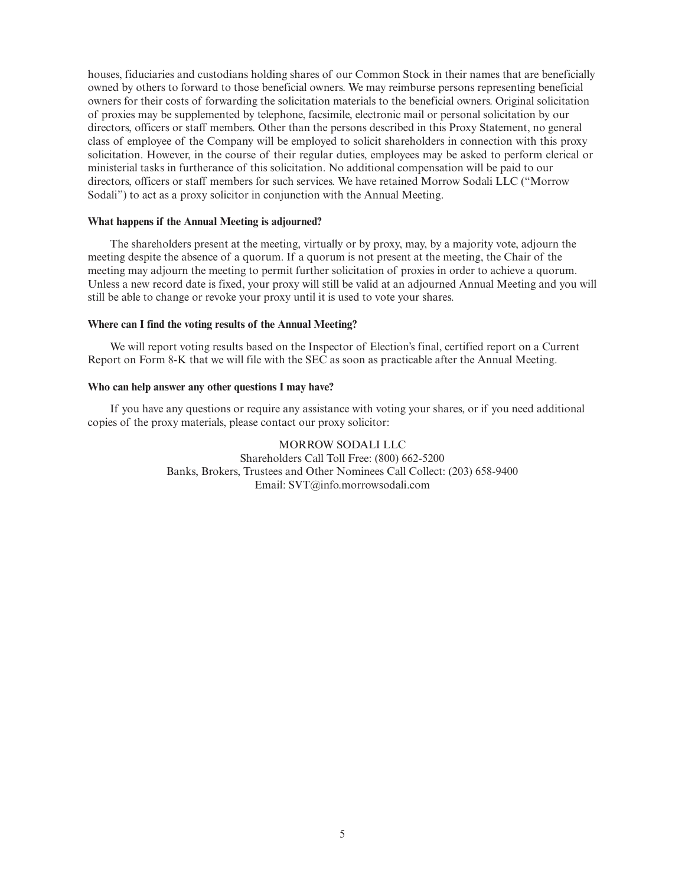houses, fiduciaries and custodians holding shares of our Common Stock in their names that are beneficially owned by others to forward to those beneficial owners. We may reimburse persons representing beneficial owners for their costs of forwarding the solicitation materials to the beneficial owners. Original solicitation of proxies may be supplemented by telephone, facsimile, electronic mail or personal solicitation by our directors, officers or staff members. Other than the persons described in this Proxy Statement, no general class of employee of the Company will be employed to solicit shareholders in connection with this proxy solicitation. However, in the course of their regular duties, employees may be asked to perform clerical or ministerial tasks in furtherance of this solicitation. No additional compensation will be paid to our directors, officers or staff members for such services. We have retained Morrow Sodali LLC ("Morrow Sodali") to act as a proxy solicitor in conjunction with the Annual Meeting.

**What happens if the Annual Meeting is adjourned?**

The shareholders present at the meeting, virtually or by proxy, may, by a majority vote, adjourn the meeting despite the absence of a quorum. If a quorum is not present at the meeting, the Chair of the meeting may adjourn the meeting to permit further solicitation of proxies in order to achieve a quorum. Unless a new record date is fixed, your proxy will still be valid at an adjourned Annual Meeting and you will still be able to change or revoke your proxy until it is used to vote your shares.

**Where can I find the voting results of the Annual Meeting?**

We will report voting results based on the Inspector of Election's final, certified report on a Current Report on Form 8-K that we will file with the SEC as soon as practicable after the Annual Meeting.

**Who can help answer any other questions I may have?**

If you have any questions or require any assistance with voting your shares, or if you need additional copies of the proxy materials, please contact our proxy solicitor:

MORROW SODALI LLC
Shareholders Call Toll Free: (800) 662-5200
Banks, Brokers, Trustees and Other Nominees Call Collect: (203) 658-9400
Email: SVT@info.morrowsodali.com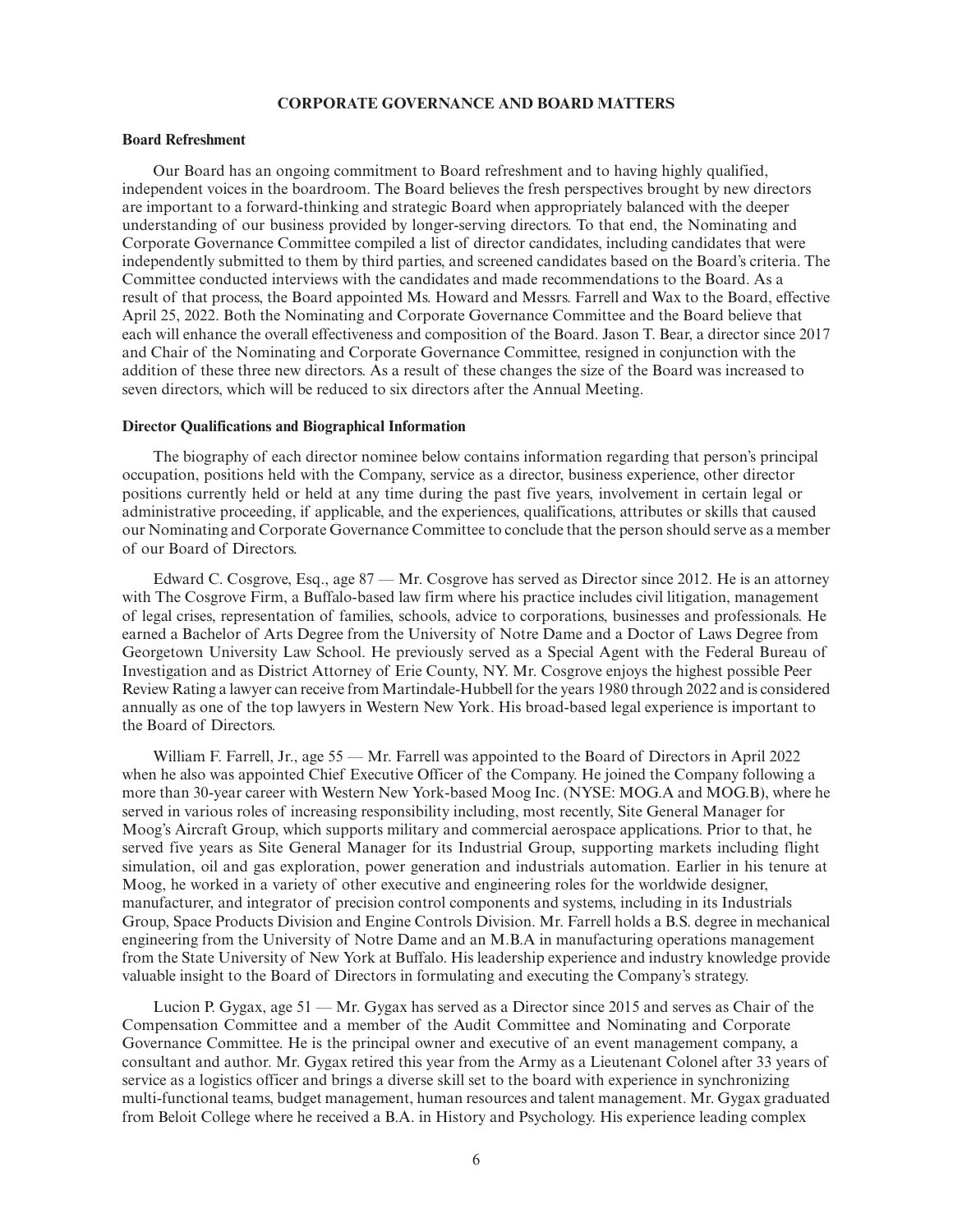## CORPORATE GOVERNANCE AND BOARD MATTERS

### Board Refreshment

Our Board has an ongoing commitment to Board refreshment and to having highly qualified, independent voices in the boardroom. The Board believes the fresh perspectives brought by new directors are important to a forward-thinking and strategic Board when appropriately balanced with the deeper understanding of our business provided by longer-serving directors. To that end, the Nominating and Corporate Governance Committee compiled a list of director candidates, including candidates that were independently submitted to them by third parties, and screened candidates based on the Board's criteria. The Committee conducted interviews with the candidates and made recommendations to the Board. As a result of that process, the Board appointed Ms. Howard and Messrs. Farrell and Wax to the Board, effective April 25, 2022. Both the Nominating and Corporate Governance Committee and the Board believe that each will enhance the overall effectiveness and composition of the Board. Jason T. Bear, a director since 2017 and Chair of the Nominating and Corporate Governance Committee, resigned in conjunction with the addition of these three new directors. As a result of these changes the size of the Board was increased to seven directors, which will be reduced to six directors after the Annual Meeting.

### Director Qualifications and Biographical Information

The biography of each director nominee below contains information regarding that person's principal occupation, positions held with the Company, service as a director, business experience, other director positions currently held or held at any time during the past five years, involvement in certain legal or administrative proceeding, if applicable, and the experiences, qualifications, attributes or skills that caused our Nominating and Corporate Governance Committee to conclude that the person should serve as a member of our Board of Directors.

Edward C. Cosgrove, Esq., age 87 — Mr. Cosgrove has served as Director since 2012. He is an attorney with The Cosgrove Firm, a Buffalo-based law firm where his practice includes civil litigation, management of legal crises, representation of families, schools, advice to corporations, businesses and professionals. He earned a Bachelor of Arts Degree from the University of Notre Dame and a Doctor of Laws Degree from Georgetown University Law School. He previously served as a Special Agent with the Federal Bureau of Investigation and as District Attorney of Erie County, NY. Mr. Cosgrove enjoys the highest possible Peer Review Rating a lawyer can receive from Martindale-Hubbell for the years 1980 through 2022 and is considered annually as one of the top lawyers in Western New York. His broad-based legal experience is important to the Board of Directors.

William F. Farrell, Jr., age 55 — Mr. Farrell was appointed to the Board of Directors in April 2022 when he also was appointed Chief Executive Officer of the Company. He joined the Company following a more than 30-year career with Western New York-based Moog Inc. (NYSE: MOG.A and MOG.B), where he served in various roles of increasing responsibility including, most recently, Site General Manager for Moog's Aircraft Group, which supports military and commercial aerospace applications. Prior to that, he served five years as Site General Manager for its Industrial Group, supporting markets including flight simulation, oil and gas exploration, power generation and industrials automation. Earlier in his tenure at Moog, he worked in a variety of other executive and engineering roles for the worldwide designer, manufacturer, and integrator of precision control components and systems, including in its Industrials Group, Space Products Division and Engine Controls Division. Mr. Farrell holds a B.S. degree in mechanical engineering from the University of Notre Dame and an M.B.A in manufacturing operations management from the State University of New York at Buffalo. His leadership experience and industry knowledge provide valuable insight to the Board of Directors in formulating and executing the Company's strategy.

Lucion P. Gygax, age 51 — Mr. Gygax has served as a Director since 2015 and serves as Chair of the Compensation Committee and a member of the Audit Committee and Nominating and Corporate Governance Committee. He is the principal owner and executive of an event management company, a consultant and author. Mr. Gygax retired this year from the Army as a Lieutenant Colonel after 33 years of service as a logistics officer and brings a diverse skill set to the board with experience in synchronizing multi-functional teams, budget management, human resources and talent management. Mr. Gygax graduated from Beloit College where he received a B.A. in History and Psychology. His experience leading complex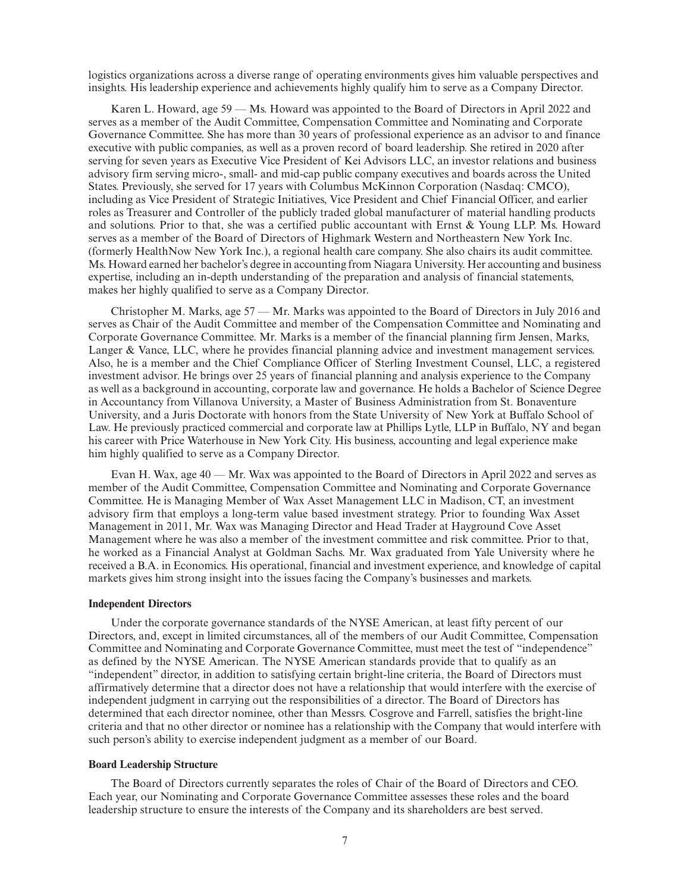logistics organizations across a diverse range of operating environments gives him valuable perspectives and insights. His leadership experience and achievements highly qualify him to serve as a Company Director.

Karen L. Howard, age 59 — Ms. Howard was appointed to the Board of Directors in April 2022 and serves as a member of the Audit Committee, Compensation Committee and Nominating and Corporate Governance Committee. She has more than 30 years of professional experience as an advisor to and finance executive with public companies, as well as a proven record of board leadership. She retired in 2020 after serving for seven years as Executive Vice President of Kei Advisors LLC, an investor relations and business advisory firm serving micro-, small- and mid-cap public company executives and boards across the United States. Previously, she served for 17 years with Columbus McKinnon Corporation (Nasdaq: CMCO), including as Vice President of Strategic Initiatives, Vice President and Chief Financial Officer, and earlier roles as Treasurer and Controller of the publicly traded global manufacturer of material handling products and solutions. Prior to that, she was a certified public accountant with Ernst & Young LLP. Ms. Howard serves as a member of the Board of Directors of Highmark Western and Northeastern New York Inc. (formerly HealthNow New York Inc.), a regional health care company. She also chairs its audit committee. Ms. Howard earned her bachelor's degree in accounting from Niagara University. Her accounting and business expertise, including an in-depth understanding of the preparation and analysis of financial statements, makes her highly qualified to serve as a Company Director.

Christopher M. Marks, age 57 — Mr. Marks was appointed to the Board of Directors in July 2016 and serves as Chair of the Audit Committee and member of the Compensation Committee and Nominating and Corporate Governance Committee. Mr. Marks is a member of the financial planning firm Jensen, Marks, Langer & Vance, LLC, where he provides financial planning advice and investment management services. Also, he is a member and the Chief Compliance Officer of Sterling Investment Counsel, LLC, a registered investment advisor. He brings over 25 years of financial planning and analysis experience to the Company as well as a background in accounting, corporate law and governance. He holds a Bachelor of Science Degree in Accountancy from Villanova University, a Master of Business Administration from St. Bonaventure University, and a Juris Doctorate with honors from the State University of New York at Buffalo School of Law. He previously practiced commercial and corporate law at Phillips Lytle, LLP in Buffalo, NY and began his career with Price Waterhouse in New York City. His business, accounting and legal experience make him highly qualified to serve as a Company Director.

Evan H. Wax, age 40 — Mr. Wax was appointed to the Board of Directors in April 2022 and serves as member of the Audit Committee, Compensation Committee and Nominating and Corporate Governance Committee. He is Managing Member of Wax Asset Management LLC in Madison, CT, an investment advisory firm that employs a long-term value based investment strategy. Prior to founding Wax Asset Management in 2011, Mr. Wax was Managing Director and Head Trader at Hayground Cove Asset Management where he was also a member of the investment committee and risk committee. Prior to that, he worked as a Financial Analyst at Goldman Sachs. Mr. Wax graduated from Yale University where he received a B.A. in Economics. His operational, financial and investment experience, and knowledge of capital markets gives him strong insight into the issues facing the Company's businesses and markets.

**Independent Directors**

Under the corporate governance standards of the NYSE American, at least fifty percent of our Directors, and, except in limited circumstances, all of the members of our Audit Committee, Compensation Committee and Nominating and Corporate Governance Committee, must meet the test of "independence" as defined by the NYSE American. The NYSE American standards provide that to qualify as an "independent" director, in addition to satisfying certain bright-line criteria, the Board of Directors must affirmatively determine that a director does not have a relationship that would interfere with the exercise of independent judgment in carrying out the responsibilities of a director. The Board of Directors has determined that each director nominee, other than Messrs. Cosgrove and Farrell, satisfies the bright-line criteria and that no other director or nominee has a relationship with the Company that would interfere with such person's ability to exercise independent judgment as a member of our Board.

**Board Leadership Structure**

The Board of Directors currently separates the roles of Chair of the Board of Directors and CEO. Each year, our Nominating and Corporate Governance Committee assesses these roles and the board leadership structure to ensure the interests of the Company and its shareholders are best served.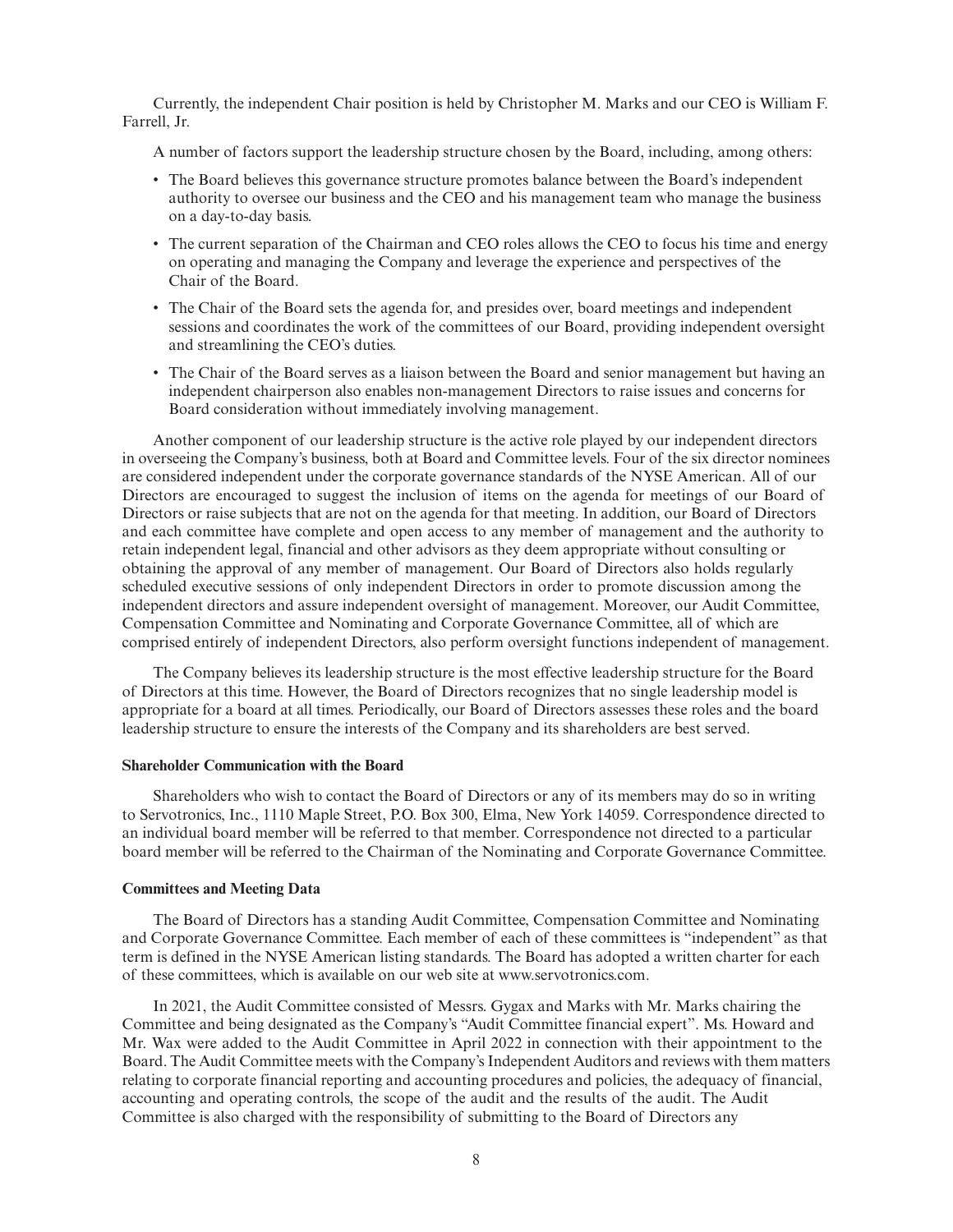Currently, the independent Chair position is held by Christopher M. Marks and our CEO is William F. Farrell, Jr.

A number of factors support the leadership structure chosen by the Board, including, among others:

- The Board believes this governance structure promotes balance between the Board's independent authority to oversee our business and the CEO and his management team who manage the business on a day-to-day basis.
- The current separation of the Chairman and CEO roles allows the CEO to focus his time and energy on operating and managing the Company and leverage the experience and perspectives of the Chair of the Board.
- The Chair of the Board sets the agenda for, and presides over, board meetings and independent sessions and coordinates the work of the committees of our Board, providing independent oversight and streamlining the CEO's duties.
- The Chair of the Board serves as a liaison between the Board and senior management but having an independent chairperson also enables non-management Directors to raise issues and concerns for Board consideration without immediately involving management.

Another component of our leadership structure is the active role played by our independent directors in overseeing the Company's business, both at Board and Committee levels. Four of the six director nominees are considered independent under the corporate governance standards of the NYSE American. All of our Directors are encouraged to suggest the inclusion of items on the agenda for meetings of our Board of Directors or raise subjects that are not on the agenda for that meeting. In addition, our Board of Directors and each committee have complete and open access to any member of management and the authority to retain independent legal, financial and other advisors as they deem appropriate without consulting or obtaining the approval of any member of management. Our Board of Directors also holds regularly scheduled executive sessions of only independent Directors in order to promote discussion among the independent directors and assure independent oversight of management. Moreover, our Audit Committee, Compensation Committee and Nominating and Corporate Governance Committee, all of which are comprised entirely of independent Directors, also perform oversight functions independent of management.

The Company believes its leadership structure is the most effective leadership structure for the Board of Directors at this time. However, the Board of Directors recognizes that no single leadership model is appropriate for a board at all times. Periodically, our Board of Directors assesses these roles and the board leadership structure to ensure the interests of the Company and its shareholders are best served.

**Shareholder Communication with the Board**

Shareholders who wish to contact the Board of Directors or any of its members may do so in writing to Servotronics, Inc., 1110 Maple Street, P.O. Box 300, Elma, New York 14059. Correspondence directed to an individual board member will be referred to that member. Correspondence not directed to a particular board member will be referred to the Chairman of the Nominating and Corporate Governance Committee.

**Committees and Meeting Data**

The Board of Directors has a standing Audit Committee, Compensation Committee and Nominating and Corporate Governance Committee. Each member of each of these committees is "independent" as that term is defined in the NYSE American listing standards. The Board has adopted a written charter for each of these committees, which is available on our web site at www.servotronics.com.

In 2021, the Audit Committee consisted of Messrs. Gygax and Marks with Mr. Marks chairing the Committee and being designated as the Company's "Audit Committee financial expert". Ms. Howard and Mr. Wax were added to the Audit Committee in April 2022 in connection with their appointment to the Board. The Audit Committee meets with the Company's Independent Auditors and reviews with them matters relating to corporate financial reporting and accounting procedures and policies, the adequacy of financial, accounting and operating controls, the scope of the audit and the results of the audit. The Audit Committee is also charged with the responsibility of submitting to the Board of Directors any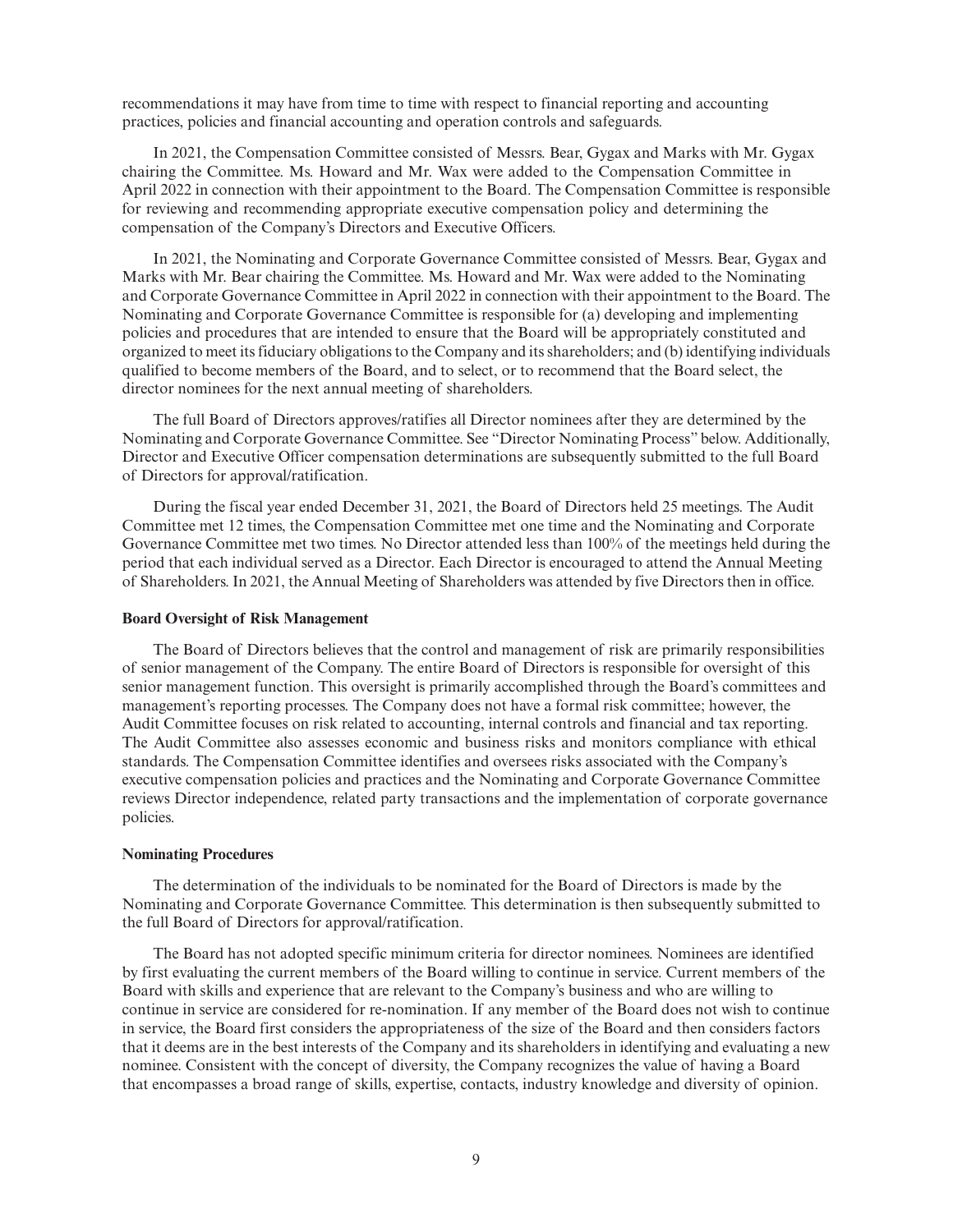recommendations it may have from time to time with respect to financial reporting and accounting practices, policies and financial accounting and operation controls and safeguards.

In 2021, the Compensation Committee consisted of Messrs. Bear, Gygax and Marks with Mr. Gygax chairing the Committee. Ms. Howard and Mr. Wax were added to the Compensation Committee in April 2022 in connection with their appointment to the Board. The Compensation Committee is responsible for reviewing and recommending appropriate executive compensation policy and determining the compensation of the Company's Directors and Executive Officers.

In 2021, the Nominating and Corporate Governance Committee consisted of Messrs. Bear, Gygax and Marks with Mr. Bear chairing the Committee. Ms. Howard and Mr. Wax were added to the Nominating and Corporate Governance Committee in April 2022 in connection with their appointment to the Board. The Nominating and Corporate Governance Committee is responsible for (a) developing and implementing policies and procedures that are intended to ensure that the Board will be appropriately constituted and organized to meet its fiduciary obligations to the Company and its shareholders; and (b) identifying individuals qualified to become members of the Board, and to select, or to recommend that the Board select, the director nominees for the next annual meeting of shareholders.

The full Board of Directors approves/ratifies all Director nominees after they are determined by the Nominating and Corporate Governance Committee. See "Director Nominating Process" below. Additionally, Director and Executive Officer compensation determinations are subsequently submitted to the full Board of Directors for approval/ratification.

During the fiscal year ended December 31, 2021, the Board of Directors held 25 meetings. The Audit Committee met 12 times, the Compensation Committee met one time and the Nominating and Corporate Governance Committee met two times. No Director attended less than 100% of the meetings held during the period that each individual served as a Director. Each Director is encouraged to attend the Annual Meeting of Shareholders. In 2021, the Annual Meeting of Shareholders was attended by five Directors then in office.

#### Board Oversight of Risk Management

The Board of Directors believes that the control and management of risk are primarily responsibilities of senior management of the Company. The entire Board of Directors is responsible for oversight of this senior management function. This oversight is primarily accomplished through the Board's committees and management's reporting processes. The Company does not have a formal risk committee; however, the Audit Committee focuses on risk related to accounting, internal controls and financial and tax reporting. The Audit Committee also assesses economic and business risks and monitors compliance with ethical standards. The Compensation Committee identifies and oversees risks associated with the Company's executive compensation policies and practices and the Nominating and Corporate Governance Committee reviews Director independence, related party transactions and the implementation of corporate governance policies.

#### Nominating Procedures

The determination of the individuals to be nominated for the Board of Directors is made by the Nominating and Corporate Governance Committee. This determination is then subsequently submitted to the full Board of Directors for approval/ratification.

The Board has not adopted specific minimum criteria for director nominees. Nominees are identified by first evaluating the current members of the Board willing to continue in service. Current members of the Board with skills and experience that are relevant to the Company's business and who are willing to continue in service are considered for re-nomination. If any member of the Board does not wish to continue in service, the Board first considers the appropriateness of the size of the Board and then considers factors that it deems are in the best interests of the Company and its shareholders in identifying and evaluating a new nominee. Consistent with the concept of diversity, the Company recognizes the value of having a Board that encompasses a broad range of skills, expertise, contacts, industry knowledge and diversity of opinion.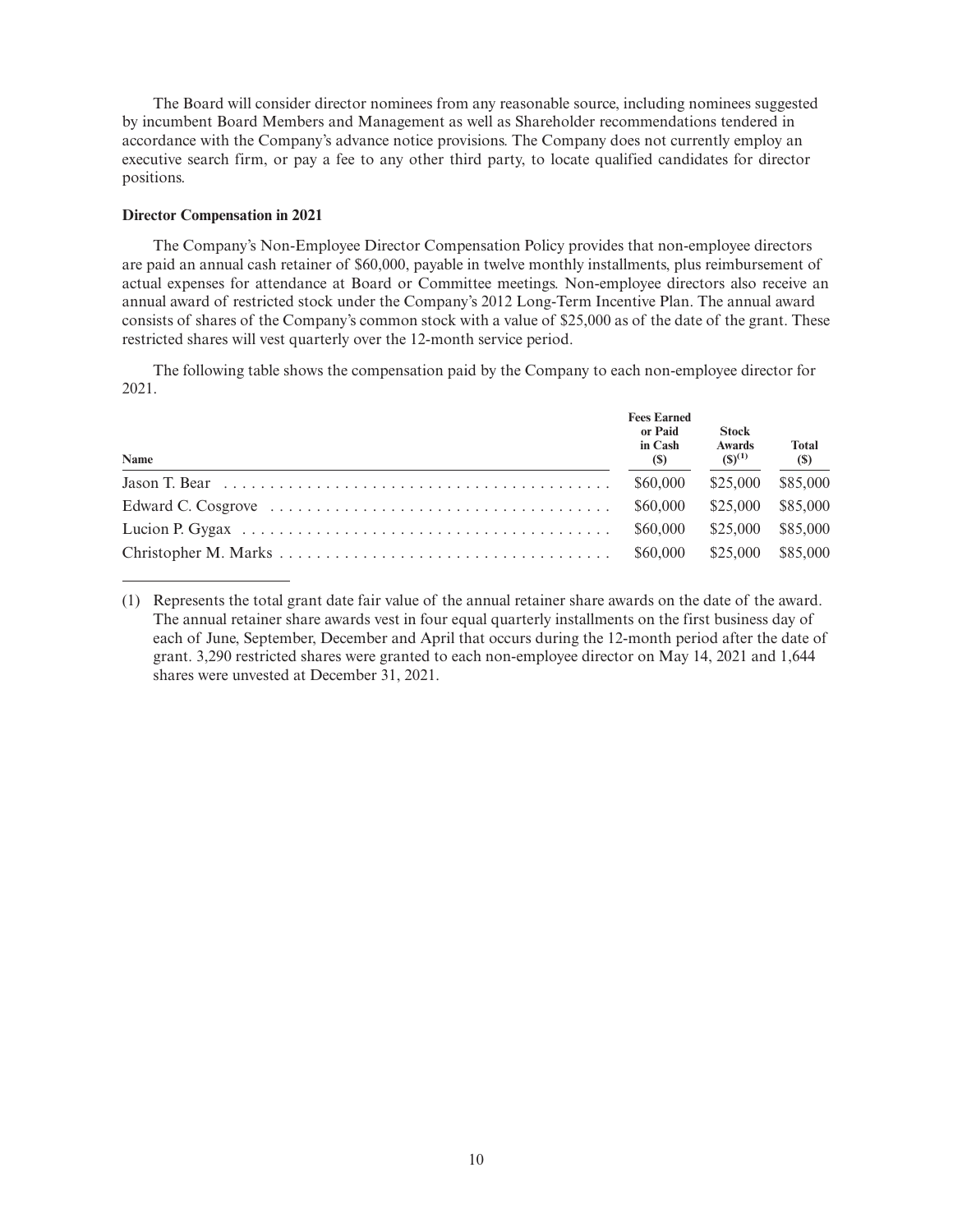The Board will consider director nominees from any reasonable source, including nominees suggested by incumbent Board Members and Management as well as Shareholder recommendations tendered in accordance with the Company's advance notice provisions. The Company does not currently employ an executive search firm, or pay a fee to any other third party, to locate qualified candidates for director positions.

**Director Compensation in 2021**

The Company's Non-Employee Director Compensation Policy provides that non-employee directors are paid an annual cash retainer of $60,000, payable in twelve monthly installments, plus reimbursement of actual expenses for attendance at Board or Committee meetings. Non-employee directors also receive an annual award of restricted stock under the Company's 2012 Long-Term Incentive Plan. The annual award consists of shares of the Company's common stock with a value of $25,000 as of the date of the grant. These restricted shares will vest quarterly over the 12-month service period.

The following table shows the compensation paid by the Company to each non-employee director for 2021.

| Name | Fees Earned or Paid in Cash ($) | Stock Awards ($)(1) | Total ($) |
|---|---|---|---|
| Jason T. Bear | $60,000 | $25,000 | $85,000 |
| Edward C. Cosgrove | $60,000 | $25,000 | $85,000 |
| Lucion P. Gygax | $60,000 | $25,000 | $85,000 |
| Christopher M. Marks | $60,000 | $25,000 | $85,000 |

(1) Represents the total grant date fair value of the annual retainer share awards on the date of the award. The annual retainer share awards vest in four equal quarterly installments on the first business day of each of June, September, December and April that occurs during the 12-month period after the date of grant. 3,290 restricted shares were granted to each non-employee director on May 14, 2021 and 1,644 shares were unvested at December 31, 2021.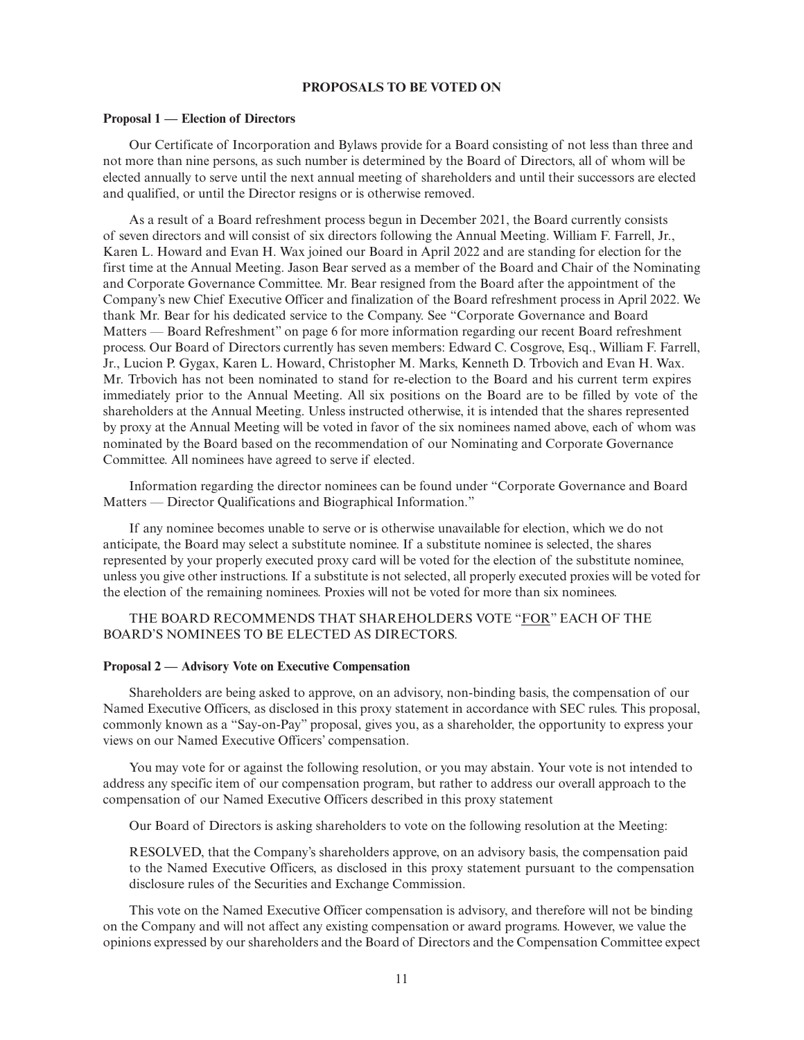## PROPOSALS TO BE VOTED ON

### Proposal 1 — Election of Directors

Our Certificate of Incorporation and Bylaws provide for a Board consisting of not less than three and not more than nine persons, as such number is determined by the Board of Directors, all of whom will be elected annually to serve until the next annual meeting of shareholders and until their successors are elected and qualified, or until the Director resigns or is otherwise removed.

As a result of a Board refreshment process begun in December 2021, the Board currently consists of seven directors and will consist of six directors following the Annual Meeting. William F. Farrell, Jr., Karen L. Howard and Evan H. Wax joined our Board in April 2022 and are standing for election for the first time at the Annual Meeting. Jason Bear served as a member of the Board and Chair of the Nominating and Corporate Governance Committee. Mr. Bear resigned from the Board after the appointment of the Company's new Chief Executive Officer and finalization of the Board refreshment process in April 2022. We thank Mr. Bear for his dedicated service to the Company. See "Corporate Governance and Board Matters — Board Refreshment" on page 6 for more information regarding our recent Board refreshment process. Our Board of Directors currently has seven members: Edward C. Cosgrove, Esq., William F. Farrell, Jr., Lucion P. Gygax, Karen L. Howard, Christopher M. Marks, Kenneth D. Trbovich and Evan H. Wax. Mr. Trbovich has not been nominated to stand for re-election to the Board and his current term expires immediately prior to the Annual Meeting. All six positions on the Board are to be filled by vote of the shareholders at the Annual Meeting. Unless instructed otherwise, it is intended that the shares represented by proxy at the Annual Meeting will be voted in favor of the six nominees named above, each of whom was nominated by the Board based on the recommendation of our Nominating and Corporate Governance Committee. All nominees have agreed to serve if elected.

Information regarding the director nominees can be found under "Corporate Governance and Board Matters — Director Qualifications and Biographical Information."

If any nominee becomes unable to serve or is otherwise unavailable for election, which we do not anticipate, the Board may select a substitute nominee. If a substitute nominee is selected, the shares represented by your properly executed proxy card will be voted for the election of the substitute nominee, unless you give other instructions. If a substitute is not selected, all properly executed proxies will be voted for the election of the remaining nominees. Proxies will not be voted for more than six nominees.

THE BOARD RECOMMENDS THAT SHAREHOLDERS VOTE "FOR" EACH OF THE BOARD'S NOMINEES TO BE ELECTED AS DIRECTORS.

### Proposal 2 — Advisory Vote on Executive Compensation

Shareholders are being asked to approve, on an advisory, non-binding basis, the compensation of our Named Executive Officers, as disclosed in this proxy statement in accordance with SEC rules. This proposal, commonly known as a "Say-on-Pay" proposal, gives you, as a shareholder, the opportunity to express your views on our Named Executive Officers' compensation.

You may vote for or against the following resolution, or you may abstain. Your vote is not intended to address any specific item of our compensation program, but rather to address our overall approach to the compensation of our Named Executive Officers described in this proxy statement

Our Board of Directors is asking shareholders to vote on the following resolution at the Meeting:

RESOLVED, that the Company's shareholders approve, on an advisory basis, the compensation paid to the Named Executive Officers, as disclosed in this proxy statement pursuant to the compensation disclosure rules of the Securities and Exchange Commission.

This vote on the Named Executive Officer compensation is advisory, and therefore will not be binding on the Company and will not affect any existing compensation or award programs. However, we value the opinions expressed by our shareholders and the Board of Directors and the Compensation Committee expect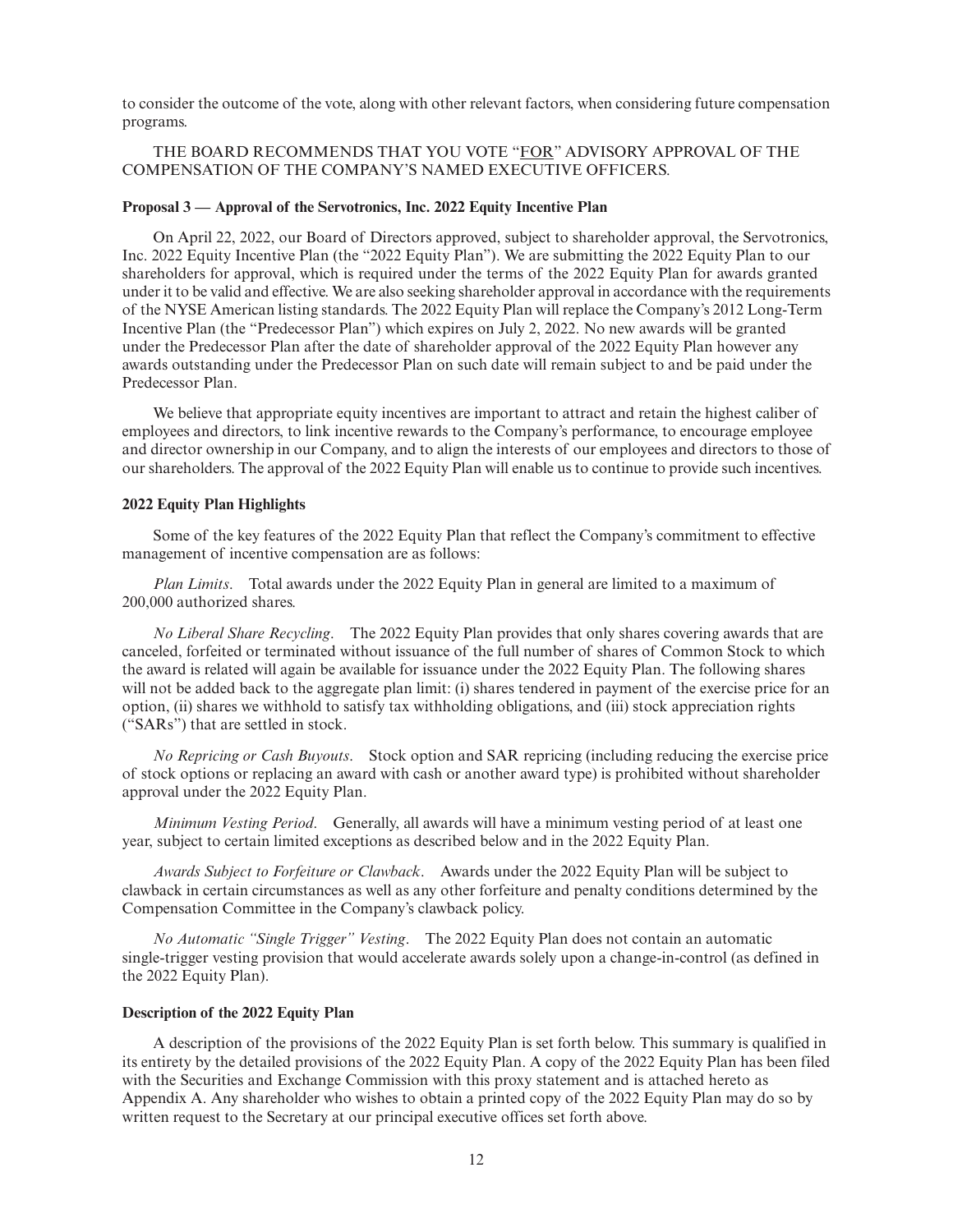to consider the outcome of the vote, along with other relevant factors, when considering future compensation programs.

THE BOARD RECOMMENDS THAT YOU VOTE "FOR" ADVISORY APPROVAL OF THE COMPENSATION OF THE COMPANY'S NAMED EXECUTIVE OFFICERS.

**Proposal 3 — Approval of the Servotronics, Inc. 2022 Equity Incentive Plan**

On April 22, 2022, our Board of Directors approved, subject to shareholder approval, the Servotronics, Inc. 2022 Equity Incentive Plan (the "2022 Equity Plan"). We are submitting the 2022 Equity Plan to our shareholders for approval, which is required under the terms of the 2022 Equity Plan for awards granted under it to be valid and effective. We are also seeking shareholder approval in accordance with the requirements of the NYSE American listing standards. The 2022 Equity Plan will replace the Company's 2012 Long-Term Incentive Plan (the "Predecessor Plan") which expires on July 2, 2022. No new awards will be granted under the Predecessor Plan after the date of shareholder approval of the 2022 Equity Plan however any awards outstanding under the Predecessor Plan on such date will remain subject to and be paid under the Predecessor Plan.

We believe that appropriate equity incentives are important to attract and retain the highest caliber of employees and directors, to link incentive rewards to the Company's performance, to encourage employee and director ownership in our Company, and to align the interests of our employees and directors to those of our shareholders. The approval of the 2022 Equity Plan will enable us to continue to provide such incentives.

**2022 Equity Plan Highlights**

Some of the key features of the 2022 Equity Plan that reflect the Company's commitment to effective management of incentive compensation are as follows:

*Plan Limits*. Total awards under the 2022 Equity Plan in general are limited to a maximum of 200,000 authorized shares.

*No Liberal Share Recycling*. The 2022 Equity Plan provides that only shares covering awards that are canceled, forfeited or terminated without issuance of the full number of shares of Common Stock to which the award is related will again be available for issuance under the 2022 Equity Plan. The following shares will not be added back to the aggregate plan limit: (i) shares tendered in payment of the exercise price for an option, (ii) shares we withhold to satisfy tax withholding obligations, and (iii) stock appreciation rights ("SARs") that are settled in stock.

*No Repricing or Cash Buyouts*. Stock option and SAR repricing (including reducing the exercise price of stock options or replacing an award with cash or another award type) is prohibited without shareholder approval under the 2022 Equity Plan.

*Minimum Vesting Period*. Generally, all awards will have a minimum vesting period of at least one year, subject to certain limited exceptions as described below and in the 2022 Equity Plan.

*Awards Subject to Forfeiture or Clawback*. Awards under the 2022 Equity Plan will be subject to clawback in certain circumstances as well as any other forfeiture and penalty conditions determined by the Compensation Committee in the Company's clawback policy.

*No Automatic "Single Trigger" Vesting*. The 2022 Equity Plan does not contain an automatic single-trigger vesting provision that would accelerate awards solely upon a change-in-control (as defined in the 2022 Equity Plan).

**Description of the 2022 Equity Plan**

A description of the provisions of the 2022 Equity Plan is set forth below. This summary is qualified in its entirety by the detailed provisions of the 2022 Equity Plan. A copy of the 2022 Equity Plan has been filed with the Securities and Exchange Commission with this proxy statement and is attached hereto as Appendix A. Any shareholder who wishes to obtain a printed copy of the 2022 Equity Plan may do so by written request to the Secretary at our principal executive offices set forth above.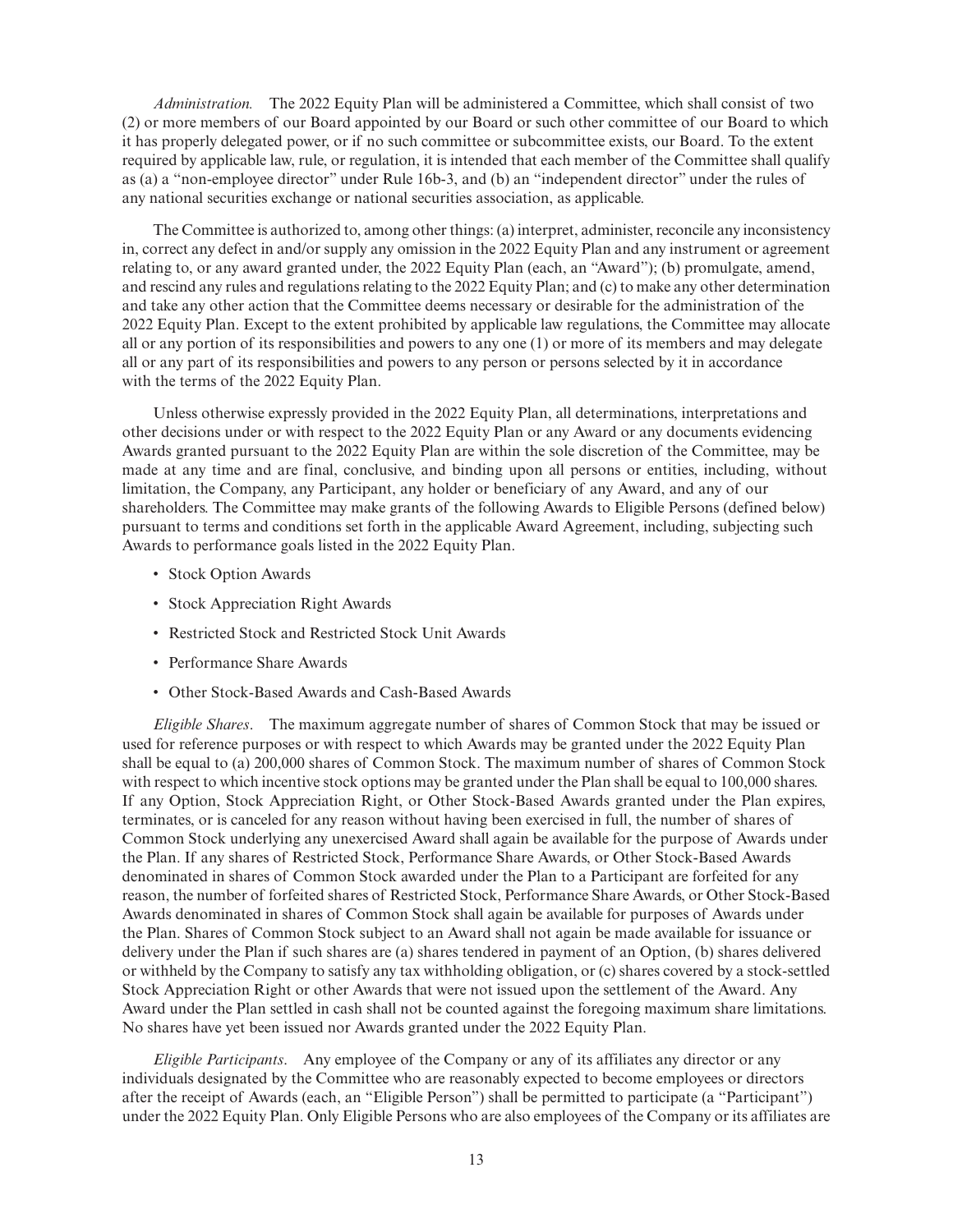*Administration.* The 2022 Equity Plan will be administered a Committee, which shall consist of two (2) or more members of our Board appointed by our Board or such other committee of our Board to which it has properly delegated power, or if no such committee or subcommittee exists, our Board. To the extent required by applicable law, rule, or regulation, it is intended that each member of the Committee shall qualify as (a) a "non-employee director" under Rule 16b-3, and (b) an "independent director" under the rules of any national securities exchange or national securities association, as applicable.

The Committee is authorized to, among other things: (a) interpret, administer, reconcile any inconsistency in, correct any defect in and/or supply any omission in the 2022 Equity Plan and any instrument or agreement relating to, or any award granted under, the 2022 Equity Plan (each, an "Award"); (b) promulgate, amend, and rescind any rules and regulations relating to the 2022 Equity Plan; and (c) to make any other determination and take any other action that the Committee deems necessary or desirable for the administration of the 2022 Equity Plan. Except to the extent prohibited by applicable law regulations, the Committee may allocate all or any portion of its responsibilities and powers to any one (1) or more of its members and may delegate all or any part of its responsibilities and powers to any person or persons selected by it in accordance with the terms of the 2022 Equity Plan.

Unless otherwise expressly provided in the 2022 Equity Plan, all determinations, interpretations and other decisions under or with respect to the 2022 Equity Plan or any Award or any documents evidencing Awards granted pursuant to the 2022 Equity Plan are within the sole discretion of the Committee, may be made at any time and are final, conclusive, and binding upon all persons or entities, including, without limitation, the Company, any Participant, any holder or beneficiary of any Award, and any of our shareholders. The Committee may make grants of the following Awards to Eligible Persons (defined below) pursuant to terms and conditions set forth in the applicable Award Agreement, including, subjecting such Awards to performance goals listed in the 2022 Equity Plan.

- Stock Option Awards
- Stock Appreciation Right Awards
- Restricted Stock and Restricted Stock Unit Awards
- Performance Share Awards
- Other Stock-Based Awards and Cash-Based Awards

*Eligible Shares*. The maximum aggregate number of shares of Common Stock that may be issued or used for reference purposes or with respect to which Awards may be granted under the 2022 Equity Plan shall be equal to (a) 200,000 shares of Common Stock. The maximum number of shares of Common Stock with respect to which incentive stock options may be granted under the Plan shall be equal to 100,000 shares. If any Option, Stock Appreciation Right, or Other Stock-Based Awards granted under the Plan expires, terminates, or is canceled for any reason without having been exercised in full, the number of shares of Common Stock underlying any unexercised Award shall again be available for the purpose of Awards under the Plan. If any shares of Restricted Stock, Performance Share Awards, or Other Stock-Based Awards denominated in shares of Common Stock awarded under the Plan to a Participant are forfeited for any reason, the number of forfeited shares of Restricted Stock, Performance Share Awards, or Other Stock-Based Awards denominated in shares of Common Stock shall again be available for purposes of Awards under the Plan. Shares of Common Stock subject to an Award shall not again be made available for issuance or delivery under the Plan if such shares are (a) shares tendered in payment of an Option, (b) shares delivered or withheld by the Company to satisfy any tax withholding obligation, or (c) shares covered by a stock-settled Stock Appreciation Right or other Awards that were not issued upon the settlement of the Award. Any Award under the Plan settled in cash shall not be counted against the foregoing maximum share limitations. No shares have yet been issued nor Awards granted under the 2022 Equity Plan.

*Eligible Participants*. Any employee of the Company or any of its affiliates any director or any individuals designated by the Committee who are reasonably expected to become employees or directors after the receipt of Awards (each, an "Eligible Person") shall be permitted to participate (a "Participant") under the 2022 Equity Plan. Only Eligible Persons who are also employees of the Company or its affiliates are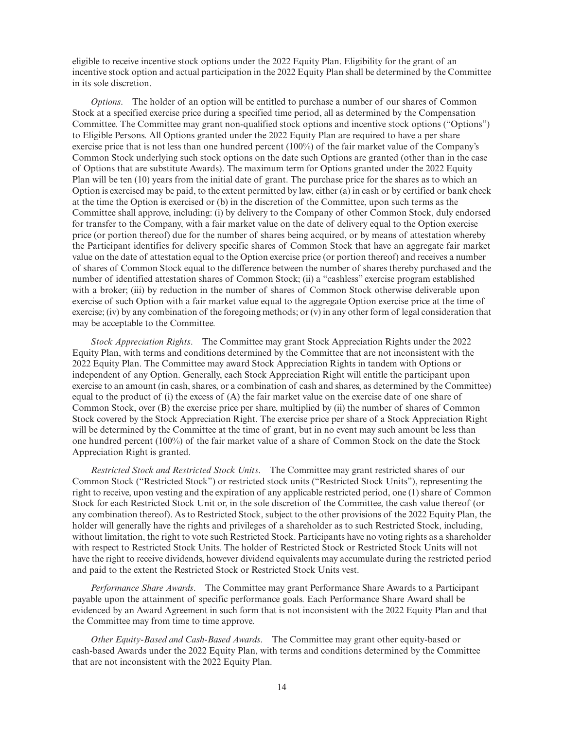eligible to receive incentive stock options under the 2022 Equity Plan. Eligibility for the grant of an incentive stock option and actual participation in the 2022 Equity Plan shall be determined by the Committee in its sole discretion.

*Options*. The holder of an option will be entitled to purchase a number of our shares of Common Stock at a specified exercise price during a specified time period, all as determined by the Compensation Committee. The Committee may grant non-qualified stock options and incentive stock options ("Options") to Eligible Persons. All Options granted under the 2022 Equity Plan are required to have a per share exercise price that is not less than one hundred percent (100%) of the fair market value of the Company's Common Stock underlying such stock options on the date such Options are granted (other than in the case of Options that are substitute Awards). The maximum term for Options granted under the 2022 Equity Plan will be ten (10) years from the initial date of grant. The purchase price for the shares as to which an Option is exercised may be paid, to the extent permitted by law, either (a) in cash or by certified or bank check at the time the Option is exercised or (b) in the discretion of the Committee, upon such terms as the Committee shall approve, including: (i) by delivery to the Company of other Common Stock, duly endorsed for transfer to the Company, with a fair market value on the date of delivery equal to the Option exercise price (or portion thereof) due for the number of shares being acquired, or by means of attestation whereby the Participant identifies for delivery specific shares of Common Stock that have an aggregate fair market value on the date of attestation equal to the Option exercise price (or portion thereof) and receives a number of shares of Common Stock equal to the difference between the number of shares thereby purchased and the number of identified attestation shares of Common Stock; (ii) a "cashless" exercise program established with a broker; (iii) by reduction in the number of shares of Common Stock otherwise deliverable upon exercise of such Option with a fair market value equal to the aggregate Option exercise price at the time of exercise; (iv) by any combination of the foregoing methods; or (v) in any other form of legal consideration that may be acceptable to the Committee.

*Stock Appreciation Rights*. The Committee may grant Stock Appreciation Rights under the 2022 Equity Plan, with terms and conditions determined by the Committee that are not inconsistent with the 2022 Equity Plan. The Committee may award Stock Appreciation Rights in tandem with Options or independent of any Option. Generally, each Stock Appreciation Right will entitle the participant upon exercise to an amount (in cash, shares, or a combination of cash and shares, as determined by the Committee) equal to the product of (i) the excess of (A) the fair market value on the exercise date of one share of Common Stock, over (B) the exercise price per share, multiplied by (ii) the number of shares of Common Stock covered by the Stock Appreciation Right. The exercise price per share of a Stock Appreciation Right will be determined by the Committee at the time of grant, but in no event may such amount be less than one hundred percent (100%) of the fair market value of a share of Common Stock on the date the Stock Appreciation Right is granted.

*Restricted Stock and Restricted Stock Units*. The Committee may grant restricted shares of our Common Stock ("Restricted Stock") or restricted stock units ("Restricted Stock Units"), representing the right to receive, upon vesting and the expiration of any applicable restricted period, one (1) share of Common Stock for each Restricted Stock Unit or, in the sole discretion of the Committee, the cash value thereof (or any combination thereof). As to Restricted Stock, subject to the other provisions of the 2022 Equity Plan, the holder will generally have the rights and privileges of a shareholder as to such Restricted Stock, including, without limitation, the right to vote such Restricted Stock. Participants have no voting rights as a shareholder with respect to Restricted Stock Units. The holder of Restricted Stock or Restricted Stock Units will not have the right to receive dividends, however dividend equivalents may accumulate during the restricted period and paid to the extent the Restricted Stock or Restricted Stock Units vest.

*Performance Share Awards*. The Committee may grant Performance Share Awards to a Participant payable upon the attainment of specific performance goals. Each Performance Share Award shall be evidenced by an Award Agreement in such form that is not inconsistent with the 2022 Equity Plan and that the Committee may from time to time approve.

*Other Equity-Based and Cash-Based Awards*. The Committee may grant other equity-based or cash-based Awards under the 2022 Equity Plan, with terms and conditions determined by the Committee that are not inconsistent with the 2022 Equity Plan.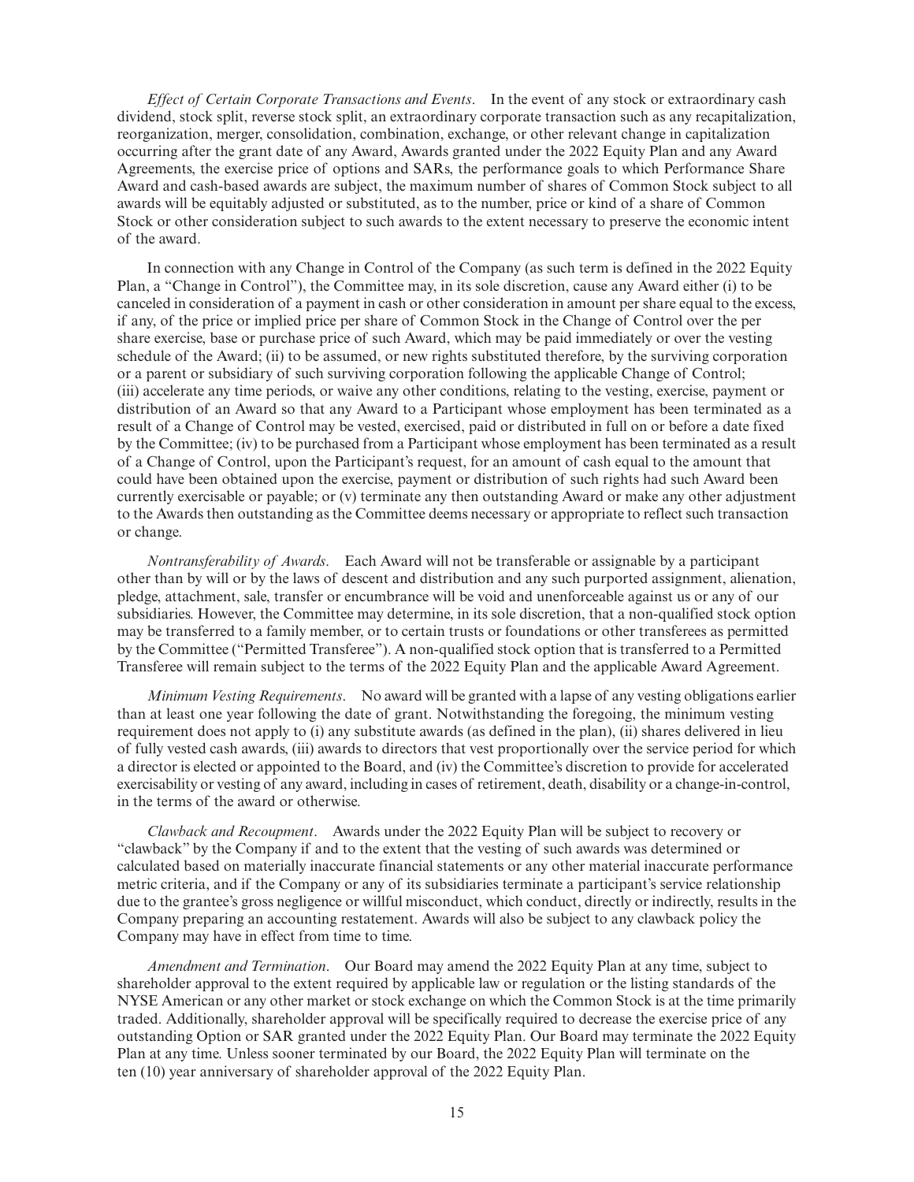*Effect of Certain Corporate Transactions and Events*. In the event of any stock or extraordinary cash dividend, stock split, reverse stock split, an extraordinary corporate transaction such as any recapitalization, reorganization, merger, consolidation, combination, exchange, or other relevant change in capitalization occurring after the grant date of any Award, Awards granted under the 2022 Equity Plan and any Award Agreements, the exercise price of options and SARs, the performance goals to which Performance Share Award and cash-based awards are subject, the maximum number of shares of Common Stock subject to all awards will be equitably adjusted or substituted, as to the number, price or kind of a share of Common Stock or other consideration subject to such awards to the extent necessary to preserve the economic intent of the award.

In connection with any Change in Control of the Company (as such term is defined in the 2022 Equity Plan, a "Change in Control"), the Committee may, in its sole discretion, cause any Award either (i) to be canceled in consideration of a payment in cash or other consideration in amount per share equal to the excess, if any, of the price or implied price per share of Common Stock in the Change of Control over the per share exercise, base or purchase price of such Award, which may be paid immediately or over the vesting schedule of the Award; (ii) to be assumed, or new rights substituted therefore, by the surviving corporation or a parent or subsidiary of such surviving corporation following the applicable Change of Control; (iii) accelerate any time periods, or waive any other conditions, relating to the vesting, exercise, payment or distribution of an Award so that any Award to a Participant whose employment has been terminated as a result of a Change of Control may be vested, exercised, paid or distributed in full on or before a date fixed by the Committee; (iv) to be purchased from a Participant whose employment has been terminated as a result of a Change of Control, upon the Participant's request, for an amount of cash equal to the amount that could have been obtained upon the exercise, payment or distribution of such rights had such Award been currently exercisable or payable; or (v) terminate any then outstanding Award or make any other adjustment to the Awards then outstanding as the Committee deems necessary or appropriate to reflect such transaction or change.

*Nontransferability of Awards*. Each Award will not be transferable or assignable by a participant other than by will or by the laws of descent and distribution and any such purported assignment, alienation, pledge, attachment, sale, transfer or encumbrance will be void and unenforceable against us or any of our subsidiaries. However, the Committee may determine, in its sole discretion, that a non-qualified stock option may be transferred to a family member, or to certain trusts or foundations or other transferees as permitted by the Committee ("Permitted Transferee"). A non-qualified stock option that is transferred to a Permitted Transferee will remain subject to the terms of the 2022 Equity Plan and the applicable Award Agreement.

*Minimum Vesting Requirements*. No award will be granted with a lapse of any vesting obligations earlier than at least one year following the date of grant. Notwithstanding the foregoing, the minimum vesting requirement does not apply to (i) any substitute awards (as defined in the plan), (ii) shares delivered in lieu of fully vested cash awards, (iii) awards to directors that vest proportionally over the service period for which a director is elected or appointed to the Board, and (iv) the Committee's discretion to provide for accelerated exercisability or vesting of any award, including in cases of retirement, death, disability or a change-in-control, in the terms of the award or otherwise.

*Clawback and Recoupment*. Awards under the 2022 Equity Plan will be subject to recovery or "clawback" by the Company if and to the extent that the vesting of such awards was determined or calculated based on materially inaccurate financial statements or any other material inaccurate performance metric criteria, and if the Company or any of its subsidiaries terminate a participant's service relationship due to the grantee's gross negligence or willful misconduct, which conduct, directly or indirectly, results in the Company preparing an accounting restatement. Awards will also be subject to any clawback policy the Company may have in effect from time to time.

*Amendment and Termination*. Our Board may amend the 2022 Equity Plan at any time, subject to shareholder approval to the extent required by applicable law or regulation or the listing standards of the NYSE American or any other market or stock exchange on which the Common Stock is at the time primarily traded. Additionally, shareholder approval will be specifically required to decrease the exercise price of any outstanding Option or SAR granted under the 2022 Equity Plan. Our Board may terminate the 2022 Equity Plan at any time. Unless sooner terminated by our Board, the 2022 Equity Plan will terminate on the ten (10) year anniversary of shareholder approval of the 2022 Equity Plan.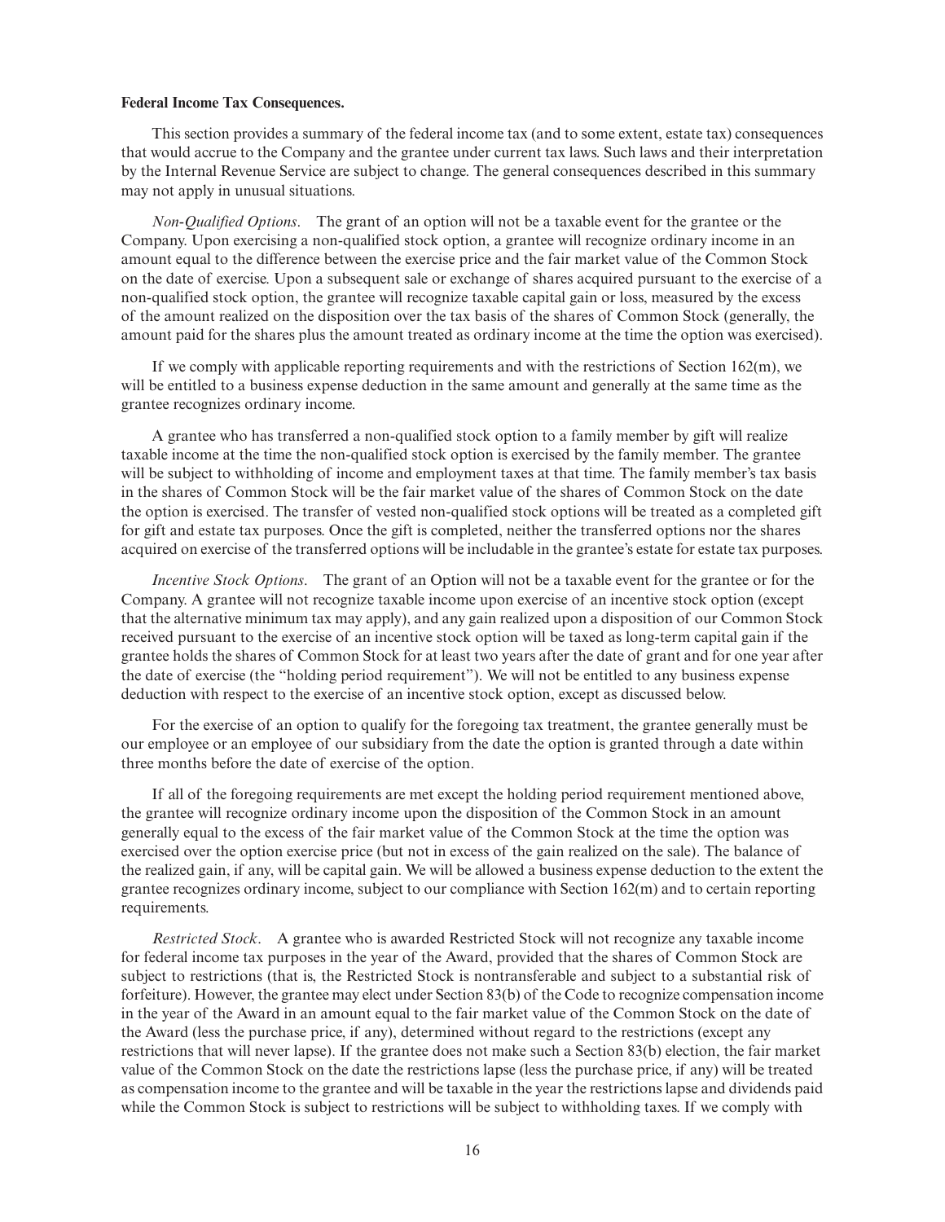**Federal Income Tax Consequences.**

This section provides a summary of the federal income tax (and to some extent, estate tax) consequences that would accrue to the Company and the grantee under current tax laws. Such laws and their interpretation by the Internal Revenue Service are subject to change. The general consequences described in this summary may not apply in unusual situations.

*Non-Qualified Options*. The grant of an option will not be a taxable event for the grantee or the Company. Upon exercising a non-qualified stock option, a grantee will recognize ordinary income in an amount equal to the difference between the exercise price and the fair market value of the Common Stock on the date of exercise. Upon a subsequent sale or exchange of shares acquired pursuant to the exercise of a non-qualified stock option, the grantee will recognize taxable capital gain or loss, measured by the excess of the amount realized on the disposition over the tax basis of the shares of Common Stock (generally, the amount paid for the shares plus the amount treated as ordinary income at the time the option was exercised).

If we comply with applicable reporting requirements and with the restrictions of Section 162(m), we will be entitled to a business expense deduction in the same amount and generally at the same time as the grantee recognizes ordinary income.

A grantee who has transferred a non-qualified stock option to a family member by gift will realize taxable income at the time the non-qualified stock option is exercised by the family member. The grantee will be subject to withholding of income and employment taxes at that time. The family member's tax basis in the shares of Common Stock will be the fair market value of the shares of Common Stock on the date the option is exercised. The transfer of vested non-qualified stock options will be treated as a completed gift for gift and estate tax purposes. Once the gift is completed, neither the transferred options nor the shares acquired on exercise of the transferred options will be includable in the grantee's estate for estate tax purposes.

*Incentive Stock Options*. The grant of an Option will not be a taxable event for the grantee or for the Company. A grantee will not recognize taxable income upon exercise of an incentive stock option (except that the alternative minimum tax may apply), and any gain realized upon a disposition of our Common Stock received pursuant to the exercise of an incentive stock option will be taxed as long-term capital gain if the grantee holds the shares of Common Stock for at least two years after the date of grant and for one year after the date of exercise (the "holding period requirement"). We will not be entitled to any business expense deduction with respect to the exercise of an incentive stock option, except as discussed below.

For the exercise of an option to qualify for the foregoing tax treatment, the grantee generally must be our employee or an employee of our subsidiary from the date the option is granted through a date within three months before the date of exercise of the option.

If all of the foregoing requirements are met except the holding period requirement mentioned above, the grantee will recognize ordinary income upon the disposition of the Common Stock in an amount generally equal to the excess of the fair market value of the Common Stock at the time the option was exercised over the option exercise price (but not in excess of the gain realized on the sale). The balance of the realized gain, if any, will be capital gain. We will be allowed a business expense deduction to the extent the grantee recognizes ordinary income, subject to our compliance with Section 162(m) and to certain reporting requirements.

*Restricted Stock*. A grantee who is awarded Restricted Stock will not recognize any taxable income for federal income tax purposes in the year of the Award, provided that the shares of Common Stock are subject to restrictions (that is, the Restricted Stock is nontransferable and subject to a substantial risk of forfeiture). However, the grantee may elect under Section 83(b) of the Code to recognize compensation income in the year of the Award in an amount equal to the fair market value of the Common Stock on the date of the Award (less the purchase price, if any), determined without regard to the restrictions (except any restrictions that will never lapse). If the grantee does not make such a Section 83(b) election, the fair market value of the Common Stock on the date the restrictions lapse (less the purchase price, if any) will be treated as compensation income to the grantee and will be taxable in the year the restrictions lapse and dividends paid while the Common Stock is subject to restrictions will be subject to withholding taxes. If we comply with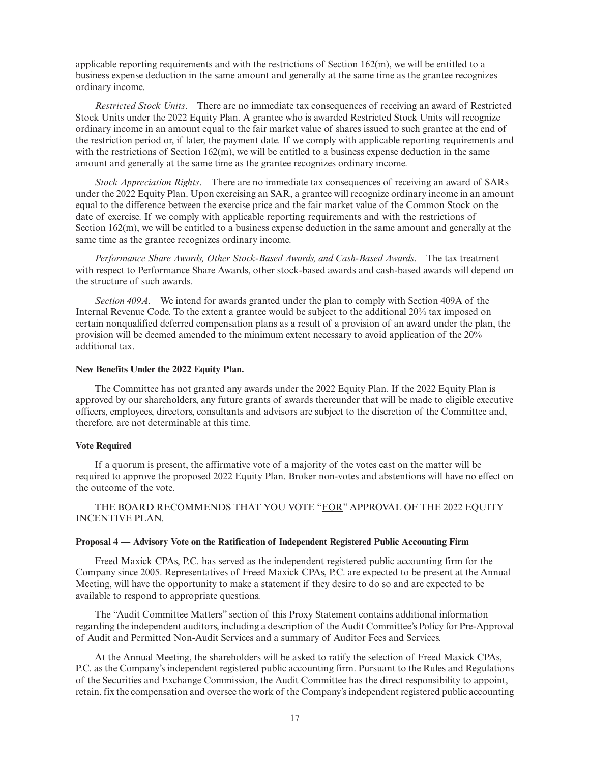applicable reporting requirements and with the restrictions of Section 162(m), we will be entitled to a business expense deduction in the same amount and generally at the same time as the grantee recognizes ordinary income.

*Restricted Stock Units*. There are no immediate tax consequences of receiving an award of Restricted Stock Units under the 2022 Equity Plan. A grantee who is awarded Restricted Stock Units will recognize ordinary income in an amount equal to the fair market value of shares issued to such grantee at the end of the restriction period or, if later, the payment date. If we comply with applicable reporting requirements and with the restrictions of Section 162(m), we will be entitled to a business expense deduction in the same amount and generally at the same time as the grantee recognizes ordinary income.

*Stock Appreciation Rights*. There are no immediate tax consequences of receiving an award of SARs under the 2022 Equity Plan. Upon exercising an SAR, a grantee will recognize ordinary income in an amount equal to the difference between the exercise price and the fair market value of the Common Stock on the date of exercise. If we comply with applicable reporting requirements and with the restrictions of Section 162(m), we will be entitled to a business expense deduction in the same amount and generally at the same time as the grantee recognizes ordinary income.

*Performance Share Awards, Other Stock-Based Awards, and Cash-Based Awards*. The tax treatment with respect to Performance Share Awards, other stock-based awards and cash-based awards will depend on the structure of such awards.

*Section 409A*. We intend for awards granted under the plan to comply with Section 409A of the Internal Revenue Code. To the extent a grantee would be subject to the additional 20% tax imposed on certain nonqualified deferred compensation plans as a result of a provision of an award under the plan, the provision will be deemed amended to the minimum extent necessary to avoid application of the 20% additional tax.

**New Benefits Under the 2022 Equity Plan.**

The Committee has not granted any awards under the 2022 Equity Plan. If the 2022 Equity Plan is approved by our shareholders, any future grants of awards thereunder that will be made to eligible executive officers, employees, directors, consultants and advisors are subject to the discretion of the Committee and, therefore, are not determinable at this time.

**Vote Required**

If a quorum is present, the affirmative vote of a majority of the votes cast on the matter will be required to approve the proposed 2022 Equity Plan. Broker non-votes and abstentions will have no effect on the outcome of the vote.

THE BOARD RECOMMENDS THAT YOU VOTE "FOR" APPROVAL OF THE 2022 EQUITY INCENTIVE PLAN.

**Proposal 4 — Advisory Vote on the Ratification of Independent Registered Public Accounting Firm**

Freed Maxick CPAs, P.C. has served as the independent registered public accounting firm for the Company since 2005. Representatives of Freed Maxick CPAs, P.C. are expected to be present at the Annual Meeting, will have the opportunity to make a statement if they desire to do so and are expected to be available to respond to appropriate questions.

The "Audit Committee Matters" section of this Proxy Statement contains additional information regarding the independent auditors, including a description of the Audit Committee's Policy for Pre-Approval of Audit and Permitted Non-Audit Services and a summary of Auditor Fees and Services.

At the Annual Meeting, the shareholders will be asked to ratify the selection of Freed Maxick CPAs, P.C. as the Company's independent registered public accounting firm. Pursuant to the Rules and Regulations of the Securities and Exchange Commission, the Audit Committee has the direct responsibility to appoint, retain, fix the compensation and oversee the work of the Company's independent registered public accounting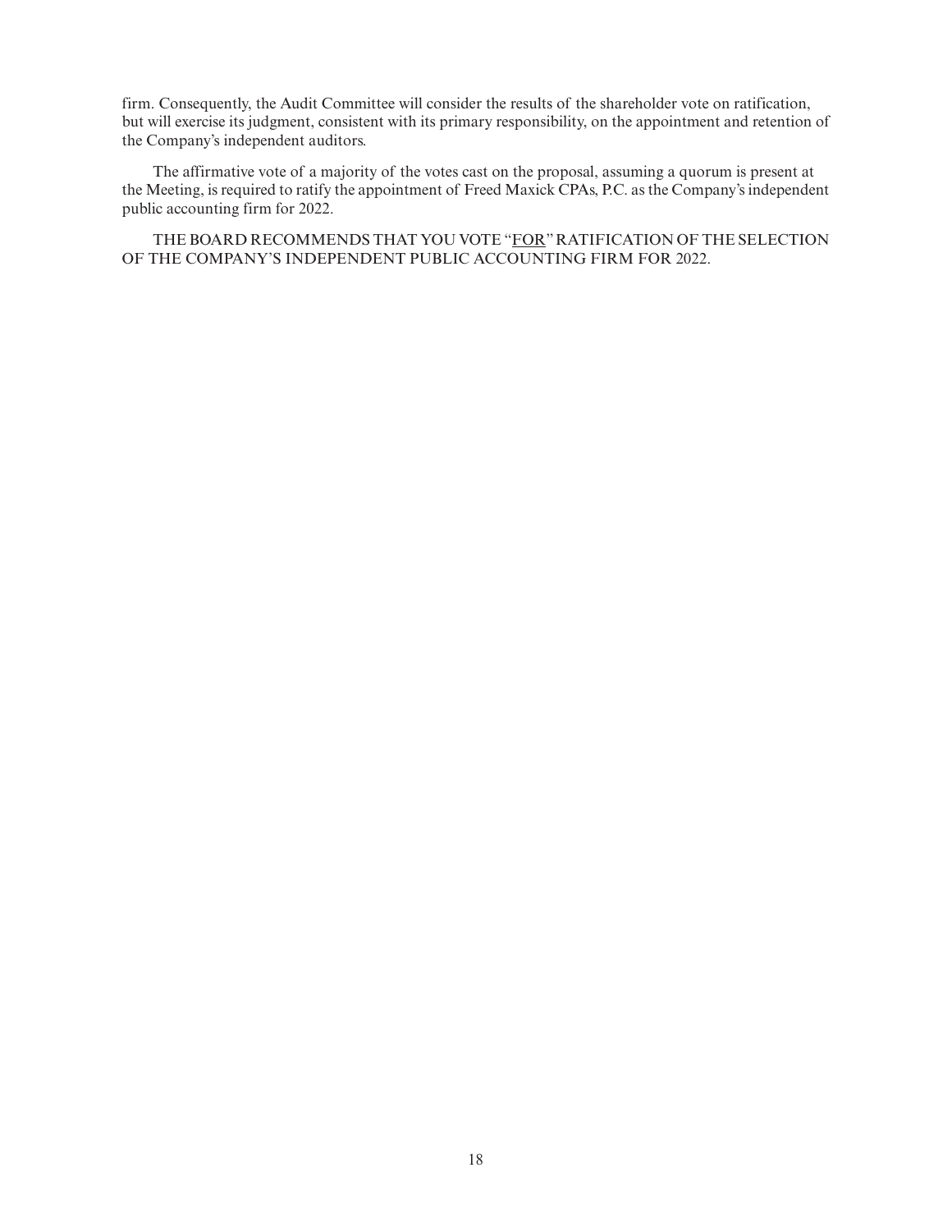firm. Consequently, the Audit Committee will consider the results of the shareholder vote on ratification, but will exercise its judgment, consistent with its primary responsibility, on the appointment and retention of the Company's independent auditors.

The affirmative vote of a majority of the votes cast on the proposal, assuming a quorum is present at the Meeting, is required to ratify the appointment of Freed Maxick CPAs, P.C. as the Company's independent public accounting firm for 2022.

THE BOARD RECOMMENDS THAT YOU VOTE "FOR" RATIFICATION OF THE SELECTION OF THE COMPANY'S INDEPENDENT PUBLIC ACCOUNTING FIRM FOR 2022.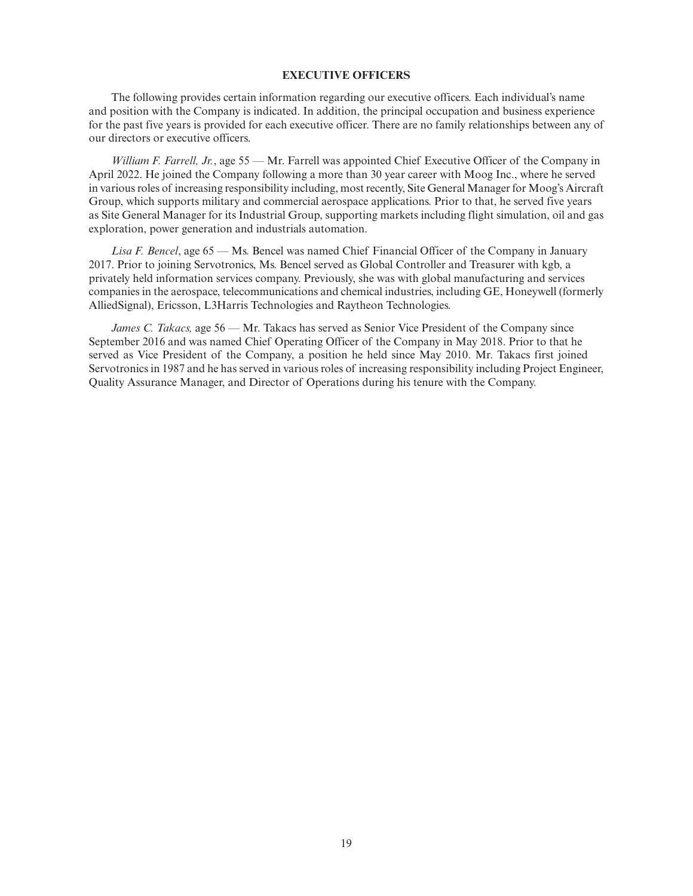## EXECUTIVE OFFICERS

The following provides certain information regarding our executive officers. Each individual's name and position with the Company is indicated. In addition, the principal occupation and business experience for the past five years is provided for each executive officer. There are no family relationships between any of our directors or executive officers.

*William F. Farrell, Jr.*, age 55 — Mr. Farrell was appointed Chief Executive Officer of the Company in April 2022. He joined the Company following a more than 30 year career with Moog Inc., where he served in various roles of increasing responsibility including, most recently, Site General Manager for Moog's Aircraft Group, which supports military and commercial aerospace applications. Prior to that, he served five years as Site General Manager for its Industrial Group, supporting markets including flight simulation, oil and gas exploration, power generation and industrials automation.

*Lisa F. Bencel*, age 65 — Ms. Bencel was named Chief Financial Officer of the Company in January 2017. Prior to joining Servotronics, Ms. Bencel served as Global Controller and Treasurer with kgb, a privately held information services company. Previously, she was with global manufacturing and services companies in the aerospace, telecommunications and chemical industries, including GE, Honeywell (formerly AlliedSignal), Ericsson, L3Harris Technologies and Raytheon Technologies.

*James C. Takacs,* age 56 — Mr. Takacs has served as Senior Vice President of the Company since September 2016 and was named Chief Operating Officer of the Company in May 2018. Prior to that he served as Vice President of the Company, a position he held since May 2010. Mr. Takacs first joined Servotronics in 1987 and he has served in various roles of increasing responsibility including Project Engineer, Quality Assurance Manager, and Director of Operations during his tenure with the Company.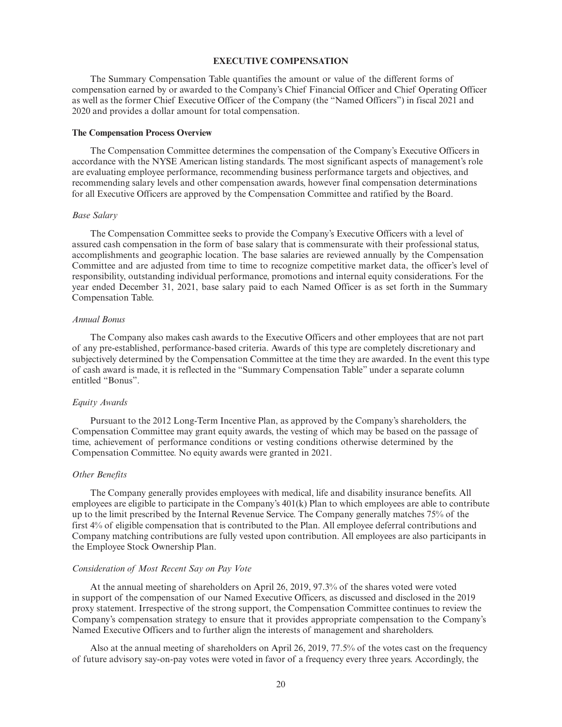## EXECUTIVE COMPENSATION

The Summary Compensation Table quantifies the amount or value of the different forms of compensation earned by or awarded to the Company's Chief Financial Officer and Chief Operating Officer as well as the former Chief Executive Officer of the Company (the "Named Officers") in fiscal 2021 and 2020 and provides a dollar amount for total compensation.

### The Compensation Process Overview

The Compensation Committee determines the compensation of the Company's Executive Officers in accordance with the NYSE American listing standards. The most significant aspects of management's role are evaluating employee performance, recommending business performance targets and objectives, and recommending salary levels and other compensation awards, however final compensation determinations for all Executive Officers are approved by the Compensation Committee and ratified by the Board.

#### *Base Salary*

The Compensation Committee seeks to provide the Company's Executive Officers with a level of assured cash compensation in the form of base salary that is commensurate with their professional status, accomplishments and geographic location. The base salaries are reviewed annually by the Compensation Committee and are adjusted from time to time to recognize competitive market data, the officer's level of responsibility, outstanding individual performance, promotions and internal equity considerations. For the year ended December 31, 2021, base salary paid to each Named Officer is as set forth in the Summary Compensation Table.

#### *Annual Bonus*

The Company also makes cash awards to the Executive Officers and other employees that are not part of any pre-established, performance-based criteria. Awards of this type are completely discretionary and subjectively determined by the Compensation Committee at the time they are awarded. In the event this type of cash award is made, it is reflected in the "Summary Compensation Table" under a separate column entitled "Bonus".

#### *Equity Awards*

Pursuant to the 2012 Long-Term Incentive Plan, as approved by the Company's shareholders, the Compensation Committee may grant equity awards, the vesting of which may be based on the passage of time, achievement of performance conditions or vesting conditions otherwise determined by the Compensation Committee. No equity awards were granted in 2021.

#### *Other Benefits*

The Company generally provides employees with medical, life and disability insurance benefits. All employees are eligible to participate in the Company's 401(k) Plan to which employees are able to contribute up to the limit prescribed by the Internal Revenue Service. The Company generally matches 75% of the first 4% of eligible compensation that is contributed to the Plan. All employee deferral contributions and Company matching contributions are fully vested upon contribution. All employees are also participants in the Employee Stock Ownership Plan.

#### *Consideration of Most Recent Say on Pay Vote*

At the annual meeting of shareholders on April 26, 2019, 97.3% of the shares voted were voted in support of the compensation of our Named Executive Officers, as discussed and disclosed in the 2019 proxy statement. Irrespective of the strong support, the Compensation Committee continues to review the Company's compensation strategy to ensure that it provides appropriate compensation to the Company's Named Executive Officers and to further align the interests of management and shareholders.

Also at the annual meeting of shareholders on April 26, 2019, 77.5% of the votes cast on the frequency of future advisory say-on-pay votes were voted in favor of a frequency every three years. Accordingly, the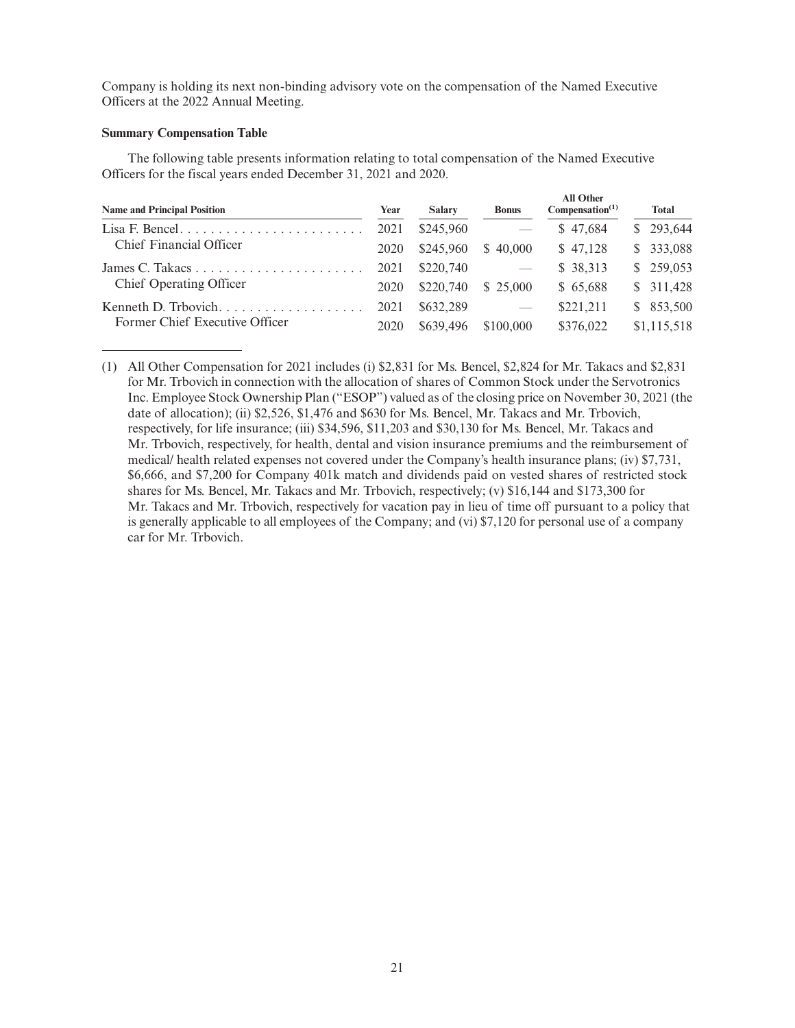Company is holding its next non-binding advisory vote on the compensation of the Named Executive Officers at the 2022 Annual Meeting.

**Summary Compensation Table**

The following table presents information relating to total compensation of the Named Executive Officers for the fiscal years ended December 31, 2021 and 2020.

| Name and Principal Position | Year | Salary | Bonus | All Other Compensation[(1)] | Total |
|---|---|---|---|---|---|
| Lisa F. Bencel | 2021 | $245,960 | — | $ 47,684 | $ 293,644 |
| Chief Financial Officer | 2020 | $245,960 | $ 40,000 | $ 47,128 | $ 333,088 |
| James C. Takacs | 2021 | $220,740 | — | $ 38,313 | $ 259,053 |
| Chief Operating Officer | 2020 | $220,740 | $ 25,000 | $ 65,688 | $ 311,428 |
| Kenneth D. Trbovich | 2021 | $632,289 | — | $221,211 | $ 853,500 |
| Former Chief Executive Officer | 2020 | $639,496 | $100,000 | $376,022 | $1,115,518 |

(1) All Other Compensation for 2021 includes (i) $2,831 for Ms. Bencel, $2,824 for Mr. Takacs and $2,831 for Mr. Trbovich in connection with the allocation of shares of Common Stock under the Servotronics Inc. Employee Stock Ownership Plan ("ESOP") valued as of the closing price on November 30, 2021 (the date of allocation); (ii) $2,526, $1,476 and $630 for Ms. Bencel, Mr. Takacs and Mr. Trbovich, respectively, for life insurance; (iii) $34,596, $11,203 and $30,130 for Ms. Bencel, Mr. Takacs and Mr. Trbovich, respectively, for health, dental and vision insurance premiums and the reimbursement of medical/ health related expenses not covered under the Company's health insurance plans; (iv) $7,731, $6,666, and $7,200 for Company 401k match and dividends paid on vested shares of restricted stock shares for Ms. Bencel, Mr. Takacs and Mr. Trbovich, respectively; (v) $16,144 and $173,300 for Mr. Takacs and Mr. Trbovich, respectively for vacation pay in lieu of time off pursuant to a policy that is generally applicable to all employees of the Company; and (vi) $7,120 for personal use of a company car for Mr. Trbovich.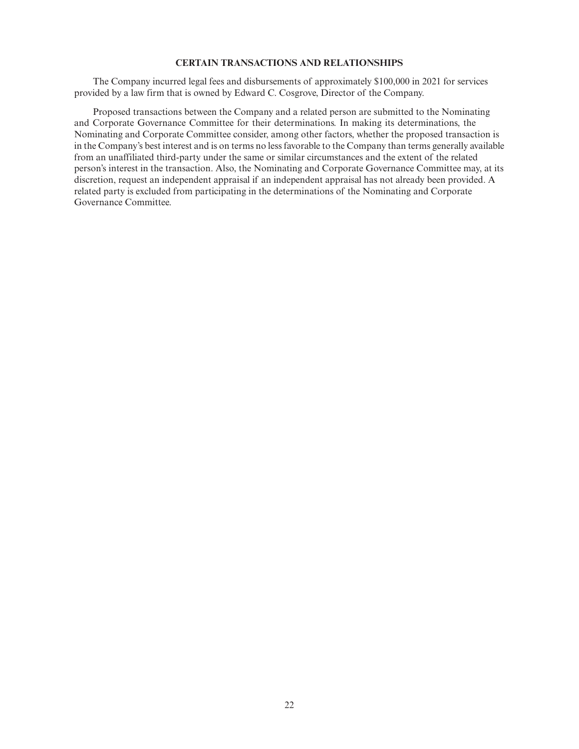## CERTAIN TRANSACTIONS AND RELATIONSHIPS

The Company incurred legal fees and disbursements of approximately $100,000 in 2021 for services provided by a law firm that is owned by Edward C. Cosgrove, Director of the Company.

Proposed transactions between the Company and a related person are submitted to the Nominating and Corporate Governance Committee for their determinations. In making its determinations, the Nominating and Corporate Committee consider, among other factors, whether the proposed transaction is in the Company's best interest and is on terms no less favorable to the Company than terms generally available from an unaffiliated third-party under the same or similar circumstances and the extent of the related person's interest in the transaction. Also, the Nominating and Corporate Governance Committee may, at its discretion, request an independent appraisal if an independent appraisal has not already been provided. A related party is excluded from participating in the determinations of the Nominating and Corporate Governance Committee.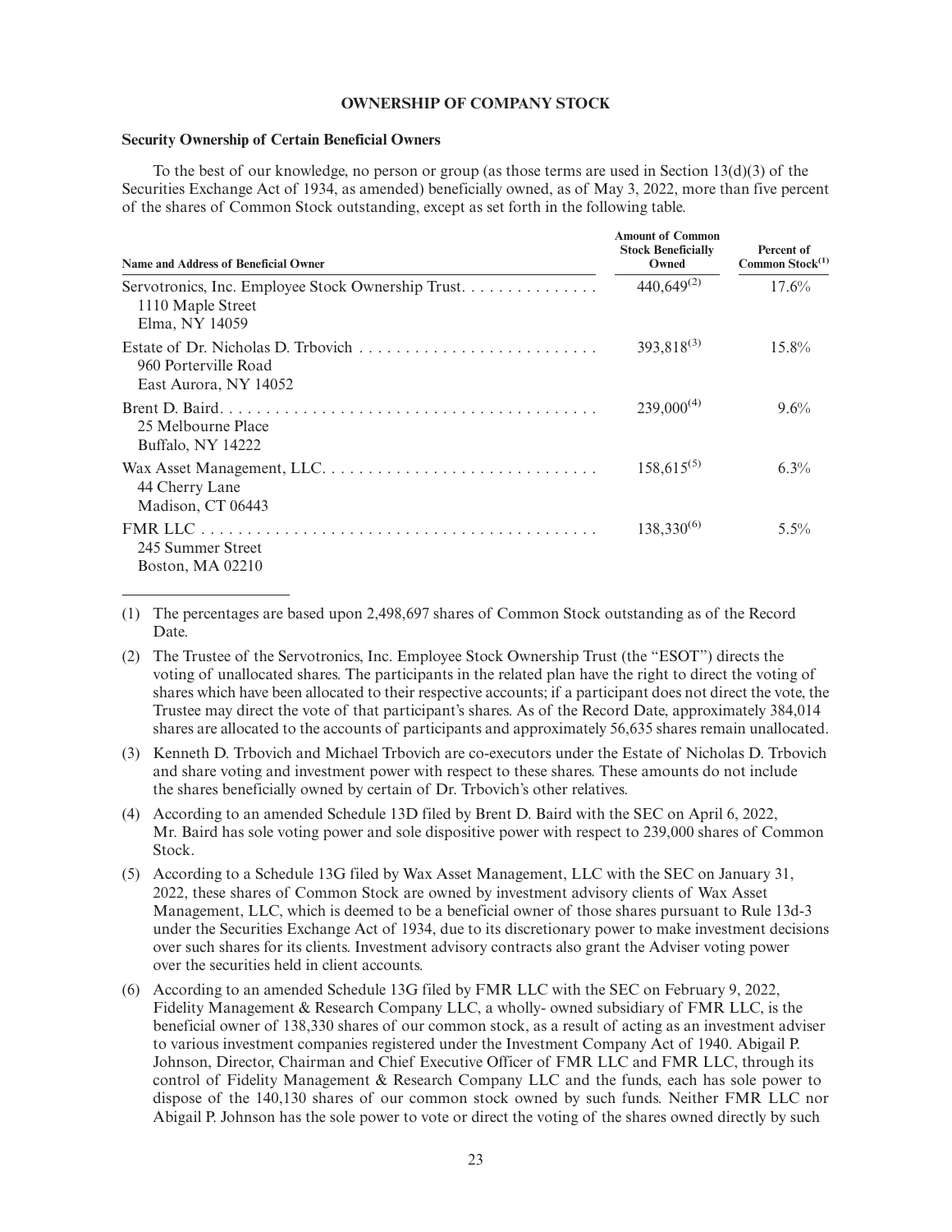## OWNERSHIP OF COMPANY STOCK

### Security Ownership of Certain Beneficial Owners

To the best of our knowledge, no person or group (as those terms are used in Section 13(d)(3) of the Securities Exchange Act of 1934, as amended) beneficially owned, as of May 3, 2022, more than five percent of the shares of Common Stock outstanding, except as set forth in the following table.

| Name and Address of Beneficial Owner | Amount of Common Stock Beneficially Owned | Percent of Common Stock[(1)] |
|---|---|---|
| Servotronics, Inc. Employee Stock Ownership Trust<br>1110 Maple Street<br>Elma, NY 14059 | 440,649[(2)] | 17.6% |
| Estate of Dr. Nicholas D. Trbovich<br>960 Porterville Road<br>East Aurora, NY 14052 | 393,818[(3)] | 15.8% |
| Brent D. Baird<br>25 Melbourne Place<br>Buffalo, NY 14222 | 239,000[(4)] | 9.6% |
| Wax Asset Management, LLC<br>44 Cherry Lane<br>Madison, CT 06443 | 158,615[(5)] | 6.3% |
| FMR LLC<br>245 Summer Street<br>Boston, MA 02210 | 138,330[(6)] | 5.5% |

(1) The percentages are based upon 2,498,697 shares of Common Stock outstanding as of the Record Date.

(2) The Trustee of the Servotronics, Inc. Employee Stock Ownership Trust (the "ESOT") directs the voting of unallocated shares. The participants in the related plan have the right to direct the voting of shares which have been allocated to their respective accounts; if a participant does not direct the vote, the Trustee may direct the vote of that participant's shares. As of the Record Date, approximately 384,014 shares are allocated to the accounts of participants and approximately 56,635 shares remain unallocated.

(3) Kenneth D. Trbovich and Michael Trbovich are co-executors under the Estate of Nicholas D. Trbovich and share voting and investment power with respect to these shares. These amounts do not include the shares beneficially owned by certain of Dr. Trbovich's other relatives.

(4) According to an amended Schedule 13D filed by Brent D. Baird with the SEC on April 6, 2022, Mr. Baird has sole voting power and sole dispositive power with respect to 239,000 shares of Common Stock.

(5) According to a Schedule 13G filed by Wax Asset Management, LLC with the SEC on January 31, 2022, these shares of Common Stock are owned by investment advisory clients of Wax Asset Management, LLC, which is deemed to be a beneficial owner of those shares pursuant to Rule 13d-3 under the Securities Exchange Act of 1934, due to its discretionary power to make investment decisions over such shares for its clients. Investment advisory contracts also grant the Adviser voting power over the securities held in client accounts.

(6) According to an amended Schedule 13G filed by FMR LLC with the SEC on February 9, 2022, Fidelity Management & Research Company LLC, a wholly- owned subsidiary of FMR LLC, is the beneficial owner of 138,330 shares of our common stock, as a result of acting as an investment adviser to various investment companies registered under the Investment Company Act of 1940. Abigail P. Johnson, Director, Chairman and Chief Executive Officer of FMR LLC and FMR LLC, through its control of Fidelity Management & Research Company LLC and the funds, each has sole power to dispose of the 140,130 shares of our common stock owned by such funds. Neither FMR LLC nor Abigail P. Johnson has the sole power to vote or direct the voting of the shares owned directly by such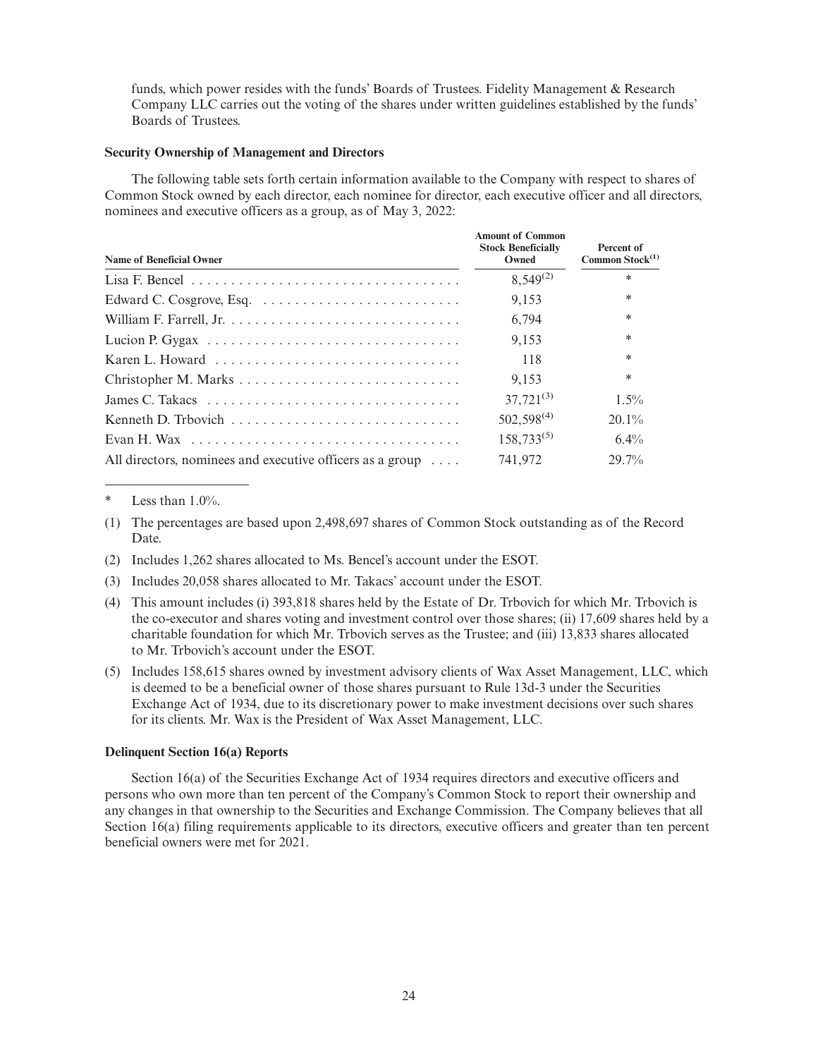funds, which power resides with the funds' Boards of Trustees. Fidelity Management & Research Company LLC carries out the voting of the shares under written guidelines established by the funds' Boards of Trustees.

### Security Ownership of Management and Directors

The following table sets forth certain information available to the Company with respect to shares of Common Stock owned by each director, each nominee for director, each executive officer and all directors, nominees and executive officers as a group, as of May 3, 2022:

| Name of Beneficial Owner | Amount of Common Stock Beneficially Owned | Percent of Common Stock[(1)] |
|---|---|---|
| Lisa F. Bencel | 8,549[(2)] | * |
| Edward C. Cosgrove, Esq. | 9,153 | * |
| William F. Farrell, Jr. | 6,794 | * |
| Lucion P. Gygax | 9,153 | * |
| Karen L. Howard | 118 | * |
| Christopher M. Marks | 9,153 | * |
| James C. Takacs | 37,721[(3)] | 1.5% |
| Kenneth D. Trbovich | 502,598[(4)] | 20.1% |
| Evan H. Wax | 158,733[(5)] | 6.4% |
| All directors, nominees and executive officers as a group | 741,972 | 29.7% |

\* Less than 1.0%.

(1) The percentages are based upon 2,498,697 shares of Common Stock outstanding as of the Record Date.

(2) Includes 1,262 shares allocated to Ms. Bencel's account under the ESOT.

(3) Includes 20,058 shares allocated to Mr. Takacs' account under the ESOT.

(4) This amount includes (i) 393,818 shares held by the Estate of Dr. Trbovich for which Mr. Trbovich is the co-executor and shares voting and investment control over those shares; (ii) 17,609 shares held by a charitable foundation for which Mr. Trbovich serves as the Trustee; and (iii) 13,833 shares allocated to Mr. Trbovich's account under the ESOT.

(5) Includes 158,615 shares owned by investment advisory clients of Wax Asset Management, LLC, which is deemed to be a beneficial owner of those shares pursuant to Rule 13d-3 under the Securities Exchange Act of 1934, due to its discretionary power to make investment decisions over such shares for its clients. Mr. Wax is the President of Wax Asset Management, LLC.

### Delinquent Section 16(a) Reports

Section 16(a) of the Securities Exchange Act of 1934 requires directors and executive officers and persons who own more than ten percent of the Company's Common Stock to report their ownership and any changes in that ownership to the Securities and Exchange Commission. The Company believes that all Section 16(a) filing requirements applicable to its directors, executive officers and greater than ten percent beneficial owners were met for 2021.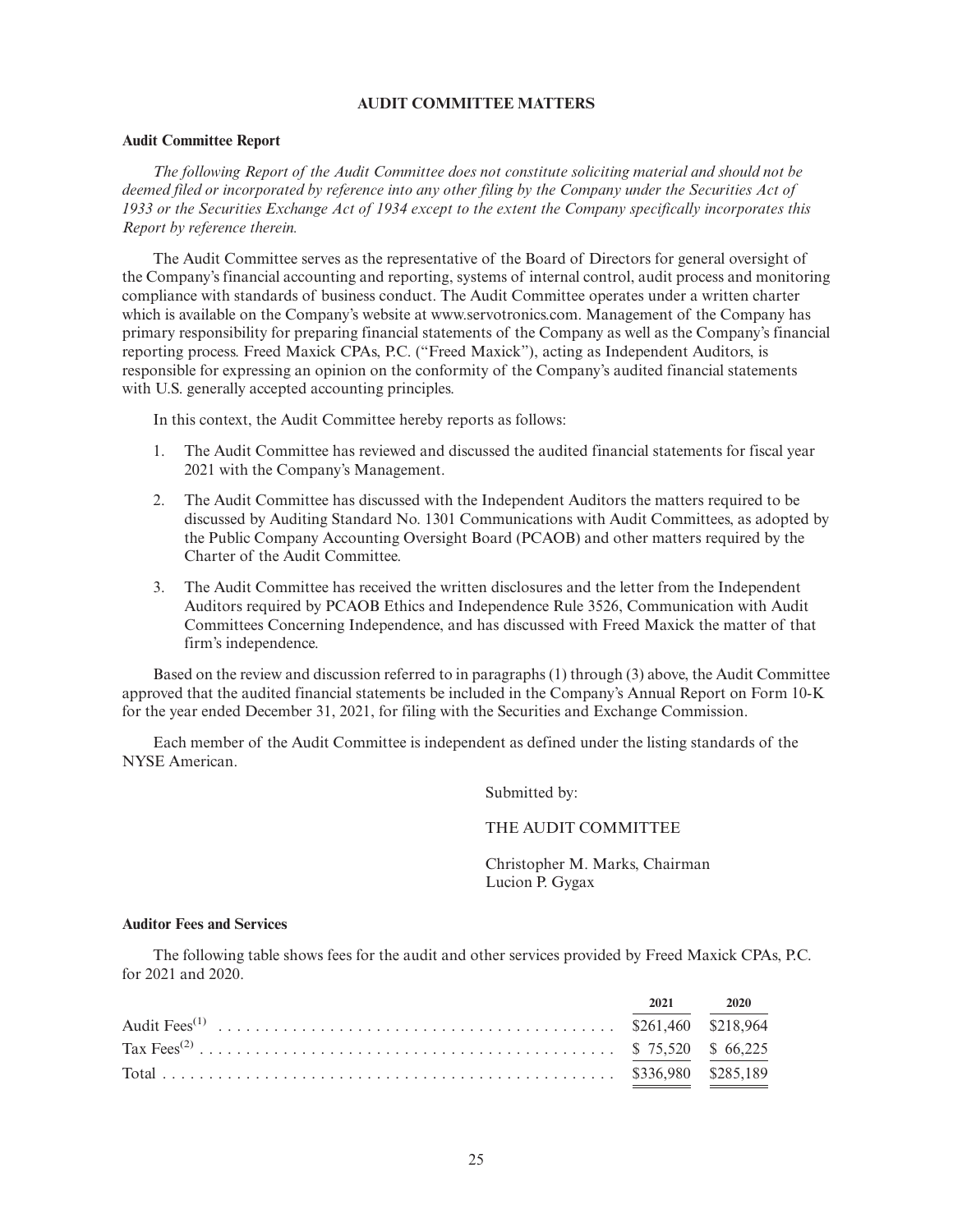## AUDIT COMMITTEE MATTERS

### Audit Committee Report

*The following Report of the Audit Committee does not constitute soliciting material and should not be deemed filed or incorporated by reference into any other filing by the Company under the Securities Act of 1933 or the Securities Exchange Act of 1934 except to the extent the Company specifically incorporates this Report by reference therein.*

The Audit Committee serves as the representative of the Board of Directors for general oversight of the Company's financial accounting and reporting, systems of internal control, audit process and monitoring compliance with standards of business conduct. The Audit Committee operates under a written charter which is available on the Company's website at www.servotronics.com. Management of the Company has primary responsibility for preparing financial statements of the Company as well as the Company's financial reporting process. Freed Maxick CPAs, P.C. ("Freed Maxick"), acting as Independent Auditors, is responsible for expressing an opinion on the conformity of the Company's audited financial statements with U.S. generally accepted accounting principles.

In this context, the Audit Committee hereby reports as follows:

1. The Audit Committee has reviewed and discussed the audited financial statements for fiscal year 2021 with the Company's Management.
2. The Audit Committee has discussed with the Independent Auditors the matters required to be discussed by Auditing Standard No. 1301 Communications with Audit Committees, as adopted by the Public Company Accounting Oversight Board (PCAOB) and other matters required by the Charter of the Audit Committee.
3. The Audit Committee has received the written disclosures and the letter from the Independent Auditors required by PCAOB Ethics and Independence Rule 3526, Communication with Audit Committees Concerning Independence, and has discussed with Freed Maxick the matter of that firm's independence.

Based on the review and discussion referred to in paragraphs (1) through (3) above, the Audit Committee approved that the audited financial statements be included in the Company's Annual Report on Form 10-K for the year ended December 31, 2021, for filing with the Securities and Exchange Commission.

Each member of the Audit Committee is independent as defined under the listing standards of the NYSE American.

Submitted by:

THE AUDIT COMMITTEE

Christopher M. Marks, Chairman
Lucion P. Gygax

### Auditor Fees and Services

The following table shows fees for the audit and other services provided by Freed Maxick CPAs, P.C. for 2021 and 2020.

| | 2021 | 2020 |
|---|---|---|
| Audit Fees[(1)] | $261,460 | $218,964 |
| Tax Fees[(2)] | $ 75,520 | $ 66,225 |
| Total | $336,980 | $285,189 |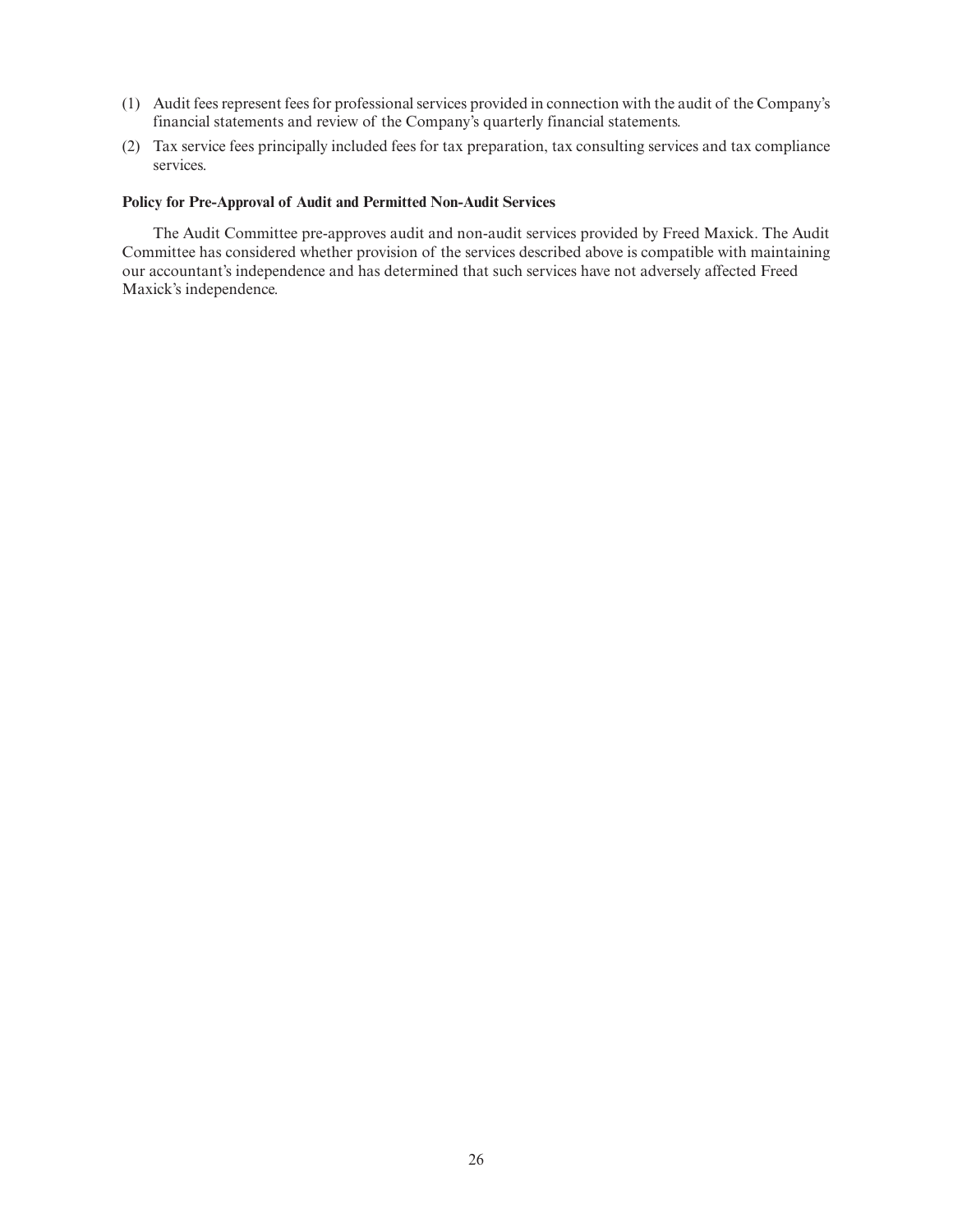(1) Audit fees represent fees for professional services provided in connection with the audit of the Company's financial statements and review of the Company's quarterly financial statements.

(2) Tax service fees principally included fees for tax preparation, tax consulting services and tax compliance services.

**Policy for Pre-Approval of Audit and Permitted Non-Audit Services**

The Audit Committee pre-approves audit and non-audit services provided by Freed Maxick. The Audit Committee has considered whether provision of the services described above is compatible with maintaining our accountant's independence and has determined that such services have not adversely affected Freed Maxick's independence.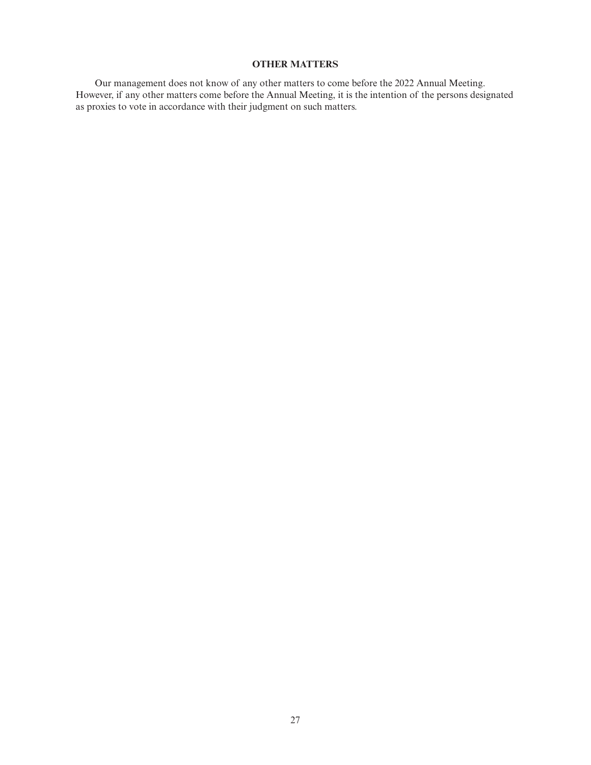## OTHER MATTERS

Our management does not know of any other matters to come before the 2022 Annual Meeting. However, if any other matters come before the Annual Meeting, it is the intention of the persons designated as proxies to vote in accordance with their judgment on such matters.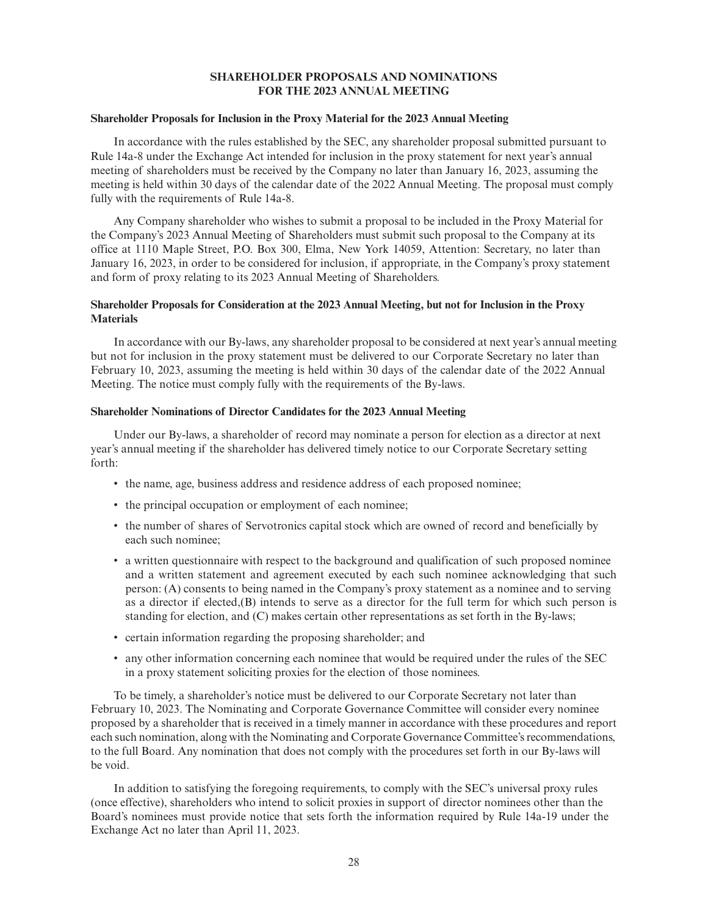## SHAREHOLDER PROPOSALS AND NOMINATIONS FOR THE 2023 ANNUAL MEETING

### Shareholder Proposals for Inclusion in the Proxy Material for the 2023 Annual Meeting

In accordance with the rules established by the SEC, any shareholder proposal submitted pursuant to Rule 14a-8 under the Exchange Act intended for inclusion in the proxy statement for next year's annual meeting of shareholders must be received by the Company no later than January 16, 2023, assuming the meeting is held within 30 days of the calendar date of the 2022 Annual Meeting. The proposal must comply fully with the requirements of Rule 14a-8.

Any Company shareholder who wishes to submit a proposal to be included in the Proxy Material for the Company's 2023 Annual Meeting of Shareholders must submit such proposal to the Company at its office at 1110 Maple Street, P.O. Box 300, Elma, New York 14059, Attention: Secretary, no later than January 16, 2023, in order to be considered for inclusion, if appropriate, in the Company's proxy statement and form of proxy relating to its 2023 Annual Meeting of Shareholders.

### Shareholder Proposals for Consideration at the 2023 Annual Meeting, but not for Inclusion in the Proxy Materials

In accordance with our By-laws, any shareholder proposal to be considered at next year's annual meeting but not for inclusion in the proxy statement must be delivered to our Corporate Secretary no later than February 10, 2023, assuming the meeting is held within 30 days of the calendar date of the 2022 Annual Meeting. The notice must comply fully with the requirements of the By-laws.

### Shareholder Nominations of Director Candidates for the 2023 Annual Meeting

Under our By-laws, a shareholder of record may nominate a person for election as a director at next year's annual meeting if the shareholder has delivered timely notice to our Corporate Secretary setting forth:

- the name, age, business address and residence address of each proposed nominee;
- the principal occupation or employment of each nominee;
- the number of shares of Servotronics capital stock which are owned of record and beneficially by each such nominee;
- a written questionnaire with respect to the background and qualification of such proposed nominee and a written statement and agreement executed by each such nominee acknowledging that such person: (A) consents to being named in the Company's proxy statement as a nominee and to serving as a director if elected,(B) intends to serve as a director for the full term for which such person is standing for election, and (C) makes certain other representations as set forth in the By-laws;
- certain information regarding the proposing shareholder; and
- any other information concerning each nominee that would be required under the rules of the SEC in a proxy statement soliciting proxies for the election of those nominees.

To be timely, a shareholder's notice must be delivered to our Corporate Secretary not later than February 10, 2023. The Nominating and Corporate Governance Committee will consider every nominee proposed by a shareholder that is received in a timely manner in accordance with these procedures and report each such nomination, along with the Nominating and Corporate Governance Committee's recommendations, to the full Board. Any nomination that does not comply with the procedures set forth in our By-laws will be void.

In addition to satisfying the foregoing requirements, to comply with the SEC's universal proxy rules (once effective), shareholders who intend to solicit proxies in support of director nominees other than the Board's nominees must provide notice that sets forth the information required by Rule 14a-19 under the Exchange Act no later than April 11, 2023.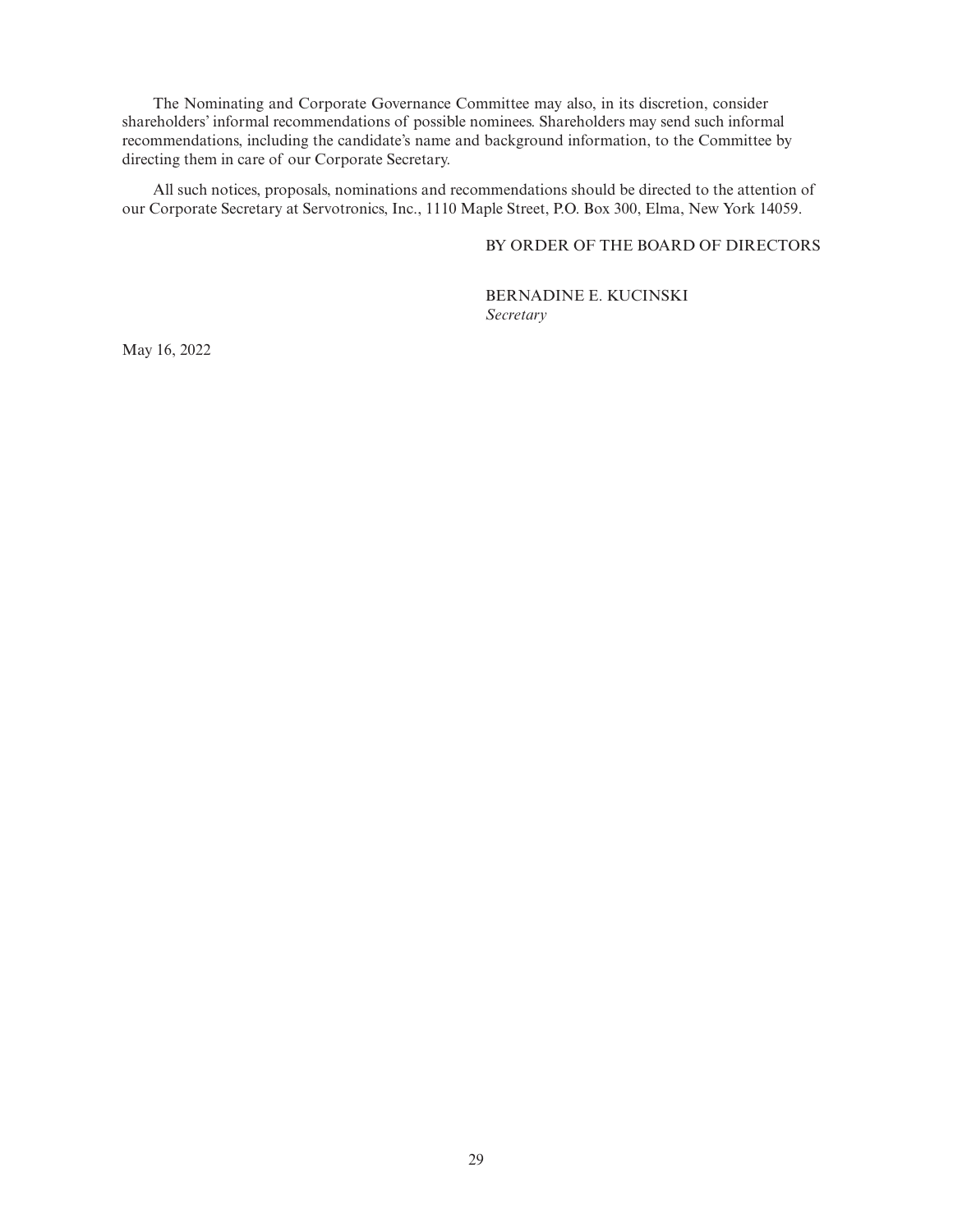The Nominating and Corporate Governance Committee may also, in its discretion, consider shareholders' informal recommendations of possible nominees. Shareholders may send such informal recommendations, including the candidate's name and background information, to the Committee by directing them in care of our Corporate Secretary.

All such notices, proposals, nominations and recommendations should be directed to the attention of our Corporate Secretary at Servotronics, Inc., 1110 Maple Street, P.O. Box 300, Elma, New York 14059.

BY ORDER OF THE BOARD OF DIRECTORS

BERNADINE E. KUCINSKI
*Secretary*

May 16, 2022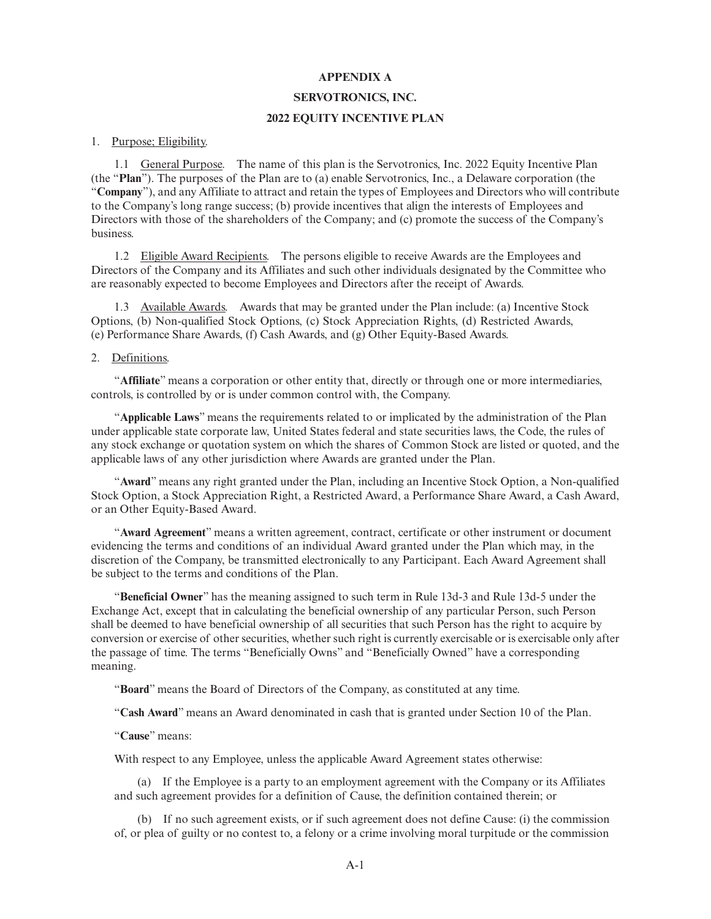# APPENDIX A

## SERVOTRONICS, INC.

## 2022 EQUITY INCENTIVE PLAN

1. Purpose; Eligibility.

1.1 General Purpose. The name of this plan is the Servotronics, Inc. 2022 Equity Incentive Plan (the "**Plan**"). The purposes of the Plan are to (a) enable Servotronics, Inc., a Delaware corporation (the "**Company**"), and any Affiliate to attract and retain the types of Employees and Directors who will contribute to the Company's long range success; (b) provide incentives that align the interests of Employees and Directors with those of the shareholders of the Company; and (c) promote the success of the Company's business.

1.2 Eligible Award Recipients. The persons eligible to receive Awards are the Employees and Directors of the Company and its Affiliates and such other individuals designated by the Committee who are reasonably expected to become Employees and Directors after the receipt of Awards.

1.3 Available Awards. Awards that may be granted under the Plan include: (a) Incentive Stock Options, (b) Non-qualified Stock Options, (c) Stock Appreciation Rights, (d) Restricted Awards, (e) Performance Share Awards, (f) Cash Awards, and (g) Other Equity-Based Awards.

2. Definitions.

"**Affiliate**" means a corporation or other entity that, directly or through one or more intermediaries, controls, is controlled by or is under common control with, the Company.

"**Applicable Laws**" means the requirements related to or implicated by the administration of the Plan under applicable state corporate law, United States federal and state securities laws, the Code, the rules of any stock exchange or quotation system on which the shares of Common Stock are listed or quoted, and the applicable laws of any other jurisdiction where Awards are granted under the Plan.

"**Award**" means any right granted under the Plan, including an Incentive Stock Option, a Non-qualified Stock Option, a Stock Appreciation Right, a Restricted Award, a Performance Share Award, a Cash Award, or an Other Equity-Based Award.

"**Award Agreement**" means a written agreement, contract, certificate or other instrument or document evidencing the terms and conditions of an individual Award granted under the Plan which may, in the discretion of the Company, be transmitted electronically to any Participant. Each Award Agreement shall be subject to the terms and conditions of the Plan.

"**Beneficial Owner**" has the meaning assigned to such term in Rule 13d-3 and Rule 13d-5 under the Exchange Act, except that in calculating the beneficial ownership of any particular Person, such Person shall be deemed to have beneficial ownership of all securities that such Person has the right to acquire by conversion or exercise of other securities, whether such right is currently exercisable or is exercisable only after the passage of time. The terms "Beneficially Owns" and "Beneficially Owned" have a corresponding meaning.

"**Board**" means the Board of Directors of the Company, as constituted at any time.

"**Cash Award**" means an Award denominated in cash that is granted under Section 10 of the Plan.

"**Cause**" means:

With respect to any Employee, unless the applicable Award Agreement states otherwise:

(a) If the Employee is a party to an employment agreement with the Company or its Affiliates and such agreement provides for a definition of Cause, the definition contained therein; or

(b) If no such agreement exists, or if such agreement does not define Cause: (i) the commission of, or plea of guilty or no contest to, a felony or a crime involving moral turpitude or the commission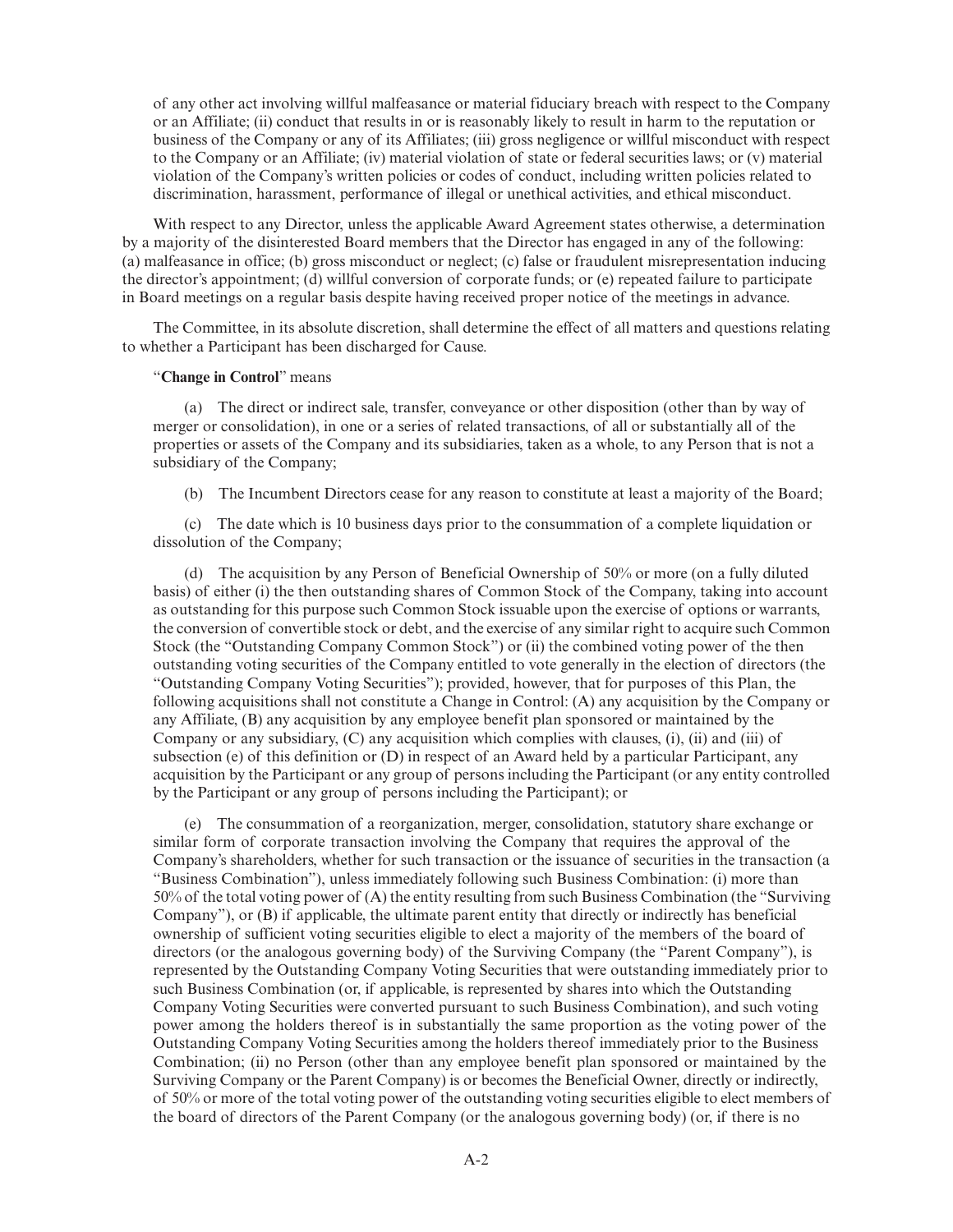of any other act involving willful malfeasance or material fiduciary breach with respect to the Company or an Affiliate; (ii) conduct that results in or is reasonably likely to result in harm to the reputation or business of the Company or any of its Affiliates; (iii) gross negligence or willful misconduct with respect to the Company or an Affiliate; (iv) material violation of state or federal securities laws; or (v) material violation of the Company's written policies or codes of conduct, including written policies related to discrimination, harassment, performance of illegal or unethical activities, and ethical misconduct.

With respect to any Director, unless the applicable Award Agreement states otherwise, a determination by a majority of the disinterested Board members that the Director has engaged in any of the following: (a) malfeasance in office; (b) gross misconduct or neglect; (c) false or fraudulent misrepresentation inducing the director's appointment; (d) willful conversion of corporate funds; or (e) repeated failure to participate in Board meetings on a regular basis despite having received proper notice of the meetings in advance.

The Committee, in its absolute discretion, shall determine the effect of all matters and questions relating to whether a Participant has been discharged for Cause.

"**Change in Control**" means

(a) The direct or indirect sale, transfer, conveyance or other disposition (other than by way of merger or consolidation), in one or a series of related transactions, of all or substantially all of the properties or assets of the Company and its subsidiaries, taken as a whole, to any Person that is not a subsidiary of the Company;

(b) The Incumbent Directors cease for any reason to constitute at least a majority of the Board;

(c) The date which is 10 business days prior to the consummation of a complete liquidation or dissolution of the Company;

(d) The acquisition by any Person of Beneficial Ownership of 50% or more (on a fully diluted basis) of either (i) the then outstanding shares of Common Stock of the Company, taking into account as outstanding for this purpose such Common Stock issuable upon the exercise of options or warrants, the conversion of convertible stock or debt, and the exercise of any similar right to acquire such Common Stock (the "Outstanding Company Common Stock") or (ii) the combined voting power of the then outstanding voting securities of the Company entitled to vote generally in the election of directors (the "Outstanding Company Voting Securities"); provided, however, that for purposes of this Plan, the following acquisitions shall not constitute a Change in Control: (A) any acquisition by the Company or any Affiliate, (B) any acquisition by any employee benefit plan sponsored or maintained by the Company or any subsidiary, (C) any acquisition which complies with clauses, (i), (ii) and (iii) of subsection (e) of this definition or (D) in respect of an Award held by a particular Participant, any acquisition by the Participant or any group of persons including the Participant (or any entity controlled by the Participant or any group of persons including the Participant); or

(e) The consummation of a reorganization, merger, consolidation, statutory share exchange or similar form of corporate transaction involving the Company that requires the approval of the Company's shareholders, whether for such transaction or the issuance of securities in the transaction (a "Business Combination"), unless immediately following such Business Combination: (i) more than 50% of the total voting power of (A) the entity resulting from such Business Combination (the "Surviving Company"), or (B) if applicable, the ultimate parent entity that directly or indirectly has beneficial ownership of sufficient voting securities eligible to elect a majority of the members of the board of directors (or the analogous governing body) of the Surviving Company (the "Parent Company"), is represented by the Outstanding Company Voting Securities that were outstanding immediately prior to such Business Combination (or, if applicable, is represented by shares into which the Outstanding Company Voting Securities were converted pursuant to such Business Combination), and such voting power among the holders thereof is in substantially the same proportion as the voting power of the Outstanding Company Voting Securities among the holders thereof immediately prior to the Business Combination; (ii) no Person (other than any employee benefit plan sponsored or maintained by the Surviving Company or the Parent Company) is or becomes the Beneficial Owner, directly or indirectly, of 50% or more of the total voting power of the outstanding voting securities eligible to elect members of the board of directors of the Parent Company (or the analogous governing body) (or, if there is no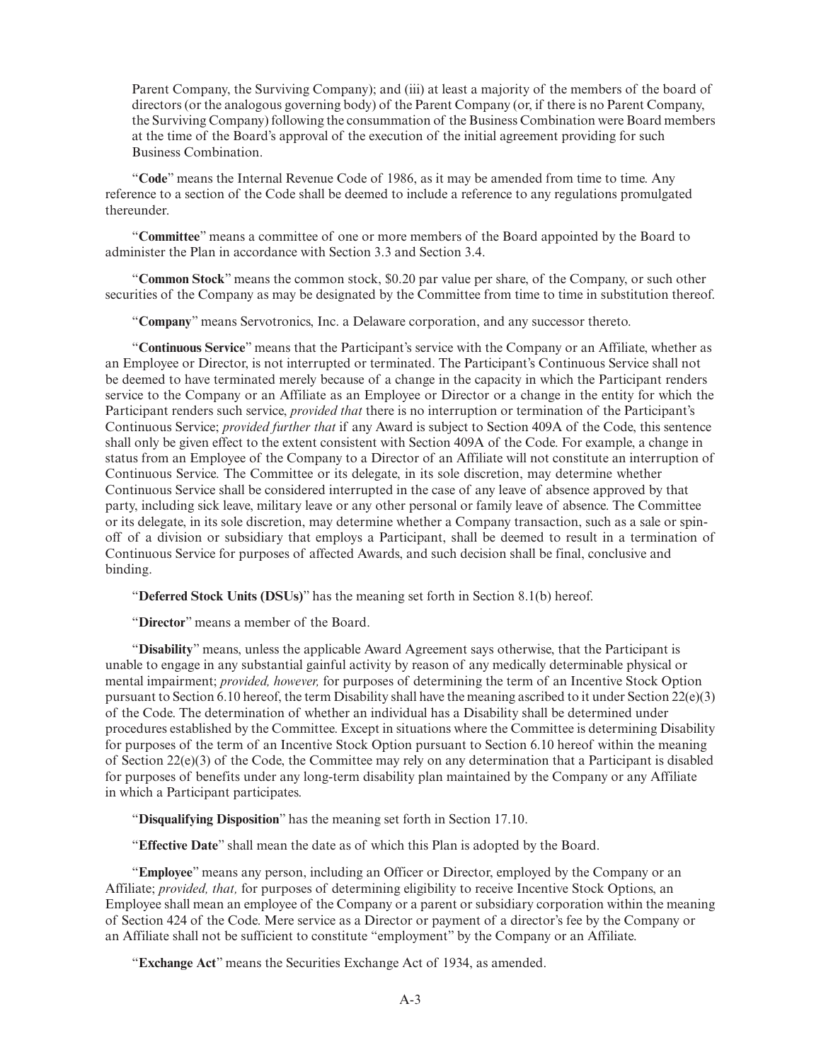Parent Company, the Surviving Company); and (iii) at least a majority of the members of the board of directors (or the analogous governing body) of the Parent Company (or, if there is no Parent Company, the Surviving Company) following the consummation of the Business Combination were Board members at the time of the Board's approval of the execution of the initial agreement providing for such Business Combination.

"**Code**" means the Internal Revenue Code of 1986, as it may be amended from time to time. Any reference to a section of the Code shall be deemed to include a reference to any regulations promulgated thereunder.

"**Committee**" means a committee of one or more members of the Board appointed by the Board to administer the Plan in accordance with Section 3.3 and Section 3.4.

"**Common Stock**" means the common stock, $0.20 par value per share, of the Company, or such other securities of the Company as may be designated by the Committee from time to time in substitution thereof.

"**Company**" means Servotronics, Inc. a Delaware corporation, and any successor thereto.

"**Continuous Service**" means that the Participant's service with the Company or an Affiliate, whether as an Employee or Director, is not interrupted or terminated. The Participant's Continuous Service shall not be deemed to have terminated merely because of a change in the capacity in which the Participant renders service to the Company or an Affiliate as an Employee or Director or a change in the entity for which the Participant renders such service, *provided that* there is no interruption or termination of the Participant's Continuous Service; *provided further that* if any Award is subject to Section 409A of the Code, this sentence shall only be given effect to the extent consistent with Section 409A of the Code. For example, a change in status from an Employee of the Company to a Director of an Affiliate will not constitute an interruption of Continuous Service. The Committee or its delegate, in its sole discretion, may determine whether Continuous Service shall be considered interrupted in the case of any leave of absence approved by that party, including sick leave, military leave or any other personal or family leave of absence. The Committee or its delegate, in its sole discretion, may determine whether a Company transaction, such as a sale or spin-off of a division or subsidiary that employs a Participant, shall be deemed to result in a termination of Continuous Service for purposes of affected Awards, and such decision shall be final, conclusive and binding.

"**Deferred Stock Units (DSUs)**" has the meaning set forth in Section 8.1(b) hereof.

"**Director**" means a member of the Board.

"**Disability**" means, unless the applicable Award Agreement says otherwise, that the Participant is unable to engage in any substantial gainful activity by reason of any medically determinable physical or mental impairment; *provided, however,* for purposes of determining the term of an Incentive Stock Option pursuant to Section 6.10 hereof, the term Disability shall have the meaning ascribed to it under Section 22(e)(3) of the Code. The determination of whether an individual has a Disability shall be determined under procedures established by the Committee. Except in situations where the Committee is determining Disability for purposes of the term of an Incentive Stock Option pursuant to Section 6.10 hereof within the meaning of Section 22(e)(3) of the Code, the Committee may rely on any determination that a Participant is disabled for purposes of benefits under any long-term disability plan maintained by the Company or any Affiliate in which a Participant participates.

"**Disqualifying Disposition**" has the meaning set forth in Section 17.10.

"**Effective Date**" shall mean the date as of which this Plan is adopted by the Board.

"**Employee**" means any person, including an Officer or Director, employed by the Company or an Affiliate; *provided, that,* for purposes of determining eligibility to receive Incentive Stock Options, an Employee shall mean an employee of the Company or a parent or subsidiary corporation within the meaning of Section 424 of the Code. Mere service as a Director or payment of a director's fee by the Company or an Affiliate shall not be sufficient to constitute "employment" by the Company or an Affiliate.

"**Exchange Act**" means the Securities Exchange Act of 1934, as amended.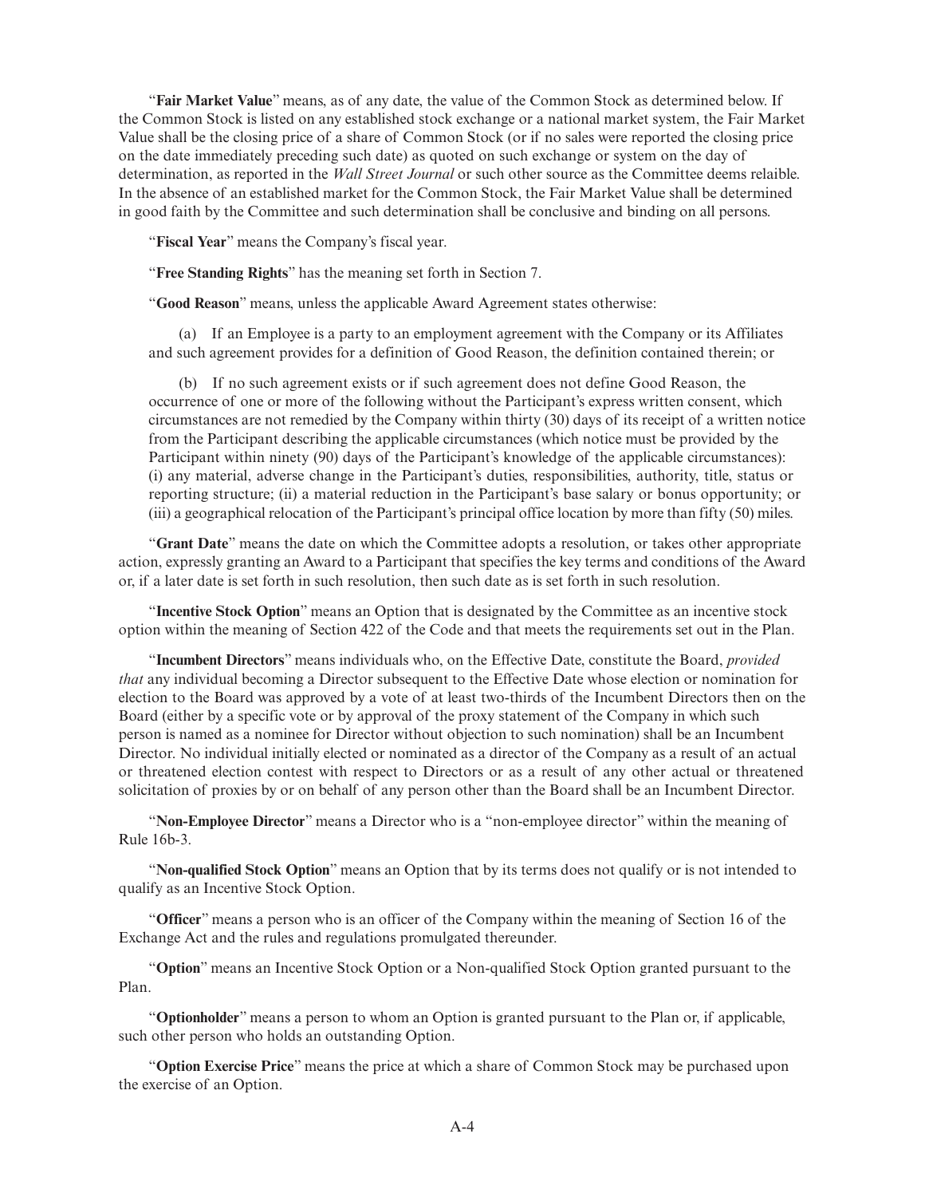"**Fair Market Value**" means, as of any date, the value of the Common Stock as determined below. If the Common Stock is listed on any established stock exchange or a national market system, the Fair Market Value shall be the closing price of a share of Common Stock (or if no sales were reported the closing price on the date immediately preceding such date) as quoted on such exchange or system on the day of determination, as reported in the *Wall Street Journal* or such other source as the Committee deems relaible. In the absence of an established market for the Common Stock, the Fair Market Value shall be determined in good faith by the Committee and such determination shall be conclusive and binding on all persons.

"**Fiscal Year**" means the Company's fiscal year.

"**Free Standing Rights**" has the meaning set forth in Section 7.

"**Good Reason**" means, unless the applicable Award Agreement states otherwise:

(a) If an Employee is a party to an employment agreement with the Company or its Affiliates and such agreement provides for a definition of Good Reason, the definition contained therein; or

(b) If no such agreement exists or if such agreement does not define Good Reason, the occurrence of one or more of the following without the Participant's express written consent, which circumstances are not remedied by the Company within thirty (30) days of its receipt of a written notice from the Participant describing the applicable circumstances (which notice must be provided by the Participant within ninety (90) days of the Participant's knowledge of the applicable circumstances): (i) any material, adverse change in the Participant's duties, responsibilities, authority, title, status or reporting structure; (ii) a material reduction in the Participant's base salary or bonus opportunity; or (iii) a geographical relocation of the Participant's principal office location by more than fifty (50) miles.

"**Grant Date**" means the date on which the Committee adopts a resolution, or takes other appropriate action, expressly granting an Award to a Participant that specifies the key terms and conditions of the Award or, if a later date is set forth in such resolution, then such date as is set forth in such resolution.

"**Incentive Stock Option**" means an Option that is designated by the Committee as an incentive stock option within the meaning of Section 422 of the Code and that meets the requirements set out in the Plan.

"**Incumbent Directors**" means individuals who, on the Effective Date, constitute the Board, *provided that* any individual becoming a Director subsequent to the Effective Date whose election or nomination for election to the Board was approved by a vote of at least two-thirds of the Incumbent Directors then on the Board (either by a specific vote or by approval of the proxy statement of the Company in which such person is named as a nominee for Director without objection to such nomination) shall be an Incumbent Director. No individual initially elected or nominated as a director of the Company as a result of an actual or threatened election contest with respect to Directors or as a result of any other actual or threatened solicitation of proxies by or on behalf of any person other than the Board shall be an Incumbent Director.

"**Non-Employee Director**" means a Director who is a "non-employee director" within the meaning of Rule 16b-3.

"**Non-qualified Stock Option**" means an Option that by its terms does not qualify or is not intended to qualify as an Incentive Stock Option.

"**Officer**" means a person who is an officer of the Company within the meaning of Section 16 of the Exchange Act and the rules and regulations promulgated thereunder.

"**Option**" means an Incentive Stock Option or a Non-qualified Stock Option granted pursuant to the Plan.

"**Optionholder**" means a person to whom an Option is granted pursuant to the Plan or, if applicable, such other person who holds an outstanding Option.

"**Option Exercise Price**" means the price at which a share of Common Stock may be purchased upon the exercise of an Option.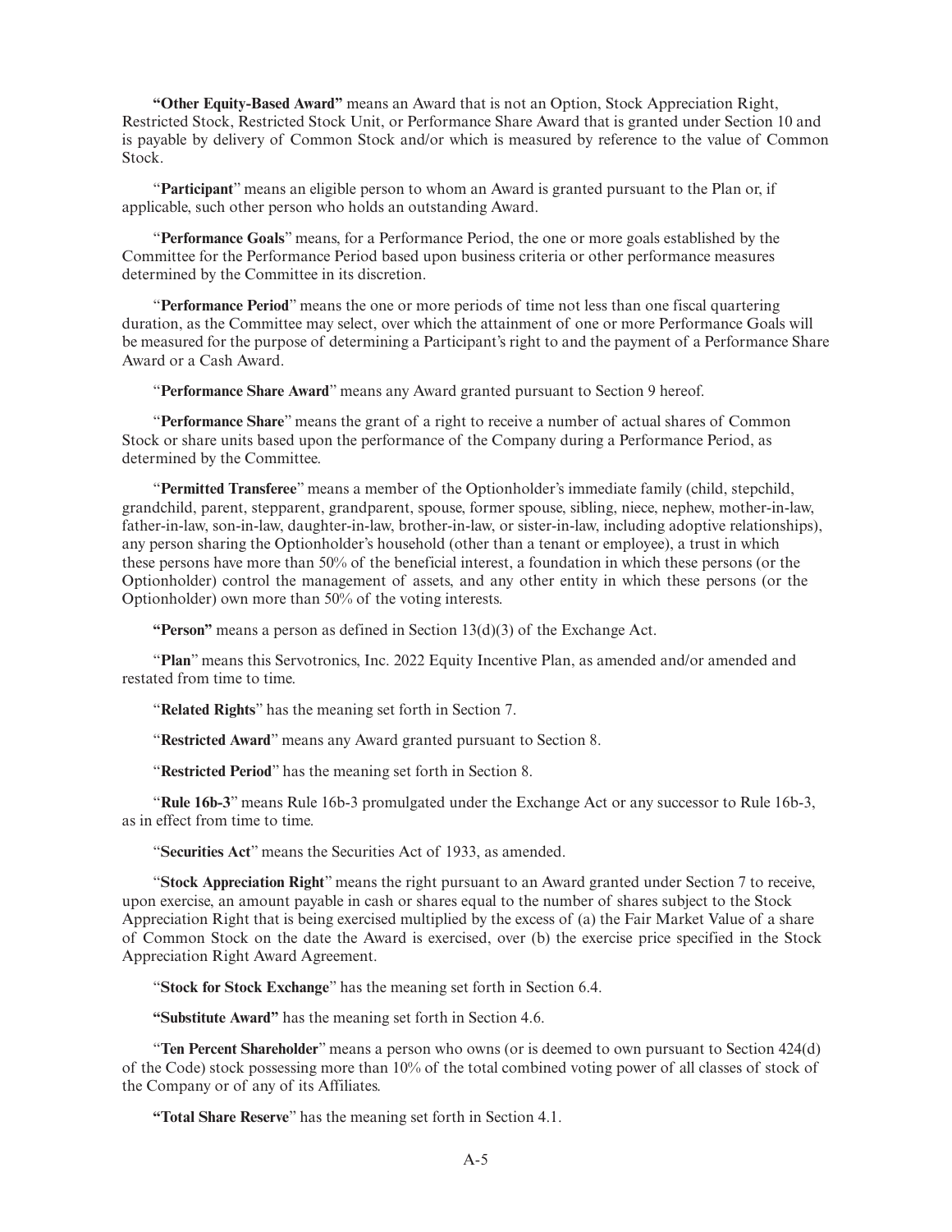**"Other Equity-Based Award"** means an Award that is not an Option, Stock Appreciation Right, Restricted Stock, Restricted Stock Unit, or Performance Share Award that is granted under Section 10 and is payable by delivery of Common Stock and/or which is measured by reference to the value of Common Stock.

"**Participant**" means an eligible person to whom an Award is granted pursuant to the Plan or, if applicable, such other person who holds an outstanding Award.

"**Performance Goals**" means, for a Performance Period, the one or more goals established by the Committee for the Performance Period based upon business criteria or other performance measures determined by the Committee in its discretion.

"**Performance Period**" means the one or more periods of time not less than one fiscal quartering duration, as the Committee may select, over which the attainment of one or more Performance Goals will be measured for the purpose of determining a Participant's right to and the payment of a Performance Share Award or a Cash Award.

"**Performance Share Award**" means any Award granted pursuant to Section 9 hereof.

"**Performance Share**" means the grant of a right to receive a number of actual shares of Common Stock or share units based upon the performance of the Company during a Performance Period, as determined by the Committee.

"**Permitted Transferee**" means a member of the Optionholder's immediate family (child, stepchild, grandchild, parent, stepparent, grandparent, spouse, former spouse, sibling, niece, nephew, mother-in-law, father-in-law, son-in-law, daughter-in-law, brother-in-law, or sister-in-law, including adoptive relationships), any person sharing the Optionholder's household (other than a tenant or employee), a trust in which these persons have more than 50% of the beneficial interest, a foundation in which these persons (or the Optionholder) control the management of assets, and any other entity in which these persons (or the Optionholder) own more than 50% of the voting interests.

**"Person"** means a person as defined in Section 13(d)(3) of the Exchange Act.

"**Plan**" means this Servotronics, Inc. 2022 Equity Incentive Plan, as amended and/or amended and restated from time to time.

"**Related Rights**" has the meaning set forth in Section 7.

"**Restricted Award**" means any Award granted pursuant to Section 8.

"**Restricted Period**" has the meaning set forth in Section 8.

"**Rule 16b-3**" means Rule 16b-3 promulgated under the Exchange Act or any successor to Rule 16b-3, as in effect from time to time.

"**Securities Act**" means the Securities Act of 1933, as amended.

"**Stock Appreciation Right**" means the right pursuant to an Award granted under Section 7 to receive, upon exercise, an amount payable in cash or shares equal to the number of shares subject to the Stock Appreciation Right that is being exercised multiplied by the excess of (a) the Fair Market Value of a share of Common Stock on the date the Award is exercised, over (b) the exercise price specified in the Stock Appreciation Right Award Agreement.

"**Stock for Stock Exchange**" has the meaning set forth in Section 6.4.

**"Substitute Award"** has the meaning set forth in Section 4.6.

"**Ten Percent Shareholder**" means a person who owns (or is deemed to own pursuant to Section 424(d) of the Code) stock possessing more than 10% of the total combined voting power of all classes of stock of the Company or of any of its Affiliates.

**"Total Share Reserve**" has the meaning set forth in Section 4.1.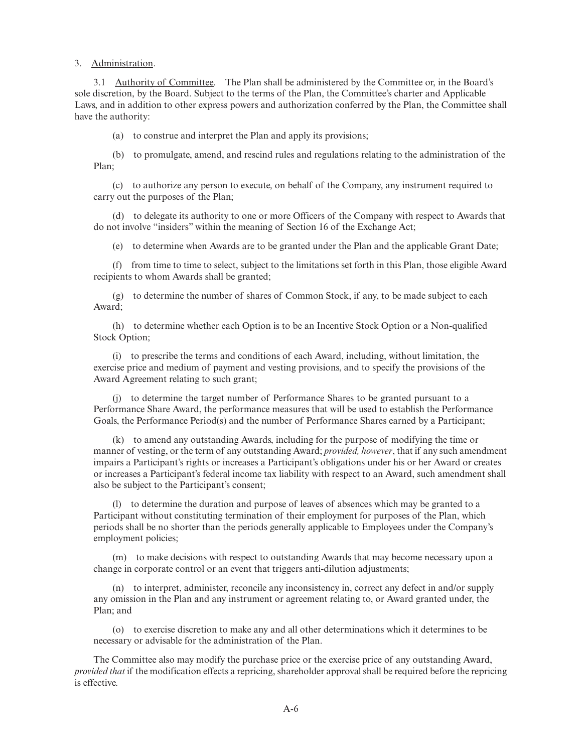3. Administration.

3.1 Authority of Committee. The Plan shall be administered by the Committee or, in the Board's sole discretion, by the Board. Subject to the terms of the Plan, the Committee's charter and Applicable Laws, and in addition to other express powers and authorization conferred by the Plan, the Committee shall have the authority:

(a) to construe and interpret the Plan and apply its provisions;

(b) to promulgate, amend, and rescind rules and regulations relating to the administration of the Plan;

(c) to authorize any person to execute, on behalf of the Company, any instrument required to carry out the purposes of the Plan;

(d) to delegate its authority to one or more Officers of the Company with respect to Awards that do not involve "insiders" within the meaning of Section 16 of the Exchange Act;

(e) to determine when Awards are to be granted under the Plan and the applicable Grant Date;

(f) from time to time to select, subject to the limitations set forth in this Plan, those eligible Award recipients to whom Awards shall be granted;

(g) to determine the number of shares of Common Stock, if any, to be made subject to each Award;

(h) to determine whether each Option is to be an Incentive Stock Option or a Non-qualified Stock Option;

(i) to prescribe the terms and conditions of each Award, including, without limitation, the exercise price and medium of payment and vesting provisions, and to specify the provisions of the Award Agreement relating to such grant;

(j) to determine the target number of Performance Shares to be granted pursuant to a Performance Share Award, the performance measures that will be used to establish the Performance Goals, the Performance Period(s) and the number of Performance Shares earned by a Participant;

(k) to amend any outstanding Awards, including for the purpose of modifying the time or manner of vesting, or the term of any outstanding Award; *provided, however*, that if any such amendment impairs a Participant's rights or increases a Participant's obligations under his or her Award or creates or increases a Participant's federal income tax liability with respect to an Award, such amendment shall also be subject to the Participant's consent;

(l) to determine the duration and purpose of leaves of absences which may be granted to a Participant without constituting termination of their employment for purposes of the Plan, which periods shall be no shorter than the periods generally applicable to Employees under the Company's employment policies;

(m) to make decisions with respect to outstanding Awards that may become necessary upon a change in corporate control or an event that triggers anti-dilution adjustments;

(n) to interpret, administer, reconcile any inconsistency in, correct any defect in and/or supply any omission in the Plan and any instrument or agreement relating to, or Award granted under, the Plan; and

(o) to exercise discretion to make any and all other determinations which it determines to be necessary or advisable for the administration of the Plan.

The Committee also may modify the purchase price or the exercise price of any outstanding Award, *provided that* if the modification effects a repricing, shareholder approval shall be required before the repricing is effective.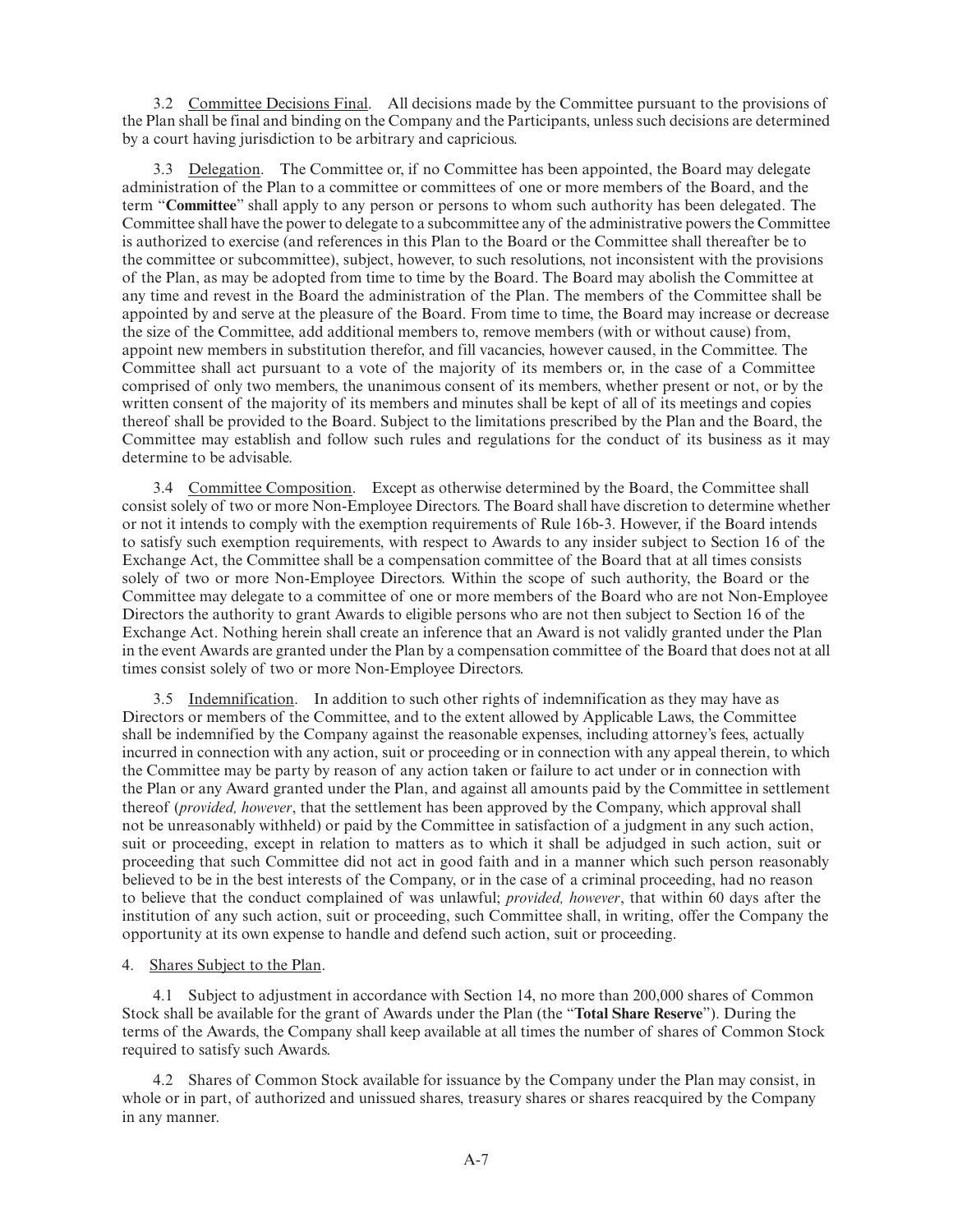3.2 Committee Decisions Final. All decisions made by the Committee pursuant to the provisions of the Plan shall be final and binding on the Company and the Participants, unless such decisions are determined by a court having jurisdiction to be arbitrary and capricious.

3.3 Delegation. The Committee or, if no Committee has been appointed, the Board may delegate administration of the Plan to a committee or committees of one or more members of the Board, and the term "**Committee**" shall apply to any person or persons to whom such authority has been delegated. The Committee shall have the power to delegate to a subcommittee any of the administrative powers the Committee is authorized to exercise (and references in this Plan to the Board or the Committee shall thereafter be to the committee or subcommittee), subject, however, to such resolutions, not inconsistent with the provisions of the Plan, as may be adopted from time to time by the Board. The Board may abolish the Committee at any time and revest in the Board the administration of the Plan. The members of the Committee shall be appointed by and serve at the pleasure of the Board. From time to time, the Board may increase or decrease the size of the Committee, add additional members to, remove members (with or without cause) from, appoint new members in substitution therefor, and fill vacancies, however caused, in the Committee. The Committee shall act pursuant to a vote of the majority of its members or, in the case of a Committee comprised of only two members, the unanimous consent of its members, whether present or not, or by the written consent of the majority of its members and minutes shall be kept of all of its meetings and copies thereof shall be provided to the Board. Subject to the limitations prescribed by the Plan and the Board, the Committee may establish and follow such rules and regulations for the conduct of its business as it may determine to be advisable.

3.4 Committee Composition. Except as otherwise determined by the Board, the Committee shall consist solely of two or more Non-Employee Directors. The Board shall have discretion to determine whether or not it intends to comply with the exemption requirements of Rule 16b-3. However, if the Board intends to satisfy such exemption requirements, with respect to Awards to any insider subject to Section 16 of the Exchange Act, the Committee shall be a compensation committee of the Board that at all times consists solely of two or more Non-Employee Directors. Within the scope of such authority, the Board or the Committee may delegate to a committee of one or more members of the Board who are not Non-Employee Directors the authority to grant Awards to eligible persons who are not then subject to Section 16 of the Exchange Act. Nothing herein shall create an inference that an Award is not validly granted under the Plan in the event Awards are granted under the Plan by a compensation committee of the Board that does not at all times consist solely of two or more Non-Employee Directors.

3.5 Indemnification. In addition to such other rights of indemnification as they may have as Directors or members of the Committee, and to the extent allowed by Applicable Laws, the Committee shall be indemnified by the Company against the reasonable expenses, including attorney's fees, actually incurred in connection with any action, suit or proceeding or in connection with any appeal therein, to which the Committee may be party by reason of any action taken or failure to act under or in connection with the Plan or any Award granted under the Plan, and against all amounts paid by the Committee in settlement thereof (*provided, however*, that the settlement has been approved by the Company, which approval shall not be unreasonably withheld) or paid by the Committee in satisfaction of a judgment in any such action, suit or proceeding, except in relation to matters as to which it shall be adjudged in such action, suit or proceeding that such Committee did not act in good faith and in a manner which such person reasonably believed to be in the best interests of the Company, or in the case of a criminal proceeding, had no reason to believe that the conduct complained of was unlawful; *provided, however*, that within 60 days after the institution of any such action, suit or proceeding, such Committee shall, in writing, offer the Company the opportunity at its own expense to handle and defend such action, suit or proceeding.

4. Shares Subject to the Plan.

4.1 Subject to adjustment in accordance with Section 14, no more than 200,000 shares of Common Stock shall be available for the grant of Awards under the Plan (the "**Total Share Reserve**"). During the terms of the Awards, the Company shall keep available at all times the number of shares of Common Stock required to satisfy such Awards.

4.2 Shares of Common Stock available for issuance by the Company under the Plan may consist, in whole or in part, of authorized and unissued shares, treasury shares or shares reacquired by the Company in any manner.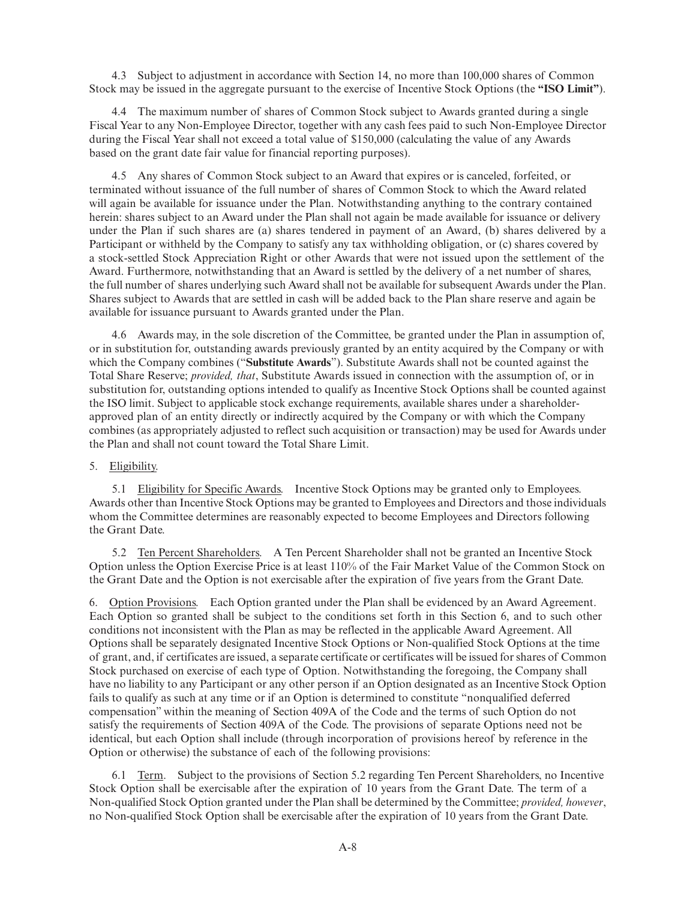4.3 Subject to adjustment in accordance with Section 14, no more than 100,000 shares of Common Stock may be issued in the aggregate pursuant to the exercise of Incentive Stock Options (the **"ISO Limit"**).

4.4 The maximum number of shares of Common Stock subject to Awards granted during a single Fiscal Year to any Non-Employee Director, together with any cash fees paid to such Non-Employee Director during the Fiscal Year shall not exceed a total value of $150,000 (calculating the value of any Awards based on the grant date fair value for financial reporting purposes).

4.5 Any shares of Common Stock subject to an Award that expires or is canceled, forfeited, or terminated without issuance of the full number of shares of Common Stock to which the Award related will again be available for issuance under the Plan. Notwithstanding anything to the contrary contained herein: shares subject to an Award under the Plan shall not again be made available for issuance or delivery under the Plan if such shares are (a) shares tendered in payment of an Award, (b) shares delivered by a Participant or withheld by the Company to satisfy any tax withholding obligation, or (c) shares covered by a stock-settled Stock Appreciation Right or other Awards that were not issued upon the settlement of the Award. Furthermore, notwithstanding that an Award is settled by the delivery of a net number of shares, the full number of shares underlying such Award shall not be available for subsequent Awards under the Plan. Shares subject to Awards that are settled in cash will be added back to the Plan share reserve and again be available for issuance pursuant to Awards granted under the Plan.

4.6 Awards may, in the sole discretion of the Committee, be granted under the Plan in assumption of, or in substitution for, outstanding awards previously granted by an entity acquired by the Company or with which the Company combines ("**Substitute Awards**"). Substitute Awards shall not be counted against the Total Share Reserve; *provided, that*, Substitute Awards issued in connection with the assumption of, or in substitution for, outstanding options intended to qualify as Incentive Stock Options shall be counted against the ISO limit. Subject to applicable stock exchange requirements, available shares under a shareholder-approved plan of an entity directly or indirectly acquired by the Company or with which the Company combines (as appropriately adjusted to reflect such acquisition or transaction) may be used for Awards under the Plan and shall not count toward the Total Share Limit.

5. Eligibility.

5.1 Eligibility for Specific Awards. Incentive Stock Options may be granted only to Employees. Awards other than Incentive Stock Options may be granted to Employees and Directors and those individuals whom the Committee determines are reasonably expected to become Employees and Directors following the Grant Date.

5.2 Ten Percent Shareholders. A Ten Percent Shareholder shall not be granted an Incentive Stock Option unless the Option Exercise Price is at least 110% of the Fair Market Value of the Common Stock on the Grant Date and the Option is not exercisable after the expiration of five years from the Grant Date.

6. Option Provisions. Each Option granted under the Plan shall be evidenced by an Award Agreement. Each Option so granted shall be subject to the conditions set forth in this Section 6, and to such other conditions not inconsistent with the Plan as may be reflected in the applicable Award Agreement. All Options shall be separately designated Incentive Stock Options or Non-qualified Stock Options at the time of grant, and, if certificates are issued, a separate certificate or certificates will be issued for shares of Common Stock purchased on exercise of each type of Option. Notwithstanding the foregoing, the Company shall have no liability to any Participant or any other person if an Option designated as an Incentive Stock Option fails to qualify as such at any time or if an Option is determined to constitute "nonqualified deferred compensation" within the meaning of Section 409A of the Code and the terms of such Option do not satisfy the requirements of Section 409A of the Code. The provisions of separate Options need not be identical, but each Option shall include (through incorporation of provisions hereof by reference in the Option or otherwise) the substance of each of the following provisions:

6.1 Term. Subject to the provisions of Section 5.2 regarding Ten Percent Shareholders, no Incentive Stock Option shall be exercisable after the expiration of 10 years from the Grant Date. The term of a Non-qualified Stock Option granted under the Plan shall be determined by the Committee; *provided, however*, no Non-qualified Stock Option shall be exercisable after the expiration of 10 years from the Grant Date.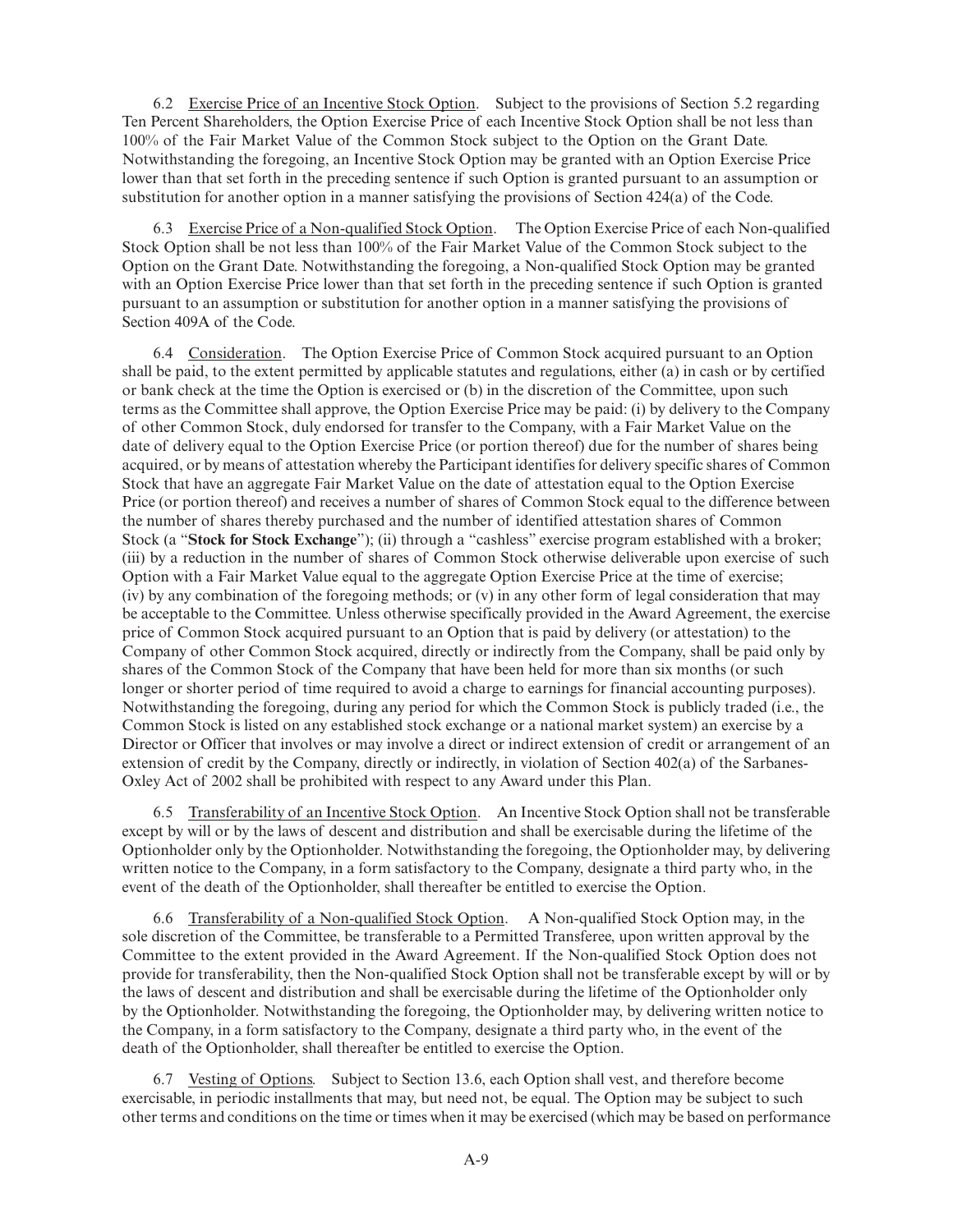6.2 Exercise Price of an Incentive Stock Option. Subject to the provisions of Section 5.2 regarding Ten Percent Shareholders, the Option Exercise Price of each Incentive Stock Option shall be not less than 100% of the Fair Market Value of the Common Stock subject to the Option on the Grant Date. Notwithstanding the foregoing, an Incentive Stock Option may be granted with an Option Exercise Price lower than that set forth in the preceding sentence if such Option is granted pursuant to an assumption or substitution for another option in a manner satisfying the provisions of Section 424(a) of the Code.

6.3 Exercise Price of a Non-qualified Stock Option. The Option Exercise Price of each Non-qualified Stock Option shall be not less than 100% of the Fair Market Value of the Common Stock subject to the Option on the Grant Date. Notwithstanding the foregoing, a Non-qualified Stock Option may be granted with an Option Exercise Price lower than that set forth in the preceding sentence if such Option is granted pursuant to an assumption or substitution for another option in a manner satisfying the provisions of Section 409A of the Code.

6.4 Consideration. The Option Exercise Price of Common Stock acquired pursuant to an Option shall be paid, to the extent permitted by applicable statutes and regulations, either (a) in cash or by certified or bank check at the time the Option is exercised or (b) in the discretion of the Committee, upon such terms as the Committee shall approve, the Option Exercise Price may be paid: (i) by delivery to the Company of other Common Stock, duly endorsed for transfer to the Company, with a Fair Market Value on the date of delivery equal to the Option Exercise Price (or portion thereof) due for the number of shares being acquired, or by means of attestation whereby the Participant identifies for delivery specific shares of Common Stock that have an aggregate Fair Market Value on the date of attestation equal to the Option Exercise Price (or portion thereof) and receives a number of shares of Common Stock equal to the difference between the number of shares thereby purchased and the number of identified attestation shares of Common Stock (a "**Stock for Stock Exchange**"); (ii) through a "cashless" exercise program established with a broker; (iii) by a reduction in the number of shares of Common Stock otherwise deliverable upon exercise of such Option with a Fair Market Value equal to the aggregate Option Exercise Price at the time of exercise; (iv) by any combination of the foregoing methods; or (v) in any other form of legal consideration that may be acceptable to the Committee. Unless otherwise specifically provided in the Award Agreement, the exercise price of Common Stock acquired pursuant to an Option that is paid by delivery (or attestation) to the Company of other Common Stock acquired, directly or indirectly from the Company, shall be paid only by shares of the Common Stock of the Company that have been held for more than six months (or such longer or shorter period of time required to avoid a charge to earnings for financial accounting purposes). Notwithstanding the foregoing, during any period for which the Common Stock is publicly traded (i.e., the Common Stock is listed on any established stock exchange or a national market system) an exercise by a Director or Officer that involves or may involve a direct or indirect extension of credit or arrangement of an extension of credit by the Company, directly or indirectly, in violation of Section 402(a) of the Sarbanes-Oxley Act of 2002 shall be prohibited with respect to any Award under this Plan.

6.5 Transferability of an Incentive Stock Option. An Incentive Stock Option shall not be transferable except by will or by the laws of descent and distribution and shall be exercisable during the lifetime of the Optionholder only by the Optionholder. Notwithstanding the foregoing, the Optionholder may, by delivering written notice to the Company, in a form satisfactory to the Company, designate a third party who, in the event of the death of the Optionholder, shall thereafter be entitled to exercise the Option.

6.6 Transferability of a Non-qualified Stock Option. A Non-qualified Stock Option may, in the sole discretion of the Committee, be transferable to a Permitted Transferee, upon written approval by the Committee to the extent provided in the Award Agreement. If the Non-qualified Stock Option does not provide for transferability, then the Non-qualified Stock Option shall not be transferable except by will or by the laws of descent and distribution and shall be exercisable during the lifetime of the Optionholder only by the Optionholder. Notwithstanding the foregoing, the Optionholder may, by delivering written notice to the Company, in a form satisfactory to the Company, designate a third party who, in the event of the death of the Optionholder, shall thereafter be entitled to exercise the Option.

6.7 Vesting of Options. Subject to Section 13.6, each Option shall vest, and therefore become exercisable, in periodic installments that may, but need not, be equal. The Option may be subject to such other terms and conditions on the time or times when it may be exercised (which may be based on performance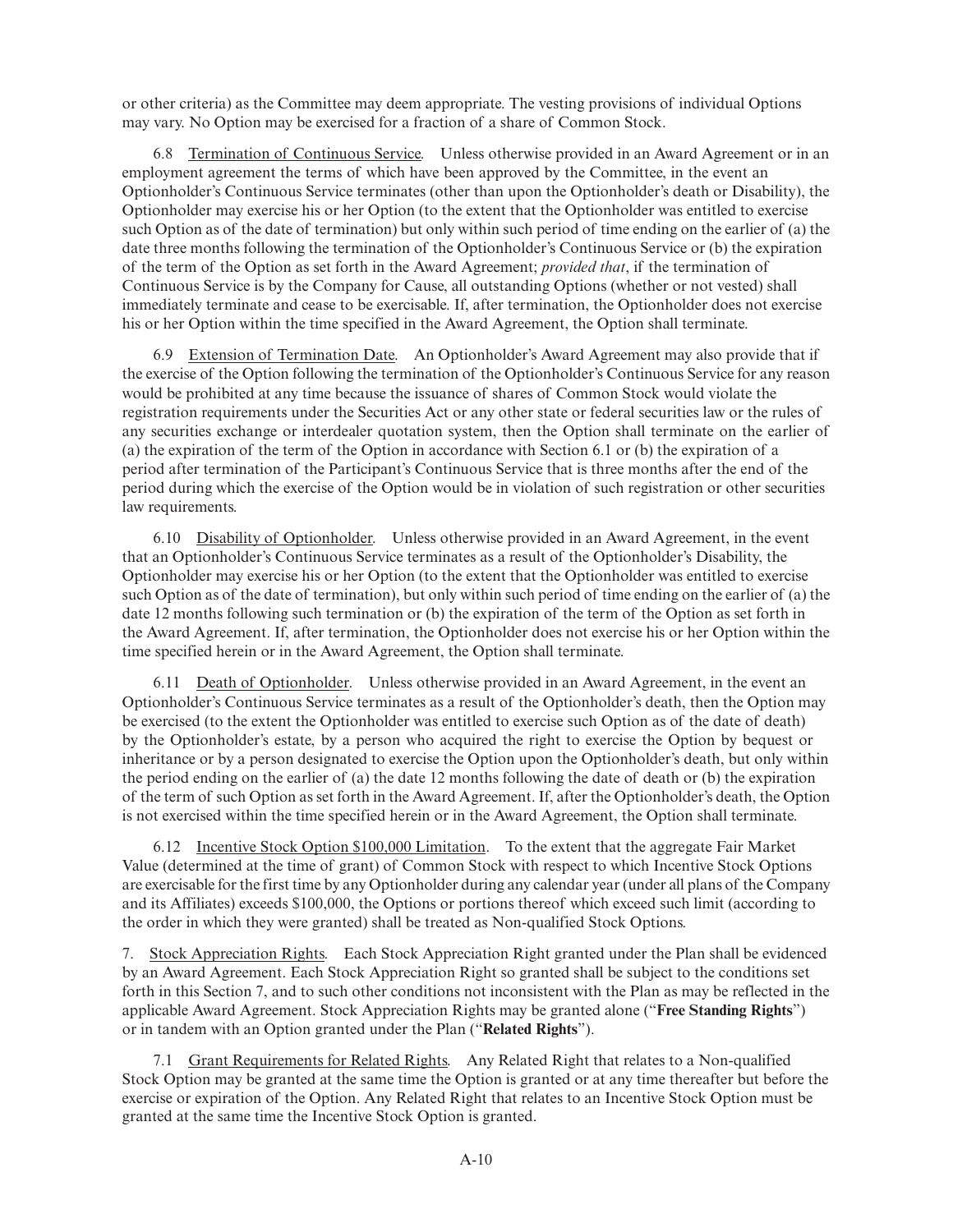or other criteria) as the Committee may deem appropriate. The vesting provisions of individual Options may vary. No Option may be exercised for a fraction of a share of Common Stock.

6.8 Termination of Continuous Service. Unless otherwise provided in an Award Agreement or in an employment agreement the terms of which have been approved by the Committee, in the event an Optionholder's Continuous Service terminates (other than upon the Optionholder's death or Disability), the Optionholder may exercise his or her Option (to the extent that the Optionholder was entitled to exercise such Option as of the date of termination) but only within such period of time ending on the earlier of (a) the date three months following the termination of the Optionholder's Continuous Service or (b) the expiration of the term of the Option as set forth in the Award Agreement; *provided that*, if the termination of Continuous Service is by the Company for Cause, all outstanding Options (whether or not vested) shall immediately terminate and cease to be exercisable. If, after termination, the Optionholder does not exercise his or her Option within the time specified in the Award Agreement, the Option shall terminate.

6.9 Extension of Termination Date. An Optionholder's Award Agreement may also provide that if the exercise of the Option following the termination of the Optionholder's Continuous Service for any reason would be prohibited at any time because the issuance of shares of Common Stock would violate the registration requirements under the Securities Act or any other state or federal securities law or the rules of any securities exchange or interdealer quotation system, then the Option shall terminate on the earlier of (a) the expiration of the term of the Option in accordance with Section 6.1 or (b) the expiration of a period after termination of the Participant's Continuous Service that is three months after the end of the period during which the exercise of the Option would be in violation of such registration or other securities law requirements.

6.10 Disability of Optionholder. Unless otherwise provided in an Award Agreement, in the event that an Optionholder's Continuous Service terminates as a result of the Optionholder's Disability, the Optionholder may exercise his or her Option (to the extent that the Optionholder was entitled to exercise such Option as of the date of termination), but only within such period of time ending on the earlier of (a) the date 12 months following such termination or (b) the expiration of the term of the Option as set forth in the Award Agreement. If, after termination, the Optionholder does not exercise his or her Option within the time specified herein or in the Award Agreement, the Option shall terminate.

6.11 Death of Optionholder. Unless otherwise provided in an Award Agreement, in the event an Optionholder's Continuous Service terminates as a result of the Optionholder's death, then the Option may be exercised (to the extent the Optionholder was entitled to exercise such Option as of the date of death) by the Optionholder's estate, by a person who acquired the right to exercise the Option by bequest or inheritance or by a person designated to exercise the Option upon the Optionholder's death, but only within the period ending on the earlier of (a) the date 12 months following the date of death or (b) the expiration of the term of such Option as set forth in the Award Agreement. If, after the Optionholder's death, the Option is not exercised within the time specified herein or in the Award Agreement, the Option shall terminate.

6.12 Incentive Stock Option $100,000 Limitation. To the extent that the aggregate Fair Market Value (determined at the time of grant) of Common Stock with respect to which Incentive Stock Options are exercisable for the first time by any Optionholder during any calendar year (under all plans of the Company and its Affiliates) exceeds $100,000, the Options or portions thereof which exceed such limit (according to the order in which they were granted) shall be treated as Non-qualified Stock Options.

7. Stock Appreciation Rights. Each Stock Appreciation Right granted under the Plan shall be evidenced by an Award Agreement. Each Stock Appreciation Right so granted shall be subject to the conditions set forth in this Section 7, and to such other conditions not inconsistent with the Plan as may be reflected in the applicable Award Agreement. Stock Appreciation Rights may be granted alone ("**Free Standing Rights**") or in tandem with an Option granted under the Plan ("**Related Rights**").

7.1 Grant Requirements for Related Rights. Any Related Right that relates to a Non-qualified Stock Option may be granted at the same time the Option is granted or at any time thereafter but before the exercise or expiration of the Option. Any Related Right that relates to an Incentive Stock Option must be granted at the same time the Incentive Stock Option is granted.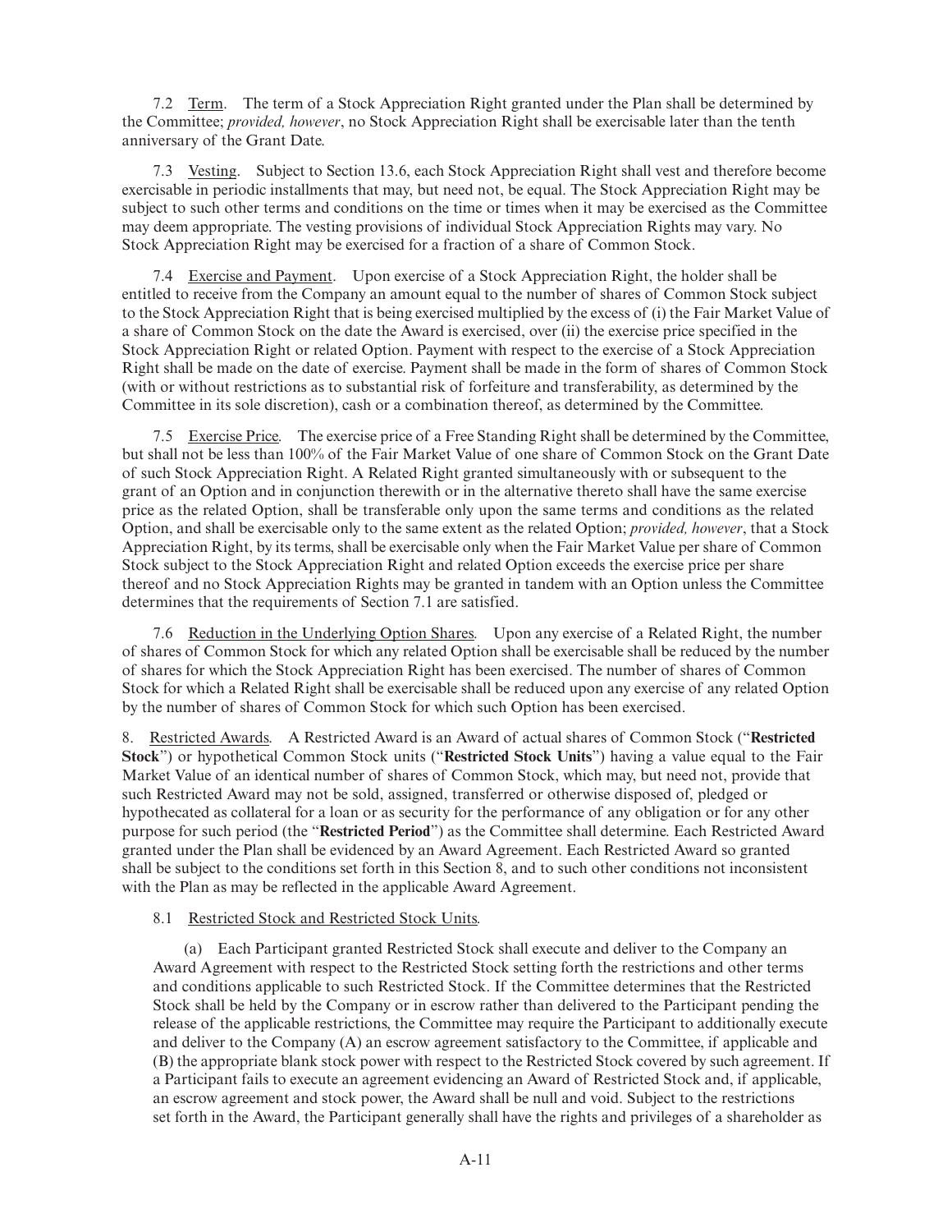7.2 Term. The term of a Stock Appreciation Right granted under the Plan shall be determined by the Committee; *provided, however*, no Stock Appreciation Right shall be exercisable later than the tenth anniversary of the Grant Date.

7.3 Vesting. Subject to Section 13.6, each Stock Appreciation Right shall vest and therefore become exercisable in periodic installments that may, but need not, be equal. The Stock Appreciation Right may be subject to such other terms and conditions on the time or times when it may be exercised as the Committee may deem appropriate. The vesting provisions of individual Stock Appreciation Rights may vary. No Stock Appreciation Right may be exercised for a fraction of a share of Common Stock.

7.4 Exercise and Payment. Upon exercise of a Stock Appreciation Right, the holder shall be entitled to receive from the Company an amount equal to the number of shares of Common Stock subject to the Stock Appreciation Right that is being exercised multiplied by the excess of (i) the Fair Market Value of a share of Common Stock on the date the Award is exercised, over (ii) the exercise price specified in the Stock Appreciation Right or related Option. Payment with respect to the exercise of a Stock Appreciation Right shall be made on the date of exercise. Payment shall be made in the form of shares of Common Stock (with or without restrictions as to substantial risk of forfeiture and transferability, as determined by the Committee in its sole discretion), cash or a combination thereof, as determined by the Committee.

7.5 Exercise Price. The exercise price of a Free Standing Right shall be determined by the Committee, but shall not be less than 100% of the Fair Market Value of one share of Common Stock on the Grant Date of such Stock Appreciation Right. A Related Right granted simultaneously with or subsequent to the grant of an Option and in conjunction therewith or in the alternative thereto shall have the same exercise price as the related Option, shall be transferable only upon the same terms and conditions as the related Option, and shall be exercisable only to the same extent as the related Option; *provided, however*, that a Stock Appreciation Right, by its terms, shall be exercisable only when the Fair Market Value per share of Common Stock subject to the Stock Appreciation Right and related Option exceeds the exercise price per share thereof and no Stock Appreciation Rights may be granted in tandem with an Option unless the Committee determines that the requirements of Section 7.1 are satisfied.

7.6 Reduction in the Underlying Option Shares. Upon any exercise of a Related Right, the number of shares of Common Stock for which any related Option shall be exercisable shall be reduced by the number of shares for which the Stock Appreciation Right has been exercised. The number of shares of Common Stock for which a Related Right shall be exercisable shall be reduced upon any exercise of any related Option by the number of shares of Common Stock for which such Option has been exercised.

8. Restricted Awards. A Restricted Award is an Award of actual shares of Common Stock ("**Restricted Stock**") or hypothetical Common Stock units ("**Restricted Stock Units**") having a value equal to the Fair Market Value of an identical number of shares of Common Stock, which may, but need not, provide that such Restricted Award may not be sold, assigned, transferred or otherwise disposed of, pledged or hypothecated as collateral for a loan or as security for the performance of any obligation or for any other purpose for such period (the "**Restricted Period**") as the Committee shall determine. Each Restricted Award granted under the Plan shall be evidenced by an Award Agreement. Each Restricted Award so granted shall be subject to the conditions set forth in this Section 8, and to such other conditions not inconsistent with the Plan as may be reflected in the applicable Award Agreement.

8.1 Restricted Stock and Restricted Stock Units.

(a) Each Participant granted Restricted Stock shall execute and deliver to the Company an Award Agreement with respect to the Restricted Stock setting forth the restrictions and other terms and conditions applicable to such Restricted Stock. If the Committee determines that the Restricted Stock shall be held by the Company or in escrow rather than delivered to the Participant pending the release of the applicable restrictions, the Committee may require the Participant to additionally execute and deliver to the Company (A) an escrow agreement satisfactory to the Committee, if applicable and (B) the appropriate blank stock power with respect to the Restricted Stock covered by such agreement. If a Participant fails to execute an agreement evidencing an Award of Restricted Stock and, if applicable, an escrow agreement and stock power, the Award shall be null and void. Subject to the restrictions set forth in the Award, the Participant generally shall have the rights and privileges of a shareholder as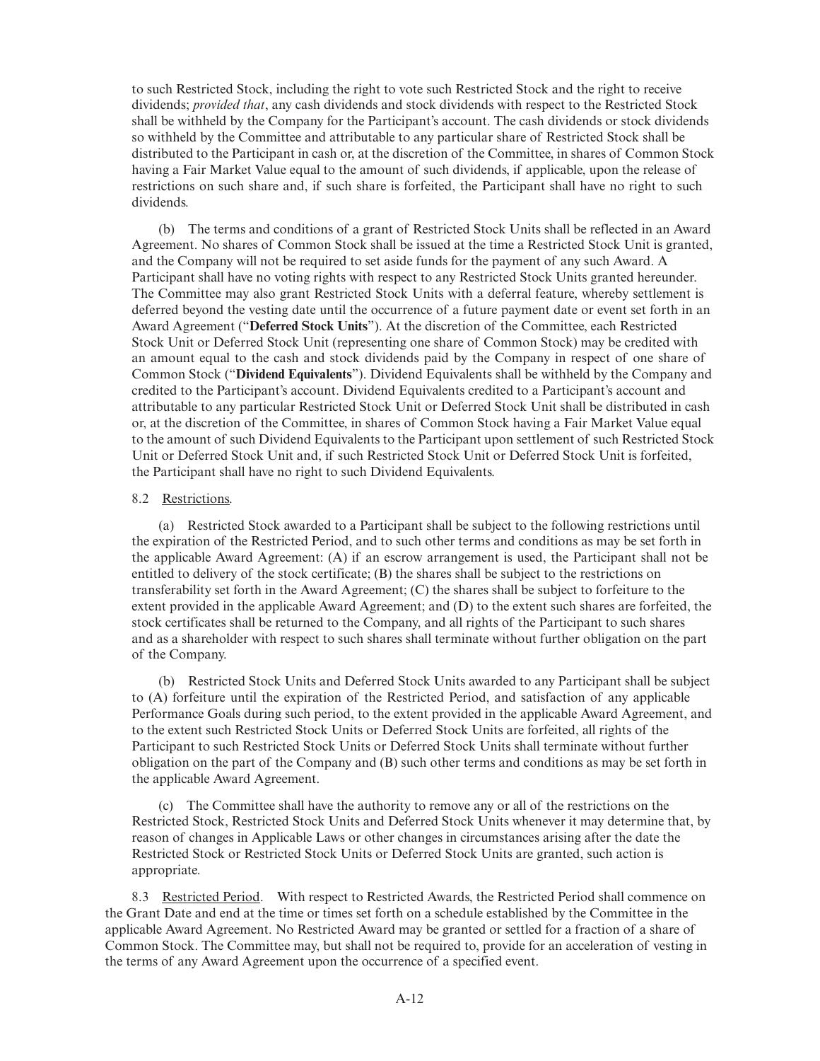to such Restricted Stock, including the right to vote such Restricted Stock and the right to receive dividends; *provided that*, any cash dividends and stock dividends with respect to the Restricted Stock shall be withheld by the Company for the Participant's account. The cash dividends or stock dividends so withheld by the Committee and attributable to any particular share of Restricted Stock shall be distributed to the Participant in cash or, at the discretion of the Committee, in shares of Common Stock having a Fair Market Value equal to the amount of such dividends, if applicable, upon the release of restrictions on such share and, if such share is forfeited, the Participant shall have no right to such dividends.

(b) The terms and conditions of a grant of Restricted Stock Units shall be reflected in an Award Agreement. No shares of Common Stock shall be issued at the time a Restricted Stock Unit is granted, and the Company will not be required to set aside funds for the payment of any such Award. A Participant shall have no voting rights with respect to any Restricted Stock Units granted hereunder. The Committee may also grant Restricted Stock Units with a deferral feature, whereby settlement is deferred beyond the vesting date until the occurrence of a future payment date or event set forth in an Award Agreement ("**Deferred Stock Units**"). At the discretion of the Committee, each Restricted Stock Unit or Deferred Stock Unit (representing one share of Common Stock) may be credited with an amount equal to the cash and stock dividends paid by the Company in respect of one share of Common Stock ("**Dividend Equivalents**"). Dividend Equivalents shall be withheld by the Company and credited to the Participant's account. Dividend Equivalents credited to a Participant's account and attributable to any particular Restricted Stock Unit or Deferred Stock Unit shall be distributed in cash or, at the discretion of the Committee, in shares of Common Stock having a Fair Market Value equal to the amount of such Dividend Equivalents to the Participant upon settlement of such Restricted Stock Unit or Deferred Stock Unit and, if such Restricted Stock Unit or Deferred Stock Unit is forfeited, the Participant shall have no right to such Dividend Equivalents.

8.2 Restrictions.

(a) Restricted Stock awarded to a Participant shall be subject to the following restrictions until the expiration of the Restricted Period, and to such other terms and conditions as may be set forth in the applicable Award Agreement: (A) if an escrow arrangement is used, the Participant shall not be entitled to delivery of the stock certificate; (B) the shares shall be subject to the restrictions on transferability set forth in the Award Agreement; (C) the shares shall be subject to forfeiture to the extent provided in the applicable Award Agreement; and (D) to the extent such shares are forfeited, the stock certificates shall be returned to the Company, and all rights of the Participant to such shares and as a shareholder with respect to such shares shall terminate without further obligation on the part of the Company.

(b) Restricted Stock Units and Deferred Stock Units awarded to any Participant shall be subject to (A) forfeiture until the expiration of the Restricted Period, and satisfaction of any applicable Performance Goals during such period, to the extent provided in the applicable Award Agreement, and to the extent such Restricted Stock Units or Deferred Stock Units are forfeited, all rights of the Participant to such Restricted Stock Units or Deferred Stock Units shall terminate without further obligation on the part of the Company and (B) such other terms and conditions as may be set forth in the applicable Award Agreement.

(c) The Committee shall have the authority to remove any or all of the restrictions on the Restricted Stock, Restricted Stock Units and Deferred Stock Units whenever it may determine that, by reason of changes in Applicable Laws or other changes in circumstances arising after the date the Restricted Stock or Restricted Stock Units or Deferred Stock Units are granted, such action is appropriate.

8.3 Restricted Period. With respect to Restricted Awards, the Restricted Period shall commence on the Grant Date and end at the time or times set forth on a schedule established by the Committee in the applicable Award Agreement. No Restricted Award may be granted or settled for a fraction of a share of Common Stock. The Committee may, but shall not be required to, provide for an acceleration of vesting in the terms of any Award Agreement upon the occurrence of a specified event.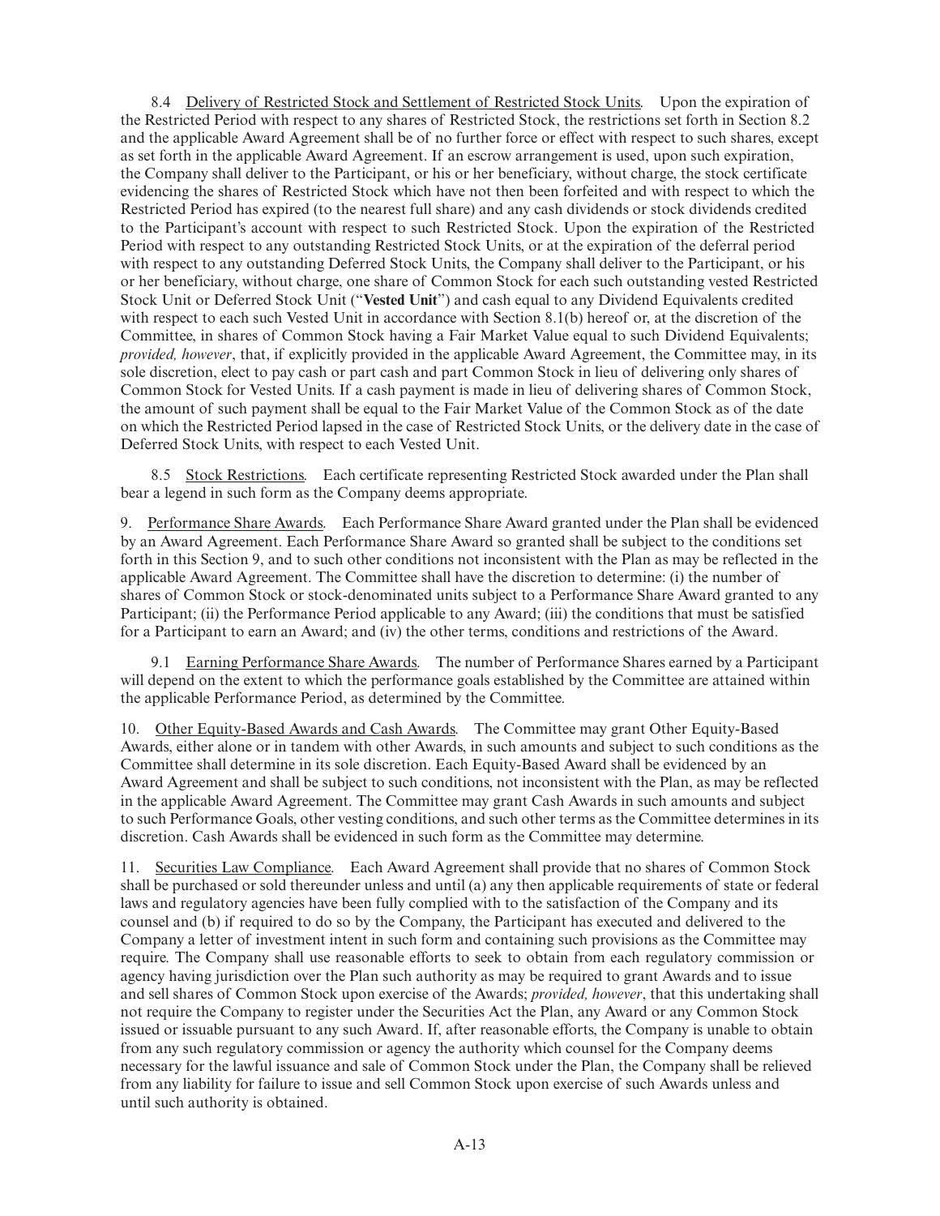8.4 Delivery of Restricted Stock and Settlement of Restricted Stock Units. Upon the expiration of the Restricted Period with respect to any shares of Restricted Stock, the restrictions set forth in Section 8.2 and the applicable Award Agreement shall be of no further force or effect with respect to such shares, except as set forth in the applicable Award Agreement. If an escrow arrangement is used, upon such expiration, the Company shall deliver to the Participant, or his or her beneficiary, without charge, the stock certificate evidencing the shares of Restricted Stock which have not then been forfeited and with respect to which the Restricted Period has expired (to the nearest full share) and any cash dividends or stock dividends credited to the Participant's account with respect to such Restricted Stock. Upon the expiration of the Restricted Period with respect to any outstanding Restricted Stock Units, or at the expiration of the deferral period with respect to any outstanding Deferred Stock Units, the Company shall deliver to the Participant, or his or her beneficiary, without charge, one share of Common Stock for each such outstanding vested Restricted Stock Unit or Deferred Stock Unit ("**Vested Unit**") and cash equal to any Dividend Equivalents credited with respect to each such Vested Unit in accordance with Section 8.1(b) hereof or, at the discretion of the Committee, in shares of Common Stock having a Fair Market Value equal to such Dividend Equivalents; *provided, however*, that, if explicitly provided in the applicable Award Agreement, the Committee may, in its sole discretion, elect to pay cash or part cash and part Common Stock in lieu of delivering only shares of Common Stock for Vested Units. If a cash payment is made in lieu of delivering shares of Common Stock, the amount of such payment shall be equal to the Fair Market Value of the Common Stock as of the date on which the Restricted Period lapsed in the case of Restricted Stock Units, or the delivery date in the case of Deferred Stock Units, with respect to each Vested Unit.

8.5 Stock Restrictions. Each certificate representing Restricted Stock awarded under the Plan shall bear a legend in such form as the Company deems appropriate.

9. Performance Share Awards. Each Performance Share Award granted under the Plan shall be evidenced by an Award Agreement. Each Performance Share Award so granted shall be subject to the conditions set forth in this Section 9, and to such other conditions not inconsistent with the Plan as may be reflected in the applicable Award Agreement. The Committee shall have the discretion to determine: (i) the number of shares of Common Stock or stock-denominated units subject to a Performance Share Award granted to any Participant; (ii) the Performance Period applicable to any Award; (iii) the conditions that must be satisfied for a Participant to earn an Award; and (iv) the other terms, conditions and restrictions of the Award.

9.1 Earning Performance Share Awards. The number of Performance Shares earned by a Participant will depend on the extent to which the performance goals established by the Committee are attained within the applicable Performance Period, as determined by the Committee.

10. Other Equity-Based Awards and Cash Awards. The Committee may grant Other Equity-Based Awards, either alone or in tandem with other Awards, in such amounts and subject to such conditions as the Committee shall determine in its sole discretion. Each Equity-Based Award shall be evidenced by an Award Agreement and shall be subject to such conditions, not inconsistent with the Plan, as may be reflected in the applicable Award Agreement. The Committee may grant Cash Awards in such amounts and subject to such Performance Goals, other vesting conditions, and such other terms as the Committee determines in its discretion. Cash Awards shall be evidenced in such form as the Committee may determine.

11. Securities Law Compliance. Each Award Agreement shall provide that no shares of Common Stock shall be purchased or sold thereunder unless and until (a) any then applicable requirements of state or federal laws and regulatory agencies have been fully complied with to the satisfaction of the Company and its counsel and (b) if required to do so by the Company, the Participant has executed and delivered to the Company a letter of investment intent in such form and containing such provisions as the Committee may require. The Company shall use reasonable efforts to seek to obtain from each regulatory commission or agency having jurisdiction over the Plan such authority as may be required to grant Awards and to issue and sell shares of Common Stock upon exercise of the Awards; *provided, however*, that this undertaking shall not require the Company to register under the Securities Act the Plan, any Award or any Common Stock issued or issuable pursuant to any such Award. If, after reasonable efforts, the Company is unable to obtain from any such regulatory commission or agency the authority which counsel for the Company deems necessary for the lawful issuance and sale of Common Stock under the Plan, the Company shall be relieved from any liability for failure to issue and sell Common Stock upon exercise of such Awards unless and until such authority is obtained.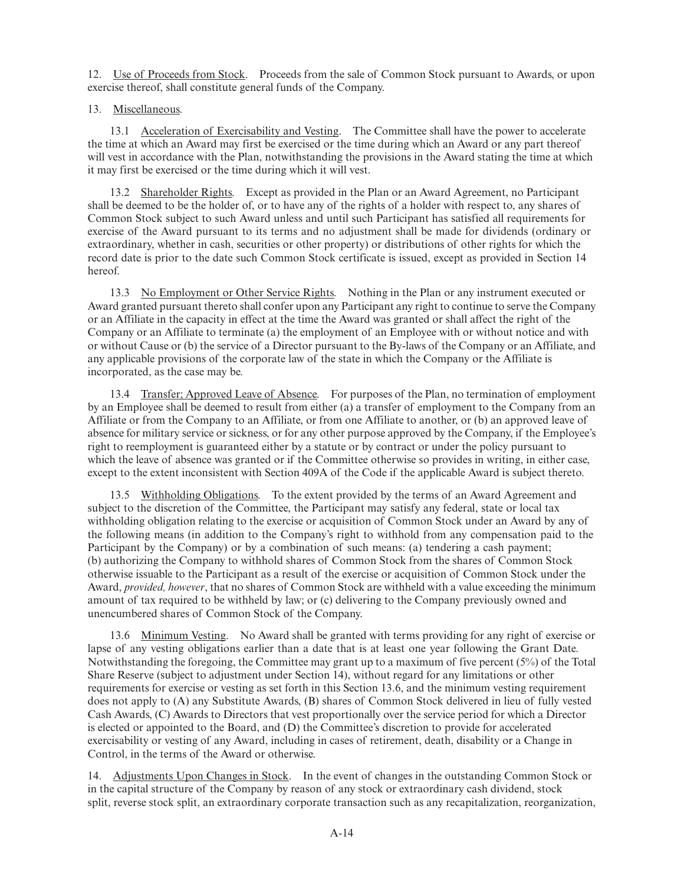12. Use of Proceeds from Stock. Proceeds from the sale of Common Stock pursuant to Awards, or upon exercise thereof, shall constitute general funds of the Company.

13. Miscellaneous.

13.1 Acceleration of Exercisability and Vesting. The Committee shall have the power to accelerate the time at which an Award may first be exercised or the time during which an Award or any part thereof will vest in accordance with the Plan, notwithstanding the provisions in the Award stating the time at which it may first be exercised or the time during which it will vest.

13.2 Shareholder Rights. Except as provided in the Plan or an Award Agreement, no Participant shall be deemed to be the holder of, or to have any of the rights of a holder with respect to, any shares of Common Stock subject to such Award unless and until such Participant has satisfied all requirements for exercise of the Award pursuant to its terms and no adjustment shall be made for dividends (ordinary or extraordinary, whether in cash, securities or other property) or distributions of other rights for which the record date is prior to the date such Common Stock certificate is issued, except as provided in Section 14 hereof.

13.3 No Employment or Other Service Rights. Nothing in the Plan or any instrument executed or Award granted pursuant thereto shall confer upon any Participant any right to continue to serve the Company or an Affiliate in the capacity in effect at the time the Award was granted or shall affect the right of the Company or an Affiliate to terminate (a) the employment of an Employee with or without notice and with or without Cause or (b) the service of a Director pursuant to the By-laws of the Company or an Affiliate, and any applicable provisions of the corporate law of the state in which the Company or the Affiliate is incorporated, as the case may be.

13.4 Transfer; Approved Leave of Absence. For purposes of the Plan, no termination of employment by an Employee shall be deemed to result from either (a) a transfer of employment to the Company from an Affiliate or from the Company to an Affiliate, or from one Affiliate to another, or (b) an approved leave of absence for military service or sickness, or for any other purpose approved by the Company, if the Employee's right to reemployment is guaranteed either by a statute or by contract or under the policy pursuant to which the leave of absence was granted or if the Committee otherwise so provides in writing, in either case, except to the extent inconsistent with Section 409A of the Code if the applicable Award is subject thereto.

13.5 Withholding Obligations. To the extent provided by the terms of an Award Agreement and subject to the discretion of the Committee, the Participant may satisfy any federal, state or local tax withholding obligation relating to the exercise or acquisition of Common Stock under an Award by any of the following means (in addition to the Company's right to withhold from any compensation paid to the Participant by the Company) or by a combination of such means: (a) tendering a cash payment; (b) authorizing the Company to withhold shares of Common Stock from the shares of Common Stock otherwise issuable to the Participant as a result of the exercise or acquisition of Common Stock under the Award, *provided, however*, that no shares of Common Stock are withheld with a value exceeding the minimum amount of tax required to be withheld by law; or (c) delivering to the Company previously owned and unencumbered shares of Common Stock of the Company.

13.6 Minimum Vesting. No Award shall be granted with terms providing for any right of exercise or lapse of any vesting obligations earlier than a date that is at least one year following the Grant Date. Notwithstanding the foregoing, the Committee may grant up to a maximum of five percent (5%) of the Total Share Reserve (subject to adjustment under Section 14), without regard for any limitations or other requirements for exercise or vesting as set forth in this Section 13.6, and the minimum vesting requirement does not apply to (A) any Substitute Awards, (B) shares of Common Stock delivered in lieu of fully vested Cash Awards, (C) Awards to Directors that vest proportionally over the service period for which a Director is elected or appointed to the Board, and (D) the Committee's discretion to provide for accelerated exercisability or vesting of any Award, including in cases of retirement, death, disability or a Change in Control, in the terms of the Award or otherwise.

14. Adjustments Upon Changes in Stock. In the event of changes in the outstanding Common Stock or in the capital structure of the Company by reason of any stock or extraordinary cash dividend, stock split, reverse stock split, an extraordinary corporate transaction such as any recapitalization, reorganization,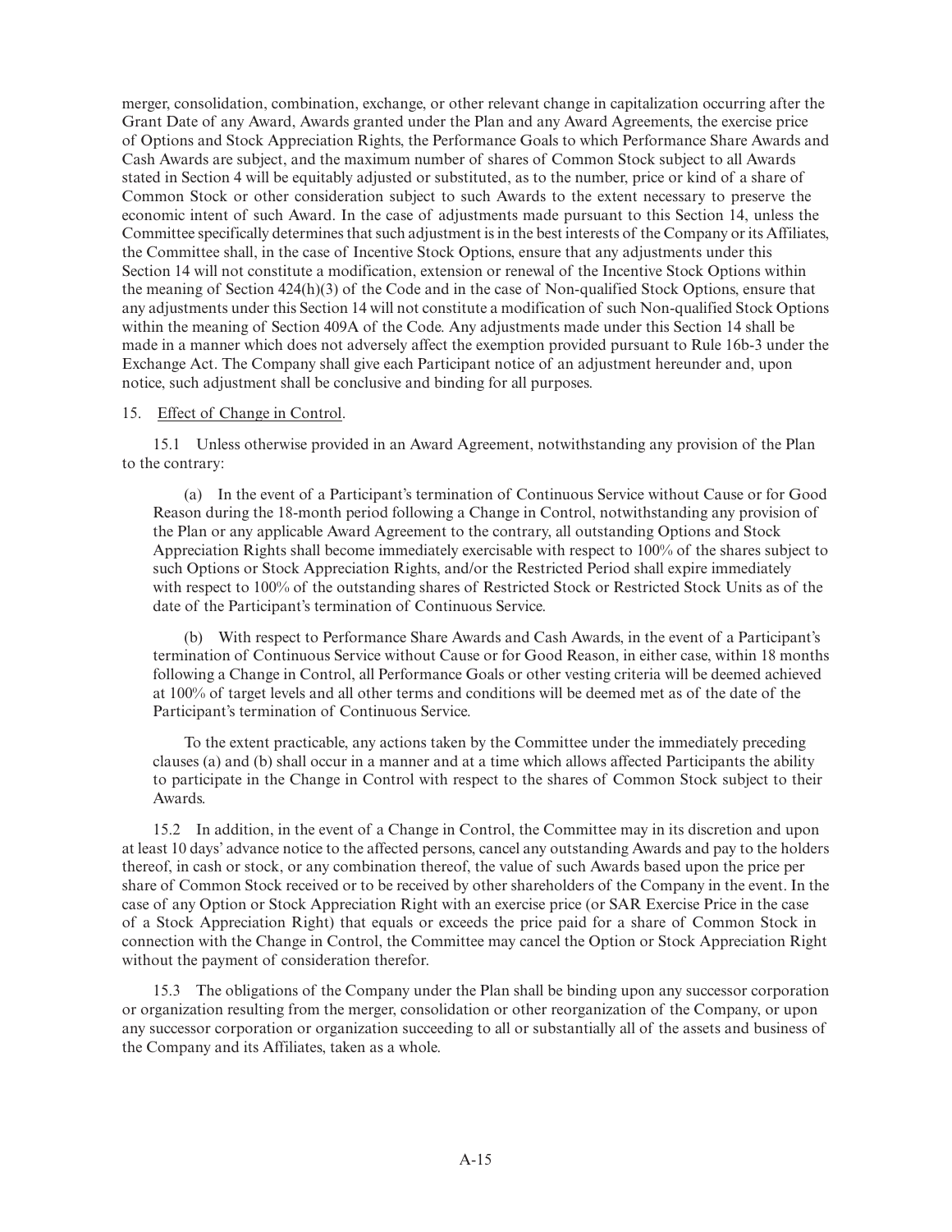merger, consolidation, combination, exchange, or other relevant change in capitalization occurring after the Grant Date of any Award, Awards granted under the Plan and any Award Agreements, the exercise price of Options and Stock Appreciation Rights, the Performance Goals to which Performance Share Awards and Cash Awards are subject, and the maximum number of shares of Common Stock subject to all Awards stated in Section 4 will be equitably adjusted or substituted, as to the number, price or kind of a share of Common Stock or other consideration subject to such Awards to the extent necessary to preserve the economic intent of such Award. In the case of adjustments made pursuant to this Section 14, unless the Committee specifically determines that such adjustment is in the best interests of the Company or its Affiliates, the Committee shall, in the case of Incentive Stock Options, ensure that any adjustments under this Section 14 will not constitute a modification, extension or renewal of the Incentive Stock Options within the meaning of Section 424(h)(3) of the Code and in the case of Non-qualified Stock Options, ensure that any adjustments under this Section 14 will not constitute a modification of such Non-qualified Stock Options within the meaning of Section 409A of the Code. Any adjustments made under this Section 14 shall be made in a manner which does not adversely affect the exemption provided pursuant to Rule 16b-3 under the Exchange Act. The Company shall give each Participant notice of an adjustment hereunder and, upon notice, such adjustment shall be conclusive and binding for all purposes.

15. Effect of Change in Control.

15.1 Unless otherwise provided in an Award Agreement, notwithstanding any provision of the Plan to the contrary:

(a) In the event of a Participant's termination of Continuous Service without Cause or for Good Reason during the 18-month period following a Change in Control, notwithstanding any provision of the Plan or any applicable Award Agreement to the contrary, all outstanding Options and Stock Appreciation Rights shall become immediately exercisable with respect to 100% of the shares subject to such Options or Stock Appreciation Rights, and/or the Restricted Period shall expire immediately with respect to 100% of the outstanding shares of Restricted Stock or Restricted Stock Units as of the date of the Participant's termination of Continuous Service.

(b) With respect to Performance Share Awards and Cash Awards, in the event of a Participant's termination of Continuous Service without Cause or for Good Reason, in either case, within 18 months following a Change in Control, all Performance Goals or other vesting criteria will be deemed achieved at 100% of target levels and all other terms and conditions will be deemed met as of the date of the Participant's termination of Continuous Service.

To the extent practicable, any actions taken by the Committee under the immediately preceding clauses (a) and (b) shall occur in a manner and at a time which allows affected Participants the ability to participate in the Change in Control with respect to the shares of Common Stock subject to their Awards.

15.2 In addition, in the event of a Change in Control, the Committee may in its discretion and upon at least 10 days' advance notice to the affected persons, cancel any outstanding Awards and pay to the holders thereof, in cash or stock, or any combination thereof, the value of such Awards based upon the price per share of Common Stock received or to be received by other shareholders of the Company in the event. In the case of any Option or Stock Appreciation Right with an exercise price (or SAR Exercise Price in the case of a Stock Appreciation Right) that equals or exceeds the price paid for a share of Common Stock in connection with the Change in Control, the Committee may cancel the Option or Stock Appreciation Right without the payment of consideration therefor.

15.3 The obligations of the Company under the Plan shall be binding upon any successor corporation or organization resulting from the merger, consolidation or other reorganization of the Company, or upon any successor corporation or organization succeeding to all or substantially all of the assets and business of the Company and its Affiliates, taken as a whole.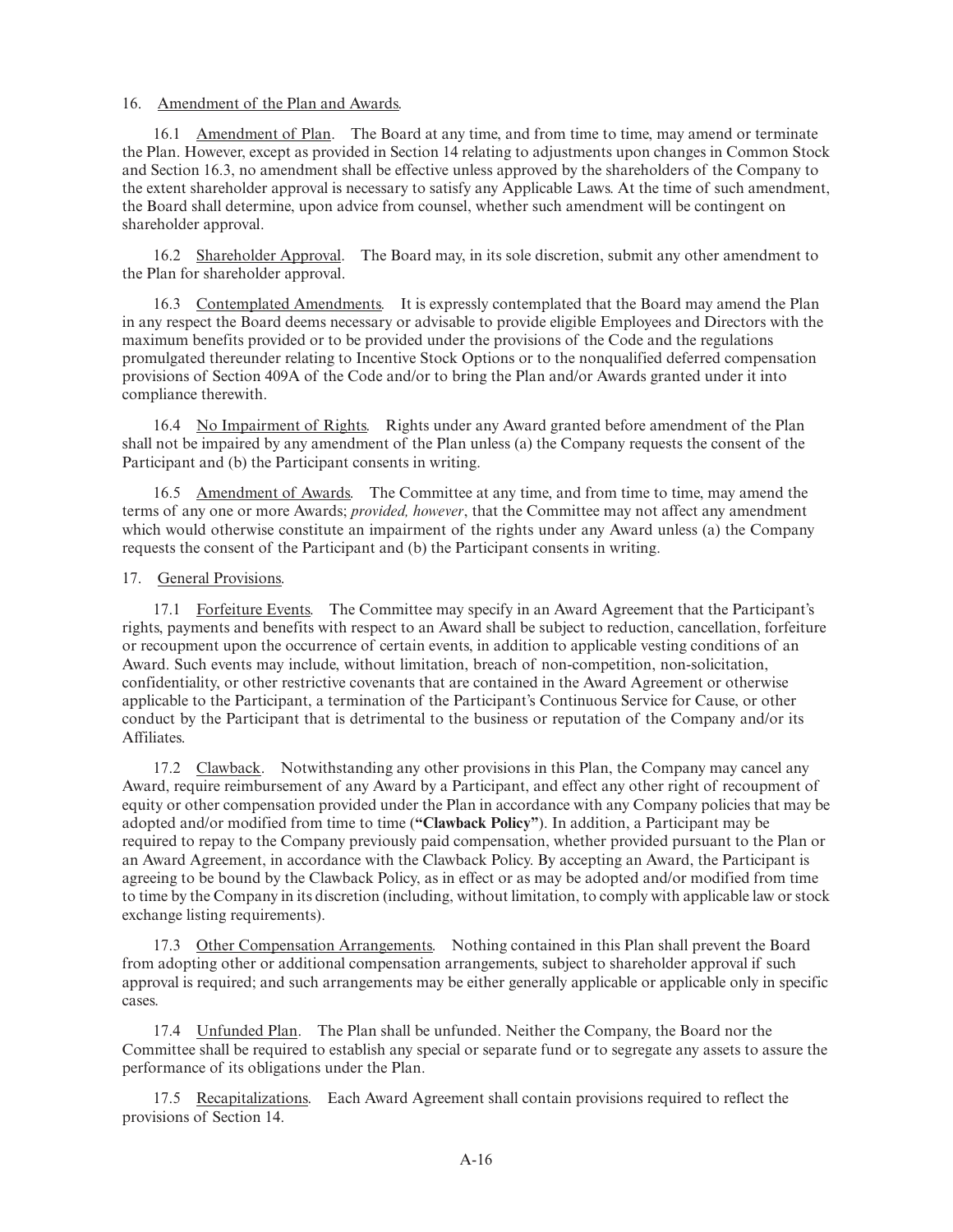16. Amendment of the Plan and Awards.

16.1 Amendment of Plan. The Board at any time, and from time to time, may amend or terminate the Plan. However, except as provided in Section 14 relating to adjustments upon changes in Common Stock and Section 16.3, no amendment shall be effective unless approved by the shareholders of the Company to the extent shareholder approval is necessary to satisfy any Applicable Laws. At the time of such amendment, the Board shall determine, upon advice from counsel, whether such amendment will be contingent on shareholder approval.

16.2 Shareholder Approval. The Board may, in its sole discretion, submit any other amendment to the Plan for shareholder approval.

16.3 Contemplated Amendments. It is expressly contemplated that the Board may amend the Plan in any respect the Board deems necessary or advisable to provide eligible Employees and Directors with the maximum benefits provided or to be provided under the provisions of the Code and the regulations promulgated thereunder relating to Incentive Stock Options or to the nonqualified deferred compensation provisions of Section 409A of the Code and/or to bring the Plan and/or Awards granted under it into compliance therewith.

16.4 No Impairment of Rights. Rights under any Award granted before amendment of the Plan shall not be impaired by any amendment of the Plan unless (a) the Company requests the consent of the Participant and (b) the Participant consents in writing.

16.5 Amendment of Awards. The Committee at any time, and from time to time, may amend the terms of any one or more Awards; *provided, however*, that the Committee may not affect any amendment which would otherwise constitute an impairment of the rights under any Award unless (a) the Company requests the consent of the Participant and (b) the Participant consents in writing.

17. General Provisions.

17.1 Forfeiture Events. The Committee may specify in an Award Agreement that the Participant's rights, payments and benefits with respect to an Award shall be subject to reduction, cancellation, forfeiture or recoupment upon the occurrence of certain events, in addition to applicable vesting conditions of an Award. Such events may include, without limitation, breach of non-competition, non-solicitation, confidentiality, or other restrictive covenants that are contained in the Award Agreement or otherwise applicable to the Participant, a termination of the Participant's Continuous Service for Cause, or other conduct by the Participant that is detrimental to the business or reputation of the Company and/or its Affiliates.

17.2 Clawback. Notwithstanding any other provisions in this Plan, the Company may cancel any Award, require reimbursement of any Award by a Participant, and effect any other right of recoupment of equity or other compensation provided under the Plan in accordance with any Company policies that may be adopted and/or modified from time to time (**"Clawback Policy"**). In addition, a Participant may be required to repay to the Company previously paid compensation, whether provided pursuant to the Plan or an Award Agreement, in accordance with the Clawback Policy. By accepting an Award, the Participant is agreeing to be bound by the Clawback Policy, as in effect or as may be adopted and/or modified from time to time by the Company in its discretion (including, without limitation, to comply with applicable law or stock exchange listing requirements).

17.3 Other Compensation Arrangements. Nothing contained in this Plan shall prevent the Board from adopting other or additional compensation arrangements, subject to shareholder approval if such approval is required; and such arrangements may be either generally applicable or applicable only in specific cases.

17.4 Unfunded Plan. The Plan shall be unfunded. Neither the Company, the Board nor the Committee shall be required to establish any special or separate fund or to segregate any assets to assure the performance of its obligations under the Plan.

17.5 Recapitalizations. Each Award Agreement shall contain provisions required to reflect the provisions of Section 14.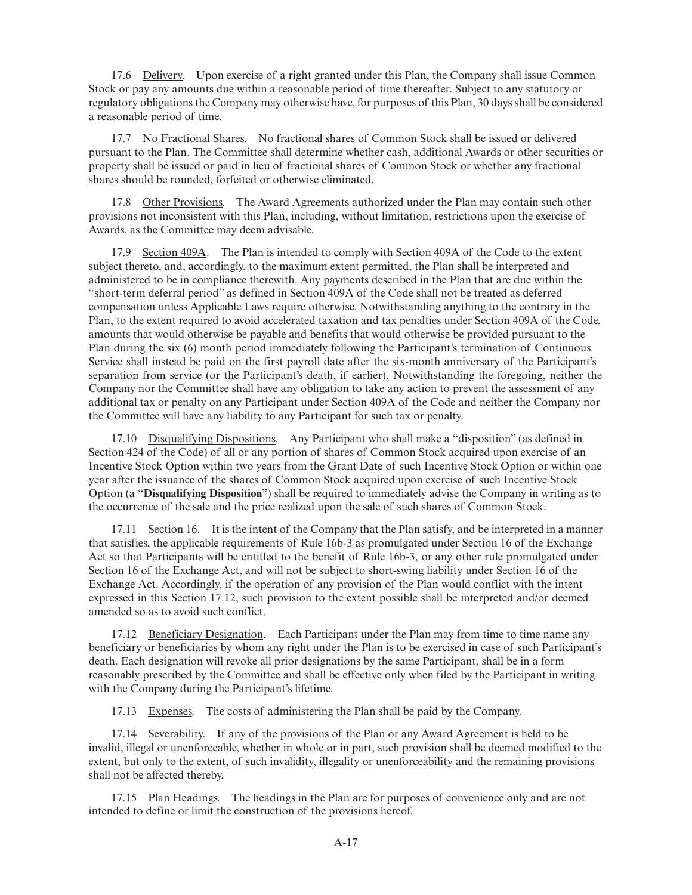17.6 Delivery. Upon exercise of a right granted under this Plan, the Company shall issue Common Stock or pay any amounts due within a reasonable period of time thereafter. Subject to any statutory or regulatory obligations the Company may otherwise have, for purposes of this Plan, 30 days shall be considered a reasonable period of time.

17.7 No Fractional Shares. No fractional shares of Common Stock shall be issued or delivered pursuant to the Plan. The Committee shall determine whether cash, additional Awards or other securities or property shall be issued or paid in lieu of fractional shares of Common Stock or whether any fractional shares should be rounded, forfeited or otherwise eliminated.

17.8 Other Provisions. The Award Agreements authorized under the Plan may contain such other provisions not inconsistent with this Plan, including, without limitation, restrictions upon the exercise of Awards, as the Committee may deem advisable.

17.9 Section 409A. The Plan is intended to comply with Section 409A of the Code to the extent subject thereto, and, accordingly, to the maximum extent permitted, the Plan shall be interpreted and administered to be in compliance therewith. Any payments described in the Plan that are due within the "short-term deferral period" as defined in Section 409A of the Code shall not be treated as deferred compensation unless Applicable Laws require otherwise. Notwithstanding anything to the contrary in the Plan, to the extent required to avoid accelerated taxation and tax penalties under Section 409A of the Code, amounts that would otherwise be payable and benefits that would otherwise be provided pursuant to the Plan during the six (6) month period immediately following the Participant's termination of Continuous Service shall instead be paid on the first payroll date after the six-month anniversary of the Participant's separation from service (or the Participant's death, if earlier). Notwithstanding the foregoing, neither the Company nor the Committee shall have any obligation to take any action to prevent the assessment of any additional tax or penalty on any Participant under Section 409A of the Code and neither the Company nor the Committee will have any liability to any Participant for such tax or penalty.

17.10 Disqualifying Dispositions. Any Participant who shall make a "disposition" (as defined in Section 424 of the Code) of all or any portion of shares of Common Stock acquired upon exercise of an Incentive Stock Option within two years from the Grant Date of such Incentive Stock Option or within one year after the issuance of the shares of Common Stock acquired upon exercise of such Incentive Stock Option (a "**Disqualifying Disposition**") shall be required to immediately advise the Company in writing as to the occurrence of the sale and the price realized upon the sale of such shares of Common Stock.

17.11 Section 16. It is the intent of the Company that the Plan satisfy, and be interpreted in a manner that satisfies, the applicable requirements of Rule 16b-3 as promulgated under Section 16 of the Exchange Act so that Participants will be entitled to the benefit of Rule 16b-3, or any other rule promulgated under Section 16 of the Exchange Act, and will not be subject to short-swing liability under Section 16 of the Exchange Act. Accordingly, if the operation of any provision of the Plan would conflict with the intent expressed in this Section 17.12, such provision to the extent possible shall be interpreted and/or deemed amended so as to avoid such conflict.

17.12 Beneficiary Designation. Each Participant under the Plan may from time to time name any beneficiary or beneficiaries by whom any right under the Plan is to be exercised in case of such Participant's death. Each designation will revoke all prior designations by the same Participant, shall be in a form reasonably prescribed by the Committee and shall be effective only when filed by the Participant in writing with the Company during the Participant's lifetime.

17.13 Expenses. The costs of administering the Plan shall be paid by the Company.

17.14 Severability. If any of the provisions of the Plan or any Award Agreement is held to be invalid, illegal or unenforceable, whether in whole or in part, such provision shall be deemed modified to the extent, but only to the extent, of such invalidity, illegality or unenforceability and the remaining provisions shall not be affected thereby.

17.15 Plan Headings. The headings in the Plan are for purposes of convenience only and are not intended to define or limit the construction of the provisions hereof.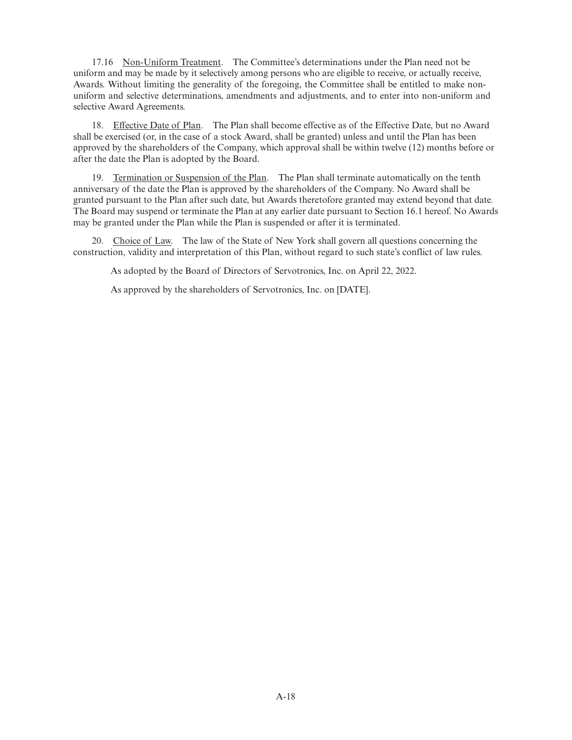17.16 Non-Uniform Treatment. The Committee's determinations under the Plan need not be uniform and may be made by it selectively among persons who are eligible to receive, or actually receive, Awards. Without limiting the generality of the foregoing, the Committee shall be entitled to make non-uniform and selective determinations, amendments and adjustments, and to enter into non-uniform and selective Award Agreements.

18. Effective Date of Plan. The Plan shall become effective as of the Effective Date, but no Award shall be exercised (or, in the case of a stock Award, shall be granted) unless and until the Plan has been approved by the shareholders of the Company, which approval shall be within twelve (12) months before or after the date the Plan is adopted by the Board.

19. Termination or Suspension of the Plan. The Plan shall terminate automatically on the tenth anniversary of the date the Plan is approved by the shareholders of the Company. No Award shall be granted pursuant to the Plan after such date, but Awards theretofore granted may extend beyond that date. The Board may suspend or terminate the Plan at any earlier date pursuant to Section 16.1 hereof. No Awards may be granted under the Plan while the Plan is suspended or after it is terminated.

20. Choice of Law. The law of the State of New York shall govern all questions concerning the construction, validity and interpretation of this Plan, without regard to such state's conflict of law rules.

As adopted by the Board of Directors of Servotronics, Inc. on April 22, 2022.

As approved by the shareholders of Servotronics, Inc. on [DATE].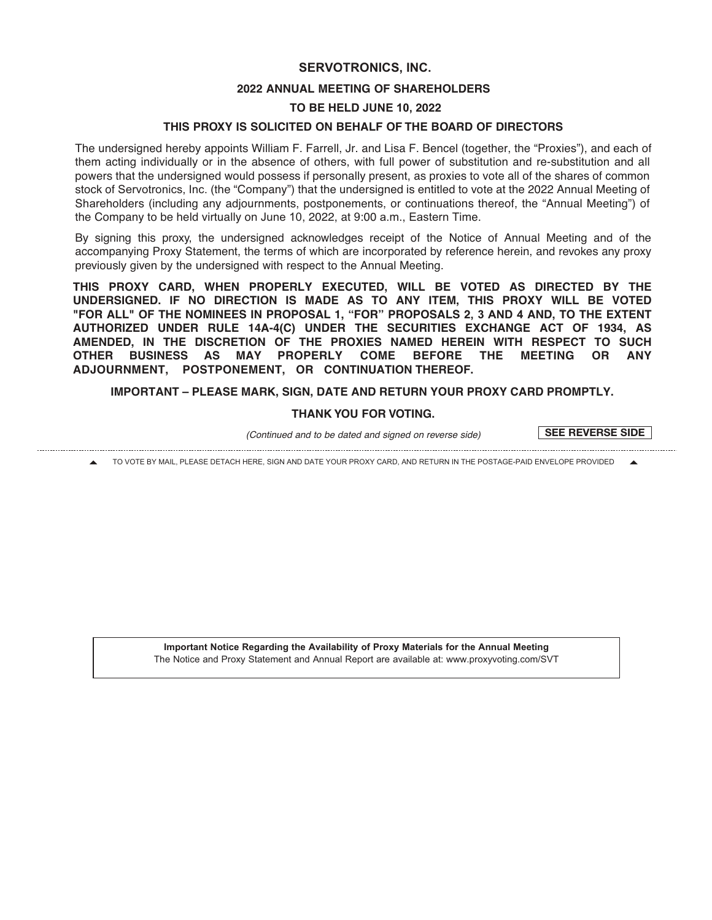**SERVOTRONICS, INC.**

**2022 ANNUAL MEETING OF SHAREHOLDERS**

**TO BE HELD JUNE 10, 2022**

**THIS PROXY IS SOLICITED ON BEHALF OF THE BOARD OF DIRECTORS**

The undersigned hereby appoints William F. Farrell, Jr. and Lisa F. Bencel (together, the "Proxies"), and each of them acting individually or in the absence of others, with full power of substitution and re-substitution and all powers that the undersigned would possess if personally present, as proxies to vote all of the shares of common stock of Servotronics, Inc. (the "Company") that the undersigned is entitled to vote at the 2022 Annual Meeting of Shareholders (including any adjournments, postponements, or continuations thereof, the "Annual Meeting") of the Company to be held virtually on June 10, 2022, at 9:00 a.m., Eastern Time.

By signing this proxy, the undersigned acknowledges receipt of the Notice of Annual Meeting and of the accompanying Proxy Statement, the terms of which are incorporated by reference herein, and revokes any proxy previously given by the undersigned with respect to the Annual Meeting.

**THIS PROXY CARD, WHEN PROPERLY EXECUTED, WILL BE VOTED AS DIRECTED BY THE UNDERSIGNED. IF NO DIRECTION IS MADE AS TO ANY ITEM, THIS PROXY WILL BE VOTED "FOR ALL" OF THE NOMINEES IN PROPOSAL 1, "FOR" PROPOSALS 2, 3 AND 4 AND, TO THE EXTENT AUTHORIZED UNDER RULE 14A-4(C) UNDER THE SECURITIES EXCHANGE ACT OF 1934, AS AMENDED, IN THE DISCRETION OF THE PROXIES NAMED HEREIN WITH RESPECT TO SUCH OTHER BUSINESS AS MAY PROPERLY COME BEFORE THE MEETING OR ANY ADJOURNMENT, POSTPONEMENT, OR CONTINUATION THEREOF.**

**IMPORTANT – PLEASE MARK, SIGN, DATE AND RETURN YOUR PROXY CARD PROMPTLY.**

**THANK YOU FOR VOTING.**

*(Continued and to be dated and signed on reverse side)* **SEE REVERSE SIDE**

TO VOTE BY MAIL, PLEASE DETACH HERE, SIGN AND DATE YOUR PROXY CARD, AND RETURN IN THE POSTAGE-PAID ENVELOPE PROVIDED

**Important Notice Regarding the Availability of Proxy Materials for the Annual Meeting**
The Notice and Proxy Statement and Annual Report are available at: www.proxyvoting.com/SVT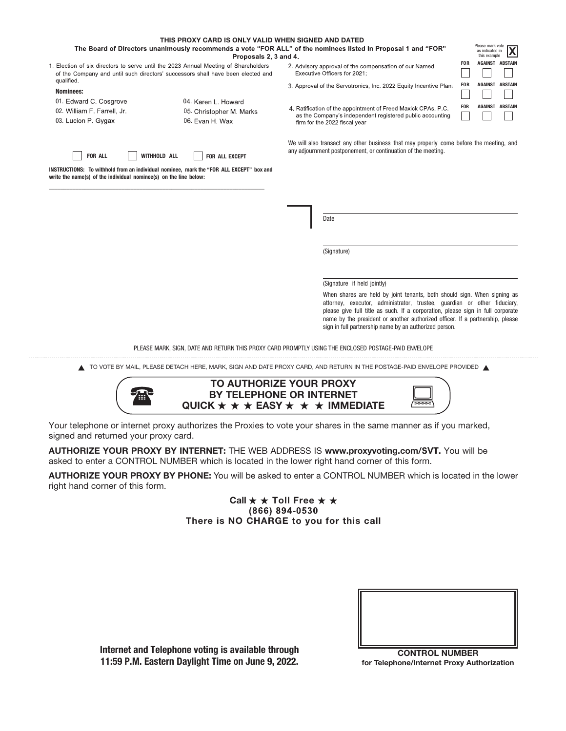**THIS PROXY CARD IS ONLY VALID WHEN SIGNED AND DATED**

**The Board of Directors unanimously recommends a vote "FOR ALL" of the nominees listed in Proposal 1 and "FOR" Proposals 2, 3 and 4.**

Please mark vote as indicated in this example **X**

1. Election of six directors to serve until the 2023 Annual Meeting of Shareholders of the Company and until such directors' successors shall have been elected and qualified.

**Nominees:**

01. Edward C. Cosgrove
02. William F. Farrell, Jr.
03. Lucion P. Gygax
04. Karen L. Howard
05. Christopher M. Marks
06. Evan H. Wax

☐ **FOR ALL** ☐ **WITHHOLD ALL** ☐ **FOR ALL EXCEPT**

**INSTRUCTIONS: To withhold from an individual nominee, mark the "FOR ALL EXCEPT" box and write the name(s) of the individual nominee(s) on the line below:**

\_\_\_\_\_\_\_\_\_\_\_\_\_\_\_\_\_\_\_\_\_\_\_\_\_\_\_\_\_\_\_\_\_\_\_\_\_\_\_\_\_\_\_\_\_\_\_\_

| | FOR | AGAINST | ABSTAIN |
|---|---|---|---|
| 2. Advisory approval of the compensation of our Named Executive Officers for 2021; | ☐ | ☐ | ☐ |
| 3. Approval of the Servotronics, Inc. 2022 Equity Incentive Plan: | ☐ | ☐ | ☐ |
| 4. Ratification of the appointment of Freed Maxick CPAs, P.C. as the Company's independent registered public accounting firm for the 2022 fiscal year | ☐ | ☐ | ☐ |

We will also transact any other business that may properly come before the meeting, and any adjournment postponement, or continuation of the meeting.

\_\_\_\_\_\_\_\_\_\_\_\_\_\_\_\_\_\_\_\_\_\_\_\_\_\_\_\_\_\_\_\_\_\_\_\_\_\_\_\_\_\_\_\_\_\_\_\_
Date

\_\_\_\_\_\_\_\_\_\_\_\_\_\_\_\_\_\_\_\_\_\_\_\_\_\_\_\_\_\_\_\_\_\_\_\_\_\_\_\_\_\_\_\_\_\_\_\_
(Signature)

\_\_\_\_\_\_\_\_\_\_\_\_\_\_\_\_\_\_\_\_\_\_\_\_\_\_\_\_\_\_\_\_\_\_\_\_\_\_\_\_\_\_\_\_\_\_\_\_
(Signature if held jointly)

When shares are held by joint tenants, both should sign. When signing as attorney, executor, administrator, trustee, guardian or other fiduciary, please give full title as such. If a corporation, please sign in full corporate name by the president or another authorized officer. If a partnership, please sign in full partnership name by an authorized person.

PLEASE MARK, SIGN, DATE AND RETURN THIS PROXY CARD PROMPTLY USING THE ENCLOSED POSTAGE-PAID ENVELOPE

▲ TO VOTE BY MAIL, PLEASE DETACH HERE, MARK, SIGN AND DATE PROXY CARD, AND RETURN IN THE POSTAGE-PAID ENVELOPE PROVIDED ▲

**TO AUTHORIZE YOUR PROXY BY TELEPHONE OR INTERNET**
**QUICK ★ ★ ★ EASY ★ ★ ★ IMMEDIATE**

Your telephone or internet proxy authorizes the Proxies to vote your shares in the same manner as if you marked, signed and returned your proxy card.

**AUTHORIZE YOUR PROXY BY INTERNET:** THE WEB ADDRESS IS **www.proxyvoting.com/SVT.** You will be asked to enter a CONTROL NUMBER which is located in the lower right hand corner of this form.

**AUTHORIZE YOUR PROXY BY PHONE:** You will be asked to enter a CONTROL NUMBER which is located in the lower right hand corner of this form.

**Call ★ ★ Toll Free ★ ★**
**(866) 894-0530**
**There is NO CHARGE to you for this call**

**Internet and Telephone voting is available through 11:59 P.M. Eastern Daylight Time on June 9, 2022.**

**CONTROL NUMBER**
**for Telephone/Internet Proxy Authorization**